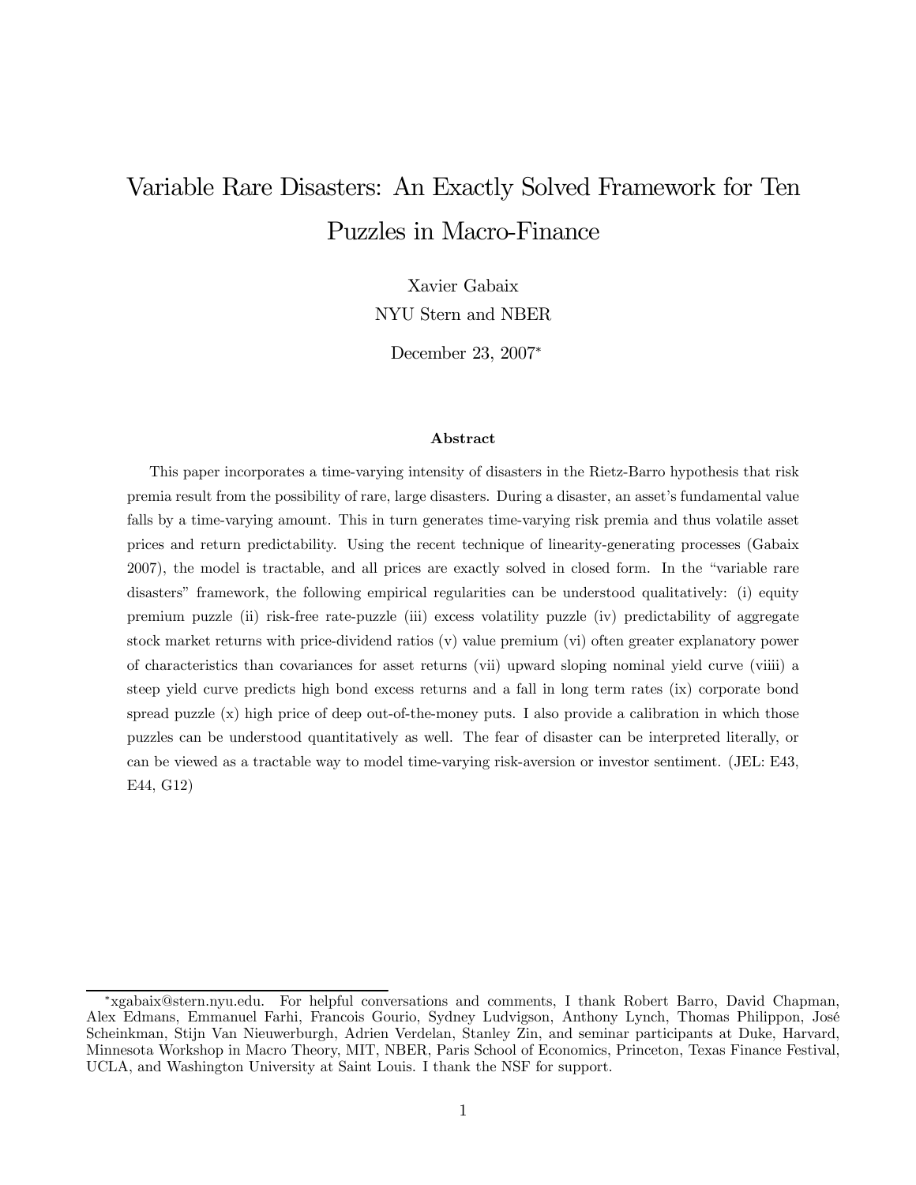# Variable Rare Disasters: An Exactly Solved Framework for Ten Puzzles in Macro-Finance

Xavier Gabaix
NYU Stern and NBER

December 23, 2007*

### Abstract

This paper incorporates a time-varying intensity of disasters in the Rietz-Barro hypothesis that risk premia result from the possibility of rare, large disasters. During a disaster, an asset's fundamental value falls by a time-varying amount. This in turn generates time-varying risk premia and thus volatile asset prices and return predictability. Using the recent technique of linearity-generating processes (Gabaix 2007), the model is tractable, and all prices are exactly solved in closed form. In the "variable rare disasters" framework, the following empirical regularities can be understood qualitatively: (i) equity premium puzzle (ii) risk-free rate-puzzle (iii) excess volatility puzzle (iv) predictability of aggregate stock market returns with price-dividend ratios (v) value premium (vi) often greater explanatory power of characteristics than covariances for asset returns (vii) upward sloping nominal yield curve (viiii) a steep yield curve predicts high bond excess returns and a fall in long term rates (ix) corporate bond spread puzzle (x) high price of deep out-of-the-money puts. I also provide a calibration in which those puzzles can be understood quantitatively as well. The fear of disaster can be interpreted literally, or can be viewed as a tractable way to model time-varying risk-aversion or investor sentiment. (JEL: E43, E44, G12)

---

*xgabaix@stern.nyu.edu. For helpful conversations and comments, I thank Robert Barro, David Chapman, Alex Edmans, Emmanuel Farhi, Francois Gourio, Sydney Ludvigson, Anthony Lynch, Thomas Philippon, José Scheinkman, Stijn Van Nieuwerburgh, Adrien Verdelan, Stanley Zin, and seminar participants at Duke, Harvard, Minnesota Workshop in Macro Theory, MIT, NBER, Paris School of Economics, Princeton, Texas Finance Festival, UCLA, and Washington University at Saint Louis. I thank the NSF for support.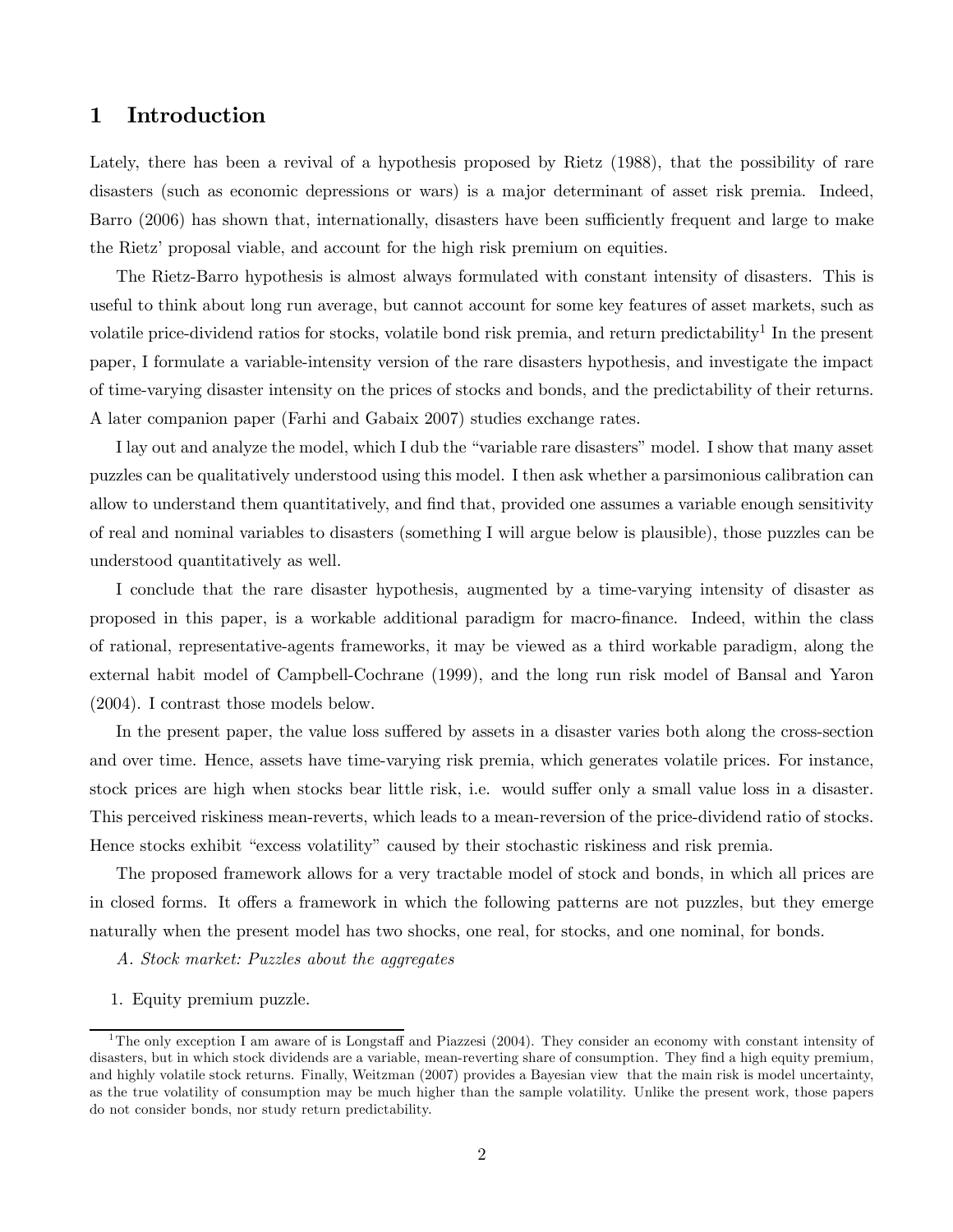# 1 Introduction

Lately, there has been a revival of a hypothesis proposed by Rietz (1988), that the possibility of rare disasters (such as economic depressions or wars) is a major determinant of asset risk premia. Indeed, Barro (2006) has shown that, internationally, disasters have been sufficiently frequent and large to make the Rietz' proposal viable, and account for the high risk premium on equities.

The Rietz-Barro hypothesis is almost always formulated with constant intensity of disasters. This is useful to think about long run average, but cannot account for some key features of asset markets, such as volatile price-dividend ratios for stocks, volatile bond risk premia, and return predictability[1] In the present paper, I formulate a variable-intensity version of the rare disasters hypothesis, and investigate the impact of time-varying disaster intensity on the prices of stocks and bonds, and the predictability of their returns. A later companion paper (Farhi and Gabaix 2007) studies exchange rates.

I lay out and analyze the model, which I dub the "variable rare disasters" model. I show that many asset puzzles can be qualitatively understood using this model. I then ask whether a parsimonious calibration can allow to understand them quantitatively, and find that, provided one assumes a variable enough sensitivity of real and nominal variables to disasters (something I will argue below is plausible), those puzzles can be understood quantitatively as well.

I conclude that the rare disaster hypothesis, augmented by a time-varying intensity of disaster as proposed in this paper, is a workable additional paradigm for macro-finance. Indeed, within the class of rational, representative-agents frameworks, it may be viewed as a third workable paradigm, along the external habit model of Campbell-Cochrane (1999), and the long run risk model of Bansal and Yaron (2004). I contrast those models below.

In the present paper, the value loss suffered by assets in a disaster varies both along the cross-section and over time. Hence, assets have time-varying risk premia, which generates volatile prices. For instance, stock prices are high when stocks bear little risk, i.e. would suffer only a small value loss in a disaster. This perceived riskiness mean-reverts, which leads to a mean-reversion of the price-dividend ratio of stocks. Hence stocks exhibit "excess volatility" caused by their stochastic riskiness and risk premia.

The proposed framework allows for a very tractable model of stock and bonds, in which all prices are in closed forms. It offers a framework in which the following patterns are not puzzles, but they emerge naturally when the present model has two shocks, one real, for stocks, and one nominal, for bonds.

*A. Stock market: Puzzles about the aggregates*

1. Equity premium puzzle.

[1] The only exception I am aware of is Longstaff and Piazzesi (2004). They consider an economy with constant intensity of disasters, but in which stock dividends are a variable, mean-reverting share of consumption. They find a high equity premium, and highly volatile stock returns. Finally, Weitzman (2007) provides a Bayesian view that the main risk is model uncertainty, as the true volatility of consumption may be much higher than the sample volatility. Unlike the present work, those papers do not consider bonds, nor study return predictability.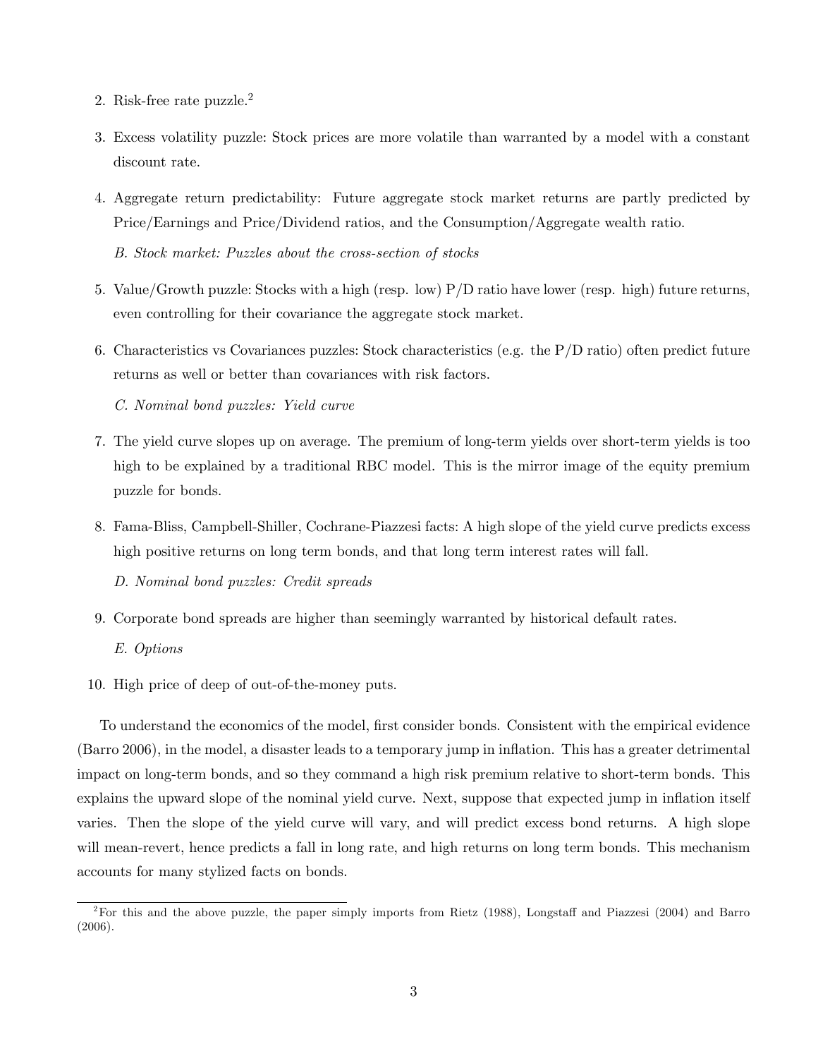2. Risk-free rate puzzle.[2]

3. Excess volatility puzzle: Stock prices are more volatile than warranted by a model with a constant discount rate.

4. Aggregate return predictability: Future aggregate stock market returns are partly predicted by Price/Earnings and Price/Dividend ratios, and the Consumption/Aggregate wealth ratio.

   *B. Stock market: Puzzles about the cross-section of stocks*

5. Value/Growth puzzle: Stocks with a high (resp. low) P/D ratio have lower (resp. high) future returns, even controlling for their covariance the aggregate stock market.

6. Characteristics vs Covariances puzzles: Stock characteristics (e.g. the P/D ratio) often predict future returns as well or better than covariances with risk factors.

   *C. Nominal bond puzzles: Yield curve*

7. The yield curve slopes up on average. The premium of long-term yields over short-term yields is too high to be explained by a traditional RBC model. This is the mirror image of the equity premium puzzle for bonds.

8. Fama-Bliss, Campbell-Shiller, Cochrane-Piazzesi facts: A high slope of the yield curve predicts excess high positive returns on long term bonds, and that long term interest rates will fall.

   *D. Nominal bond puzzles: Credit spreads*

9. Corporate bond spreads are higher than seemingly warranted by historical default rates.

   *E. Options*

10. High price of deep of out-of-the-money puts.

To understand the economics of the model, first consider bonds. Consistent with the empirical evidence (Barro 2006), in the model, a disaster leads to a temporary jump in inflation. This has a greater detrimental impact on long-term bonds, and so they command a high risk premium relative to short-term bonds. This explains the upward slope of the nominal yield curve. Next, suppose that expected jump in inflation itself varies. Then the slope of the yield curve will vary, and will predict excess bond returns. A high slope will mean-revert, hence predicts a fall in long rate, and high returns on long term bonds. This mechanism accounts for many stylized facts on bonds.

---

[2] For this and the above puzzle, the paper simply imports from Rietz (1988), Longstaff and Piazzesi (2004) and Barro (2006).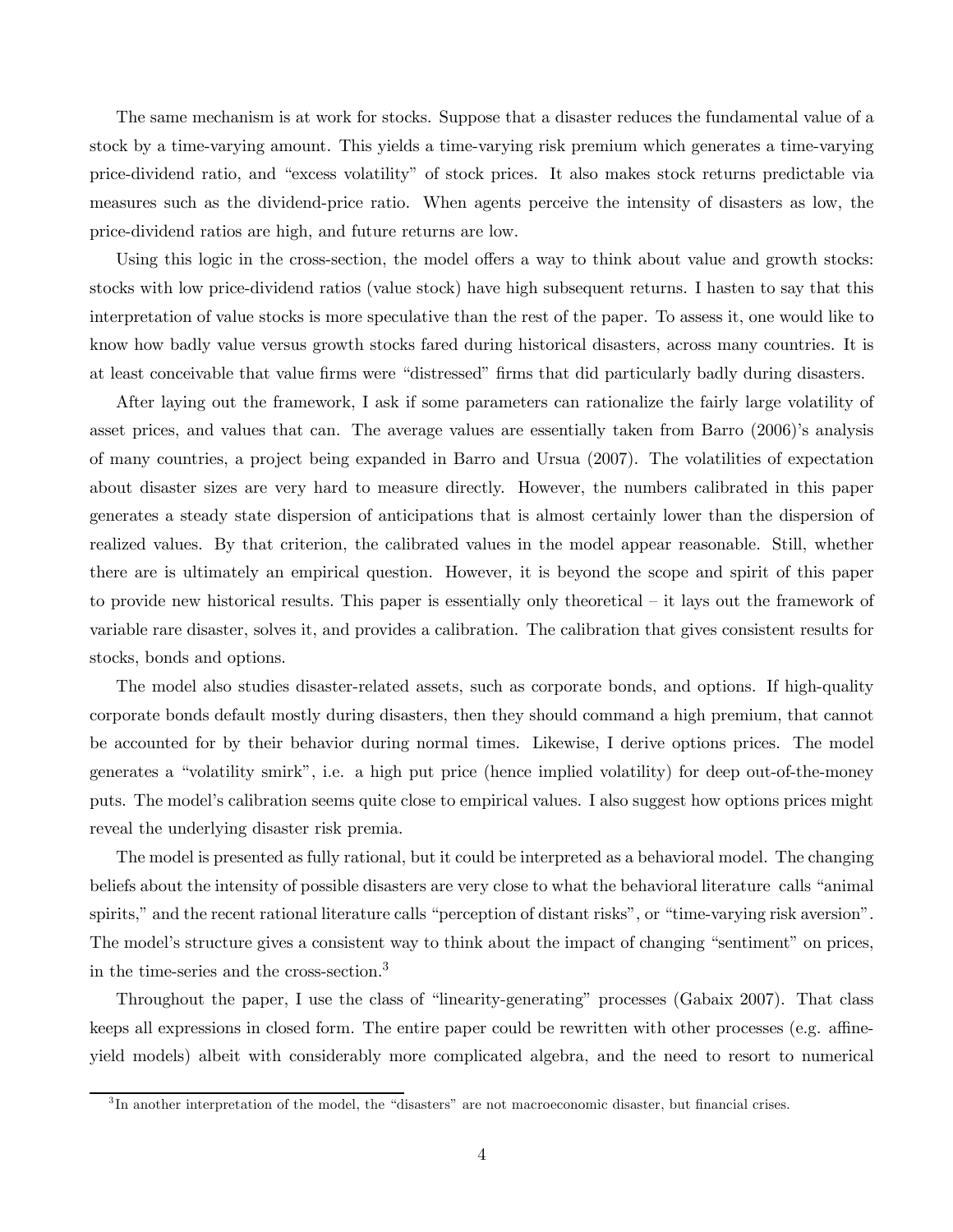The same mechanism is at work for stocks. Suppose that a disaster reduces the fundamental value of a stock by a time-varying amount. This yields a time-varying risk premium which generates a time-varying price-dividend ratio, and "excess volatility" of stock prices. It also makes stock returns predictable via measures such as the dividend-price ratio. When agents perceive the intensity of disasters as low, the price-dividend ratios are high, and future returns are low.

Using this logic in the cross-section, the model offers a way to think about value and growth stocks: stocks with low price-dividend ratios (value stock) have high subsequent returns. I hasten to say that this interpretation of value stocks is more speculative than the rest of the paper. To assess it, one would like to know how badly value versus growth stocks fared during historical disasters, across many countries. It is at least conceivable that value firms were "distressed" firms that did particularly badly during disasters.

After laying out the framework, I ask if some parameters can rationalize the fairly large volatility of asset prices, and values that can. The average values are essentially taken from Barro (2006)'s analysis of many countries, a project being expanded in Barro and Ursua (2007). The volatilities of expectation about disaster sizes are very hard to measure directly. However, the numbers calibrated in this paper generates a steady state dispersion of anticipations that is almost certainly lower than the dispersion of realized values. By that criterion, the calibrated values in the model appear reasonable. Still, whether there are is ultimately an empirical question. However, it is beyond the scope and spirit of this paper to provide new historical results. This paper is essentially only theoretical – it lays out the framework of variable rare disaster, solves it, and provides a calibration. The calibration that gives consistent results for stocks, bonds and options.

The model also studies disaster-related assets, such as corporate bonds, and options. If high-quality corporate bonds default mostly during disasters, then they should command a high premium, that cannot be accounted for by their behavior during normal times. Likewise, I derive options prices. The model generates a "volatility smirk", i.e. a high put price (hence implied volatility) for deep out-of-the-money puts. The model's calibration seems quite close to empirical values. I also suggest how options prices might reveal the underlying disaster risk premia.

The model is presented as fully rational, but it could be interpreted as a behavioral model. The changing beliefs about the intensity of possible disasters are very close to what the behavioral literature calls "animal spirits," and the recent rational literature calls "perception of distant risks", or "time-varying risk aversion". The model's structure gives a consistent way to think about the impact of changing "sentiment" on prices, in the time-series and the cross-section.[3]

Throughout the paper, I use the class of "linearity-generating" processes (Gabaix 2007). That class keeps all expressions in closed form. The entire paper could be rewritten with other processes (e.g. affine-yield models) albeit with considerably more complicated algebra, and the need to resort to numerical

[3] In another interpretation of the model, the "disasters" are not macroeconomic disaster, but financial crises.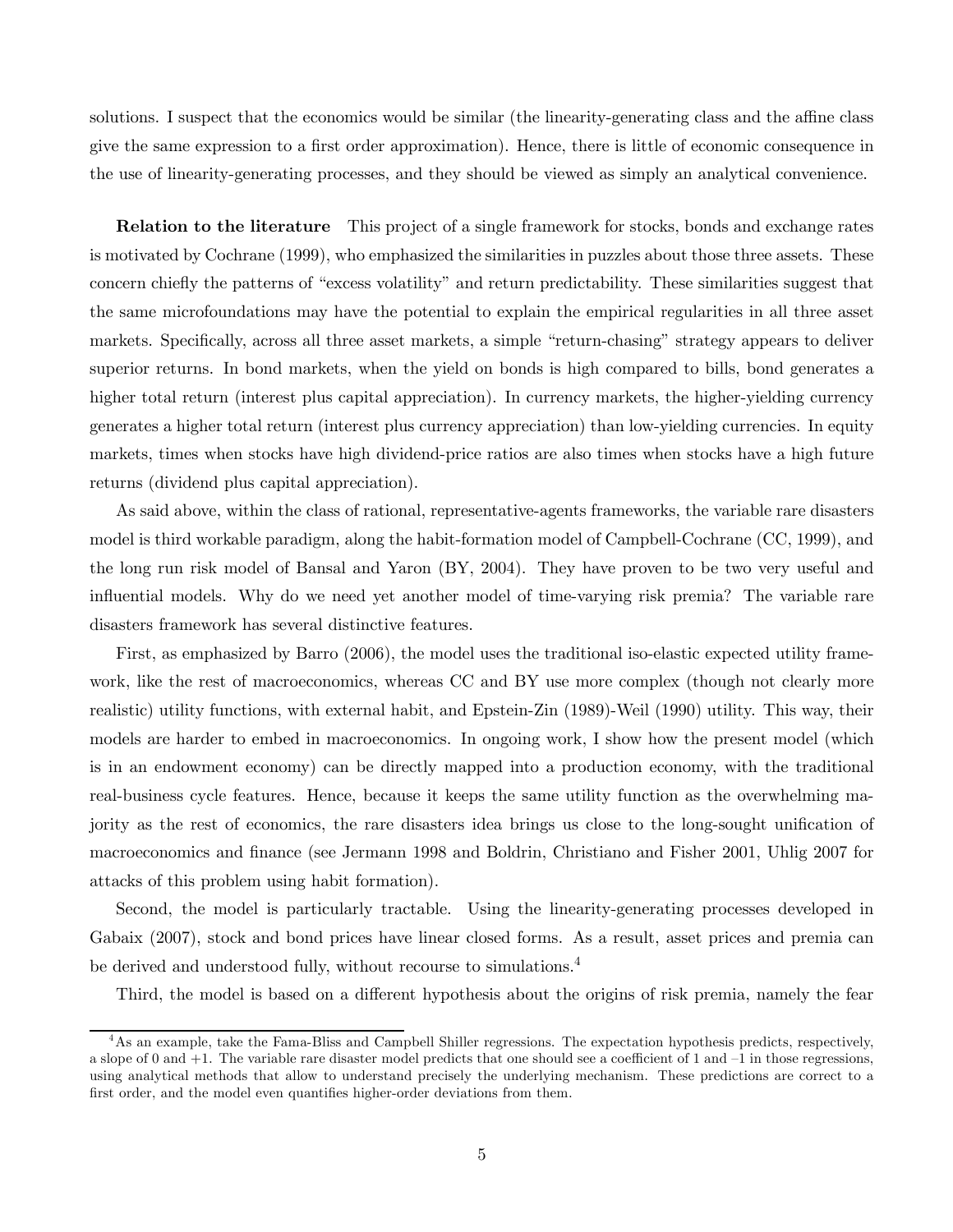solutions. I suspect that the economics would be similar (the linearity-generating class and the affine class give the same expression to a first order approximation). Hence, there is little of economic consequence in the use of linearity-generating processes, and they should be viewed as simply an analytical convenience.

**Relation to the literature** This project of a single framework for stocks, bonds and exchange rates is motivated by Cochrane (1999), who emphasized the similarities in puzzles about those three assets. These concern chiefly the patterns of "excess volatility" and return predictability. These similarities suggest that the same microfoundations may have the potential to explain the empirical regularities in all three asset markets. Specifically, across all three asset markets, a simple "return-chasing" strategy appears to deliver superior returns. In bond markets, when the yield on bonds is high compared to bills, bond generates a higher total return (interest plus capital appreciation). In currency markets, the higher-yielding currency generates a higher total return (interest plus currency appreciation) than low-yielding currencies. In equity markets, times when stocks have high dividend-price ratios are also times when stocks have a high future returns (dividend plus capital appreciation).

As said above, within the class of rational, representative-agents frameworks, the variable rare disasters model is third workable paradigm, along the habit-formation model of Campbell-Cochrane (CC, 1999), and the long run risk model of Bansal and Yaron (BY, 2004). They have proven to be two very useful and influential models. Why do we need yet another model of time-varying risk premia? The variable rare disasters framework has several distinctive features.

First, as emphasized by Barro (2006), the model uses the traditional iso-elastic expected utility framework, like the rest of macroeconomics, whereas CC and BY use more complex (though not clearly more realistic) utility functions, with external habit, and Epstein-Zin (1989)-Weil (1990) utility. This way, their models are harder to embed in macroeconomics. In ongoing work, I show how the present model (which is in an endowment economy) can be directly mapped into a production economy, with the traditional real-business cycle features. Hence, because it keeps the same utility function as the overwhelming majority as the rest of economics, the rare disasters idea brings us close to the long-sought unification of macroeconomics and finance (see Jermann 1998 and Boldrin, Christiano and Fisher 2001, Uhlig 2007 for attacks of this problem using habit formation).

Second, the model is particularly tractable. Using the linearity-generating processes developed in Gabaix (2007), stock and bond prices have linear closed forms. As a result, asset prices and premia can be derived and understood fully, without recourse to simulations.[4]

Third, the model is based on a different hypothesis about the origins of risk premia, namely the fear

[4] As an example, take the Fama-Bliss and Campbell Shiller regressions. The expectation hypothesis predicts, respectively, a slope of 0 and +1. The variable rare disaster model predicts that one should see a coefficient of 1 and –1 in those regressions, using analytical methods that allow to understand precisely the underlying mechanism. These predictions are correct to a first order, and the model even quantifies higher-order deviations from them.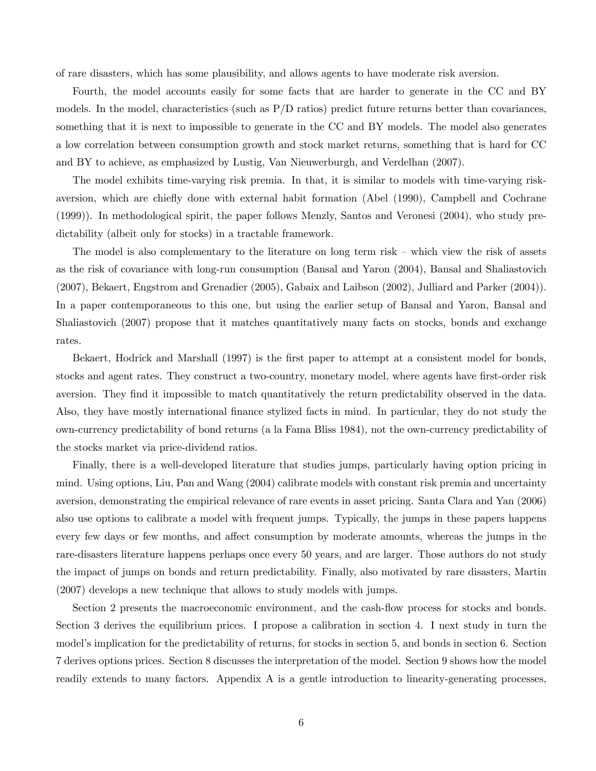of rare disasters, which has some plausibility, and allows agents to have moderate risk aversion.

Fourth, the model accounts easily for some facts that are harder to generate in the CC and BY models. In the model, characteristics (such as P/D ratios) predict future returns better than covariances, something that it is next to impossible to generate in the CC and BY models. The model also generates a low correlation between consumption growth and stock market returns, something that is hard for CC and BY to achieve, as emphasized by Lustig, Van Nieuwerburgh, and Verdelhan (2007).

The model exhibits time-varying risk premia. In that, it is similar to models with time-varying risk-aversion, which are chiefly done with external habit formation (Abel (1990), Campbell and Cochrane (1999)). In methodological spirit, the paper follows Menzly, Santos and Veronesi (2004), who study predictability (albeit only for stocks) in a tractable framework.

The model is also complementary to the literature on long term risk – which view the risk of assets as the risk of covariance with long-run consumption (Bansal and Yaron (2004), Bansal and Shaliastovich (2007), Bekaert, Engstrom and Grenadier (2005), Gabaix and Laibson (2002), Julliard and Parker (2004)). In a paper contemporaneous to this one, but using the earlier setup of Bansal and Yaron, Bansal and Shaliastovich (2007) propose that it matches quantitatively many facts on stocks, bonds and exchange rates.

Bekaert, Hodrick and Marshall (1997) is the first paper to attempt at a consistent model for bonds, stocks and agent rates. They construct a two-country, monetary model, where agents have first-order risk aversion. They find it impossible to match quantitatively the return predictability observed in the data. Also, they have mostly international finance stylized facts in mind. In particular, they do not study the own-currency predictability of bond returns (a la Fama Bliss 1984), not the own-currency predictability of the stocks market via price-dividend ratios.

Finally, there is a well-developed literature that studies jumps, particularly having option pricing in mind. Using options, Liu, Pan and Wang (2004) calibrate models with constant risk premia and uncertainty aversion, demonstrating the empirical relevance of rare events in asset pricing. Santa Clara and Yan (2006) also use options to calibrate a model with frequent jumps. Typically, the jumps in these papers happens every few days or few months, and affect consumption by moderate amounts, whereas the jumps in the rare-disasters literature happens perhaps once every 50 years, and are larger. Those authors do not study the impact of jumps on bonds and return predictability. Finally, also motivated by rare disasters, Martin (2007) develops a new technique that allows to study models with jumps.

Section 2 presents the macroeconomic environment, and the cash-flow process for stocks and bonds. Section 3 derives the equilibrium prices. I propose a calibration in section 4. I next study in turn the model's implication for the predictability of returns, for stocks in section 5, and bonds in section 6. Section 7 derives options prices. Section 8 discusses the interpretation of the model. Section 9 shows how the model readily extends to many factors. Appendix A is a gentle introduction to linearity-generating processes,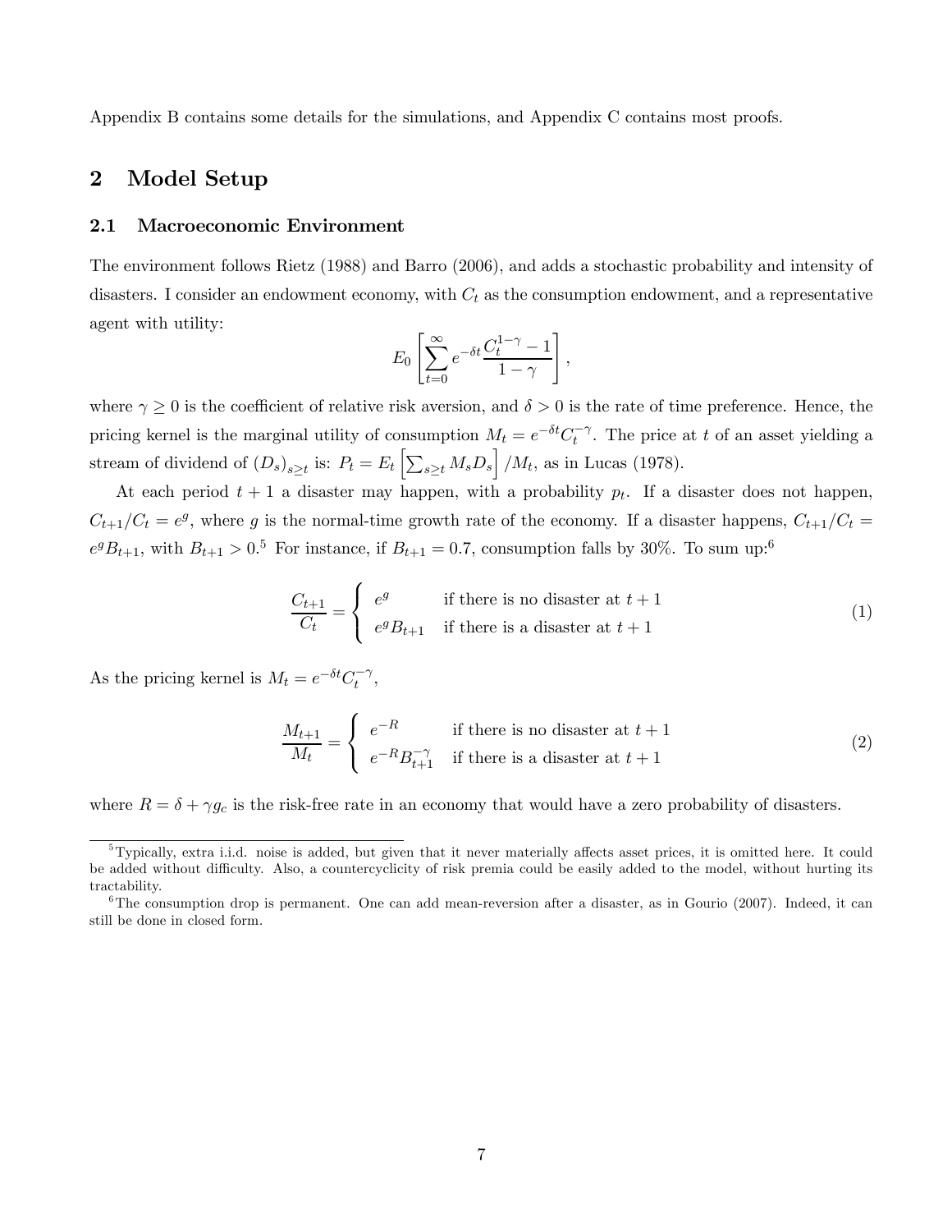Appendix B contains some details for the simulations, and Appendix C contains most proofs.

## 2 Model Setup

### 2.1 Macroeconomic Environment

The environment follows Rietz (1988) and Barro (2006), and adds a stochastic probability and intensity of disasters. I consider an endowment economy, with $C_t$ as the consumption endowment, and a representative agent with utility:

$$E_0\left[\sum_{t=0}^{\infty} e^{-\delta t}\frac{C_t^{1-\gamma}-1}{1-\gamma}\right],$$

where $\gamma \geq 0$ is the coefficient of relative risk aversion, and $\delta > 0$ is the rate of time preference. Hence, the pricing kernel is the marginal utility of consumption $M_t = e^{-\delta t}C_t^{-\gamma}$. The price at $t$ of an asset yielding a stream of dividend of $(D_s)_{s\geq t}$ is: $P_t = E_t\left[\sum_{s\geq t} M_s D_s\right]/M_t$, as in Lucas (1978).

At each period $t+1$ a disaster may happen, with a probability $p_t$. If a disaster does not happen, $C_{t+1}/C_t = e^g$, where $g$ is the normal-time growth rate of the economy. If a disaster happens, $C_{t+1}/C_t = e^g B_{t+1}$, with $B_{t+1} > 0$.[5] For instance, if $B_{t+1} = 0.7$, consumption falls by 30%. To sum up:[6]

$$\frac{C_{t+1}}{C_t} = \begin{cases} e^g & \text{if there is no disaster at } t+1 \\ e^g B_{t+1} & \text{if there is a disaster at } t+1 \end{cases} \tag{1}$$

As the pricing kernel is $M_t = e^{-\delta t}C_t^{-\gamma}$,

$$\frac{M_{t+1}}{M_t} = \begin{cases} e^{-R} & \text{if there is no disaster at } t+1 \\ e^{-R}B_{t+1}^{-\gamma} & \text{if there is a disaster at } t+1 \end{cases} \tag{2}$$

where $R = \delta + \gamma g_c$ is the risk-free rate in an economy that would have a zero probability of disasters.

[5] Typically, extra i.i.d. noise is added, but given that it never materially affects asset prices, it is omitted here. It could be added without difficulty. Also, a countercyclicity of risk premia could be easily added to the model, without hurting its tractability.

[6] The consumption drop is permanent. One can add mean-reversion after a disaster, as in Gourio (2007). Indeed, it can still be done in closed form.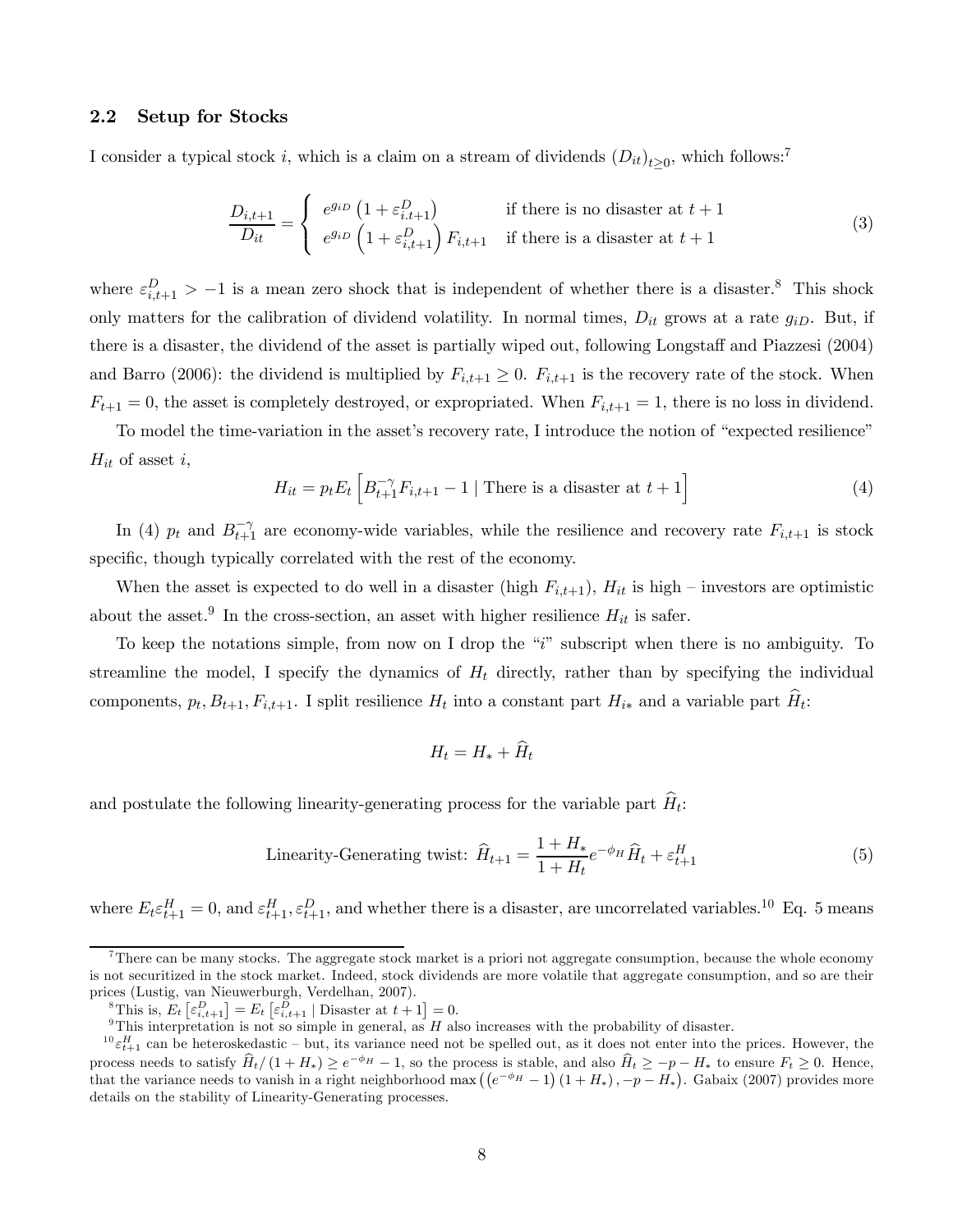## 2.2 Setup for Stocks

I consider a typical stock $i$, which is a claim on a stream of dividends $(D_{it})_{t\geq 0}$, which follows:[7]

$$\frac{D_{i,t+1}}{D_{it}} = \begin{cases} e^{g_{iD}}\left(1+\varepsilon^D_{i.t+1}\right) & \text{if there is no disaster at } t+1 \\ e^{g_{iD}}\left(1+\varepsilon^D_{i,t+1}\right)F_{i,t+1} & \text{if there is a disaster at } t+1 \end{cases} \tag{3}$$

where $\varepsilon^D_{i,t+1} > -1$ is a mean zero shock that is independent of whether there is a disaster.[8] This shock only matters for the calibration of dividend volatility. In normal times, $D_{it}$ grows at a rate $g_{iD}$. But, if there is a disaster, the dividend of the asset is partially wiped out, following Longstaff and Piazzesi (2004) and Barro (2006): the dividend is multiplied by $F_{i,t+1} \geq 0$. $F_{i,t+1}$ is the recovery rate of the stock. When $F_{t+1} = 0$, the asset is completely destroyed, or expropriated. When $F_{i,t+1} = 1$, there is no loss in dividend.

To model the time-variation in the asset's recovery rate, I introduce the notion of "expected resilience" $H_{it}$ of asset $i$,

$$H_{it} = p_t E_t\left[B^{-\gamma}_{t+1}F_{i,t+1} - 1 \mid \text{There is a disaster at } t+1\right] \tag{4}$$

In (4) $p_t$ and $B^{-\gamma}_{t+1}$ are economy-wide variables, while the resilience and recovery rate $F_{i,t+1}$ is stock specific, though typically correlated with the rest of the economy.

When the asset is expected to do well in a disaster (high $F_{i,t+1}$), $H_{it}$ is high – investors are optimistic about the asset.[9] In the cross-section, an asset with higher resilience $H_{it}$ is safer.

To keep the notations simple, from now on I drop the "$i$" subscript when there is no ambiguity. To streamline the model, I specify the dynamics of $H_t$ directly, rather than by specifying the individual components, $p_t, B_{t+1}, F_{i,t+1}$. I split resilience $H_t$ into a constant part $H_{i*}$ and a variable part $\widehat{H}_t$:

$$H_t = H_* + \widehat{H}_t$$

and postulate the following linearity-generating process for the variable part $\widehat{H}_t$:

$$\text{Linearity-Generating twist: } \widehat{H}_{t+1} = \frac{1+H_*}{1+H_t}e^{-\phi_H}\widehat{H}_t + \varepsilon^H_{t+1} \tag{5}$$

where $E_t\varepsilon^H_{t+1} = 0$, and $\varepsilon^H_{t+1}, \varepsilon^D_{t+1}$, and whether there is a disaster, are uncorrelated variables.[10] Eq. 5 means

---

[7] There can be many stocks. The aggregate stock market is a priori not aggregate consumption, because the whole economy is not securitized in the stock market. Indeed, stock dividends are more volatile that aggregate consumption, and so are their prices (Lustig, van Nieuwerburgh, Verdelhan, 2007).

[8] This is, $E_t\left[\varepsilon^D_{i,t+1}\right] = E_t\left[\varepsilon^D_{i,t+1} \mid \text{Disaster at } t+1\right] = 0$.

[9] This interpretation is not so simple in general, as $H$ also increases with the probability of disaster.

[10] $\varepsilon^H_{t+1}$ can be heteroskedastic – but, its variance need not be spelled out, as it does not enter into the prices. However, the process needs to satisfy $\widehat{H}_t/(1+H_*) \geq e^{-\phi_H} - 1$, so the process is stable, and also $\widehat{H}_t \geq -p - H_*$ to ensure $F_t \geq 0$. Hence, that the variance needs to vanish in a right neighborhood $\max\left(\left(e^{-\phi_H}-1\right)(1+H_*), -p-H_*\right)$. Gabaix (2007) provides more details on the stability of Linearity-Generating processes.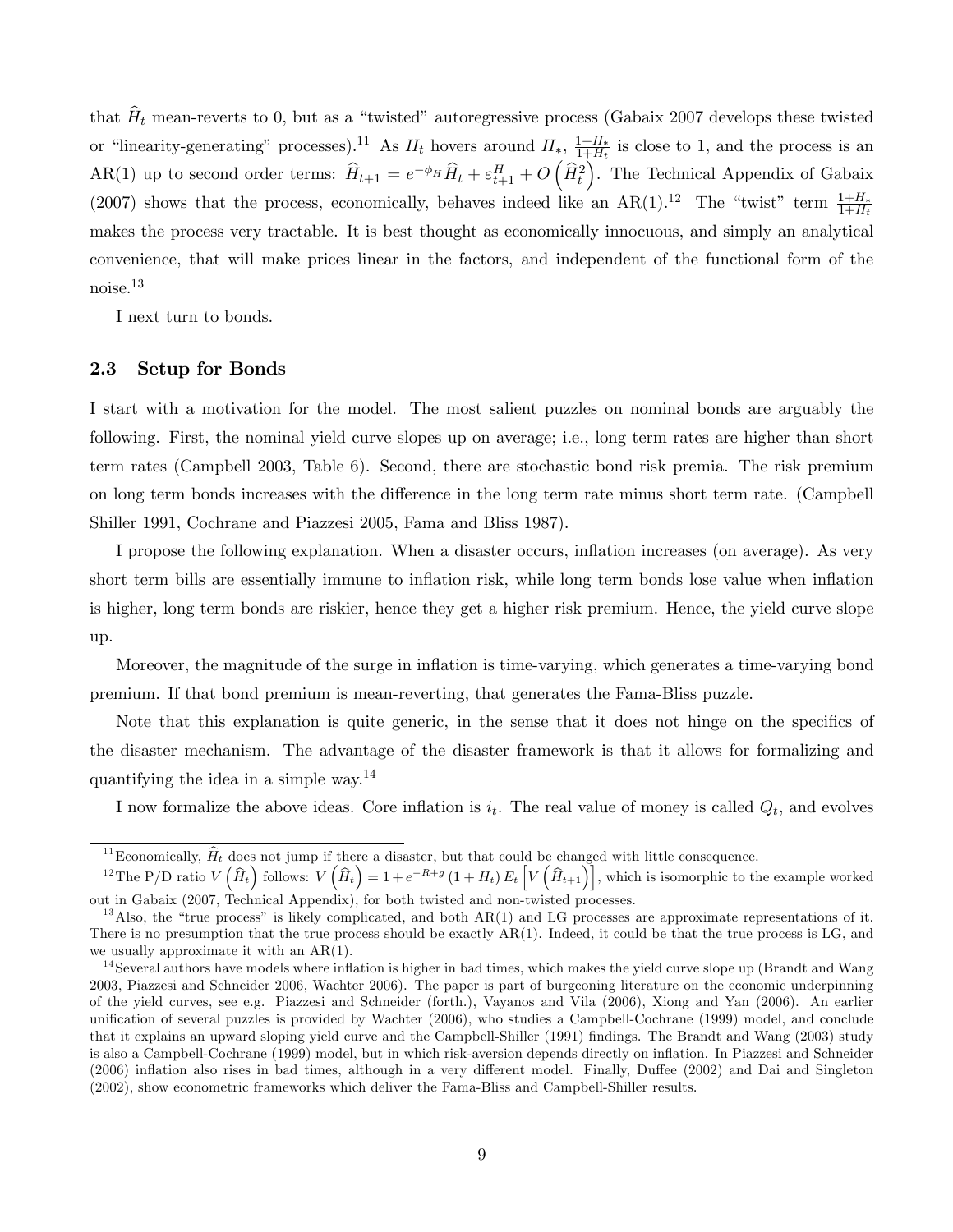that $\widehat{H}_t$ mean-reverts to 0, but as a "twisted" autoregressive process (Gabaix 2007 develops these twisted or "linearity-generating" processes).[11] As $H_t$ hovers around $H_*$, $\frac{1+H_*}{1+H_t}$ is close to 1, and the process is an AR(1) up to second order terms: $\widehat{H}_{t+1} = e^{-\phi_H}\widehat{H}_t + \varepsilon^H_{t+1} + O\left(\widehat{H}_t^2\right)$. The Technical Appendix of Gabaix (2007) shows that the process, economically, behaves indeed like an AR(1).[12] The "twist" term $\frac{1+H_*}{1+H_t}$ makes the process very tractable. It is best thought as economically innocuous, and simply an analytical convenience, that will make prices linear in the factors, and independent of the functional form of the noise.[13]

I next turn to bonds.

### 2.3 Setup for Bonds

I start with a motivation for the model. The most salient puzzles on nominal bonds are arguably the following. First, the nominal yield curve slopes up on average; i.e., long term rates are higher than short term rates (Campbell 2003, Table 6). Second, there are stochastic bond risk premia. The risk premium on long term bonds increases with the difference in the long term rate minus short term rate. (Campbell Shiller 1991, Cochrane and Piazzesi 2005, Fama and Bliss 1987).

I propose the following explanation. When a disaster occurs, inflation increases (on average). As very short term bills are essentially immune to inflation risk, while long term bonds lose value when inflation is higher, long term bonds are riskier, hence they get a higher risk premium. Hence, the yield curve slope up.

Moreover, the magnitude of the surge in inflation is time-varying, which generates a time-varying bond premium. If that bond premium is mean-reverting, that generates the Fama-Bliss puzzle.

Note that this explanation is quite generic, in the sense that it does not hinge on the specifics of the disaster mechanism. The advantage of the disaster framework is that it allows for formalizing and quantifying the idea in a simple way.[14]

I now formalize the above ideas. Core inflation is $i_t$. The real value of money is called $Q_t$, and evolves

---

[11] Economically, $\widehat{H}_t$ does not jump if there a disaster, but that could be changed with little consequence.

[12] The P/D ratio $V\left(\widehat{H}_t\right)$ follows: $V\left(\widehat{H}_t\right) = 1 + e^{-R+g}\left(1+H_t\right)E_t\left[V\left(\widehat{H}_{t+1}\right)\right]$, which is isomorphic to the example worked out in Gabaix (2007, Technical Appendix), for both twisted and non-twisted processes.

[13] Also, the "true process" is likely complicated, and both AR(1) and LG processes are approximate representations of it. There is no presumption that the true process should be exactly AR(1). Indeed, it could be that the true process is LG, and we usually approximate it with an AR(1).

[14] Several authors have models where inflation is higher in bad times, which makes the yield curve slope up (Brandt and Wang 2003, Piazzesi and Schneider 2006, Wachter 2006). The paper is part of burgeoning literature on the economic underpinning of the yield curves, see e.g. Piazzesi and Schneider (forth.), Vayanos and Vila (2006), Xiong and Yan (2006). An earlier unification of several puzzles is provided by Wachter (2006), who studies a Campbell-Cochrane (1999) model, and conclude that it explains an upward sloping yield curve and the Campbell-Shiller (1991) findings. The Brandt and Wang (2003) study is also a Campbell-Cochrane (1999) model, but in which risk-aversion depends directly on inflation. In Piazzesi and Schneider (2006) inflation also rises in bad times, although in a very different model. Finally, Duffee (2002) and Dai and Singleton (2002), show econometric frameworks which deliver the Fama-Bliss and Campbell-Shiller results.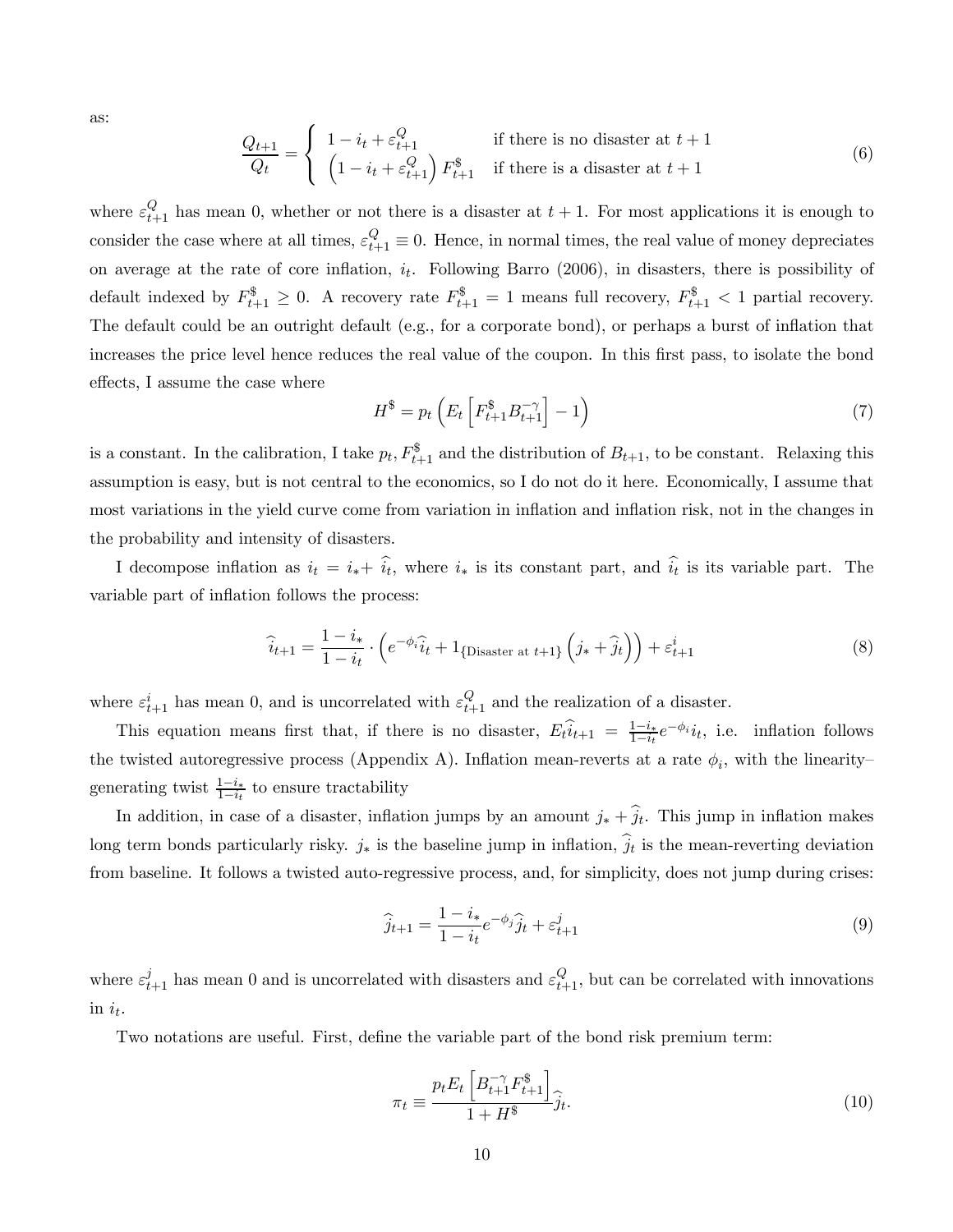as:

$$\frac{Q_{t+1}}{Q_t} = \begin{cases} 1 - i_t + \varepsilon_{t+1}^Q & \text{if there is no disaster at } t+1 \\ \left(1 - i_t + \varepsilon_{t+1}^Q\right) F_{t+1}^{\$} & \text{if there is a disaster at } t+1 \end{cases} \tag{6}$$

where $\varepsilon_{t+1}^Q$ has mean 0, whether or not there is a disaster at $t+1$. For most applications it is enough to consider the case where at all times, $\varepsilon_{t+1}^Q \equiv 0$. Hence, in normal times, the real value of money depreciates on average at the rate of core inflation, $i_t$. Following Barro (2006), in disasters, there is possibility of default indexed by $F_{t+1}^{\$} \geq 0$. A recovery rate $F_{t+1}^{\$} = 1$ means full recovery, $F_{t+1}^{\$} < 1$ partial recovery. The default could be an outright default (e.g., for a corporate bond), or perhaps a burst of inflation that increases the price level hence reduces the real value of the coupon. In this first pass, to isolate the bond effects, I assume the case where

$$H^{\$} = p_t \left( E_t \left[ F_{t+1}^{\$} B_{t+1}^{-\gamma} \right] - 1 \right) \tag{7}$$

is a constant. In the calibration, I take $p_t, F_{t+1}^{\$}$ and the distribution of $B_{t+1}$, to be constant. Relaxing this assumption is easy, but is not central to the economics, so I do not do it here. Economically, I assume that most variations in the yield curve come from variation in inflation and inflation risk, not in the changes in the probability and intensity of disasters.

I decompose inflation as $i_t = i_* + \widehat{i}_t$, where $i_*$ is its constant part, and $\widehat{i}_t$ is its variable part. The variable part of inflation follows the process:

$$\widehat{i}_{t+1} = \frac{1 - i_*}{1 - i_t} \cdot \left( e^{-\phi_i} \widehat{i}_t + 1_{\{\text{Disaster at } t+1\}} \left( j_* + \widehat{j}_t \right) \right) + \varepsilon_{t+1}^i \tag{8}$$

where $\varepsilon_{t+1}^i$ has mean 0, and is uncorrelated with $\varepsilon_{t+1}^Q$ and the realization of a disaster.

This equation means first that, if there is no disaster, $E_t \widehat{i}_{t+1} = \frac{1-i_*}{1-i_t} e^{-\phi_i} i_t$, i.e. inflation follows the twisted autoregressive process (Appendix A). Inflation mean-reverts at a rate $\phi_i$, with the linearity–generating twist $\frac{1-i_*}{1-i_t}$ to ensure tractability

In addition, in case of a disaster, inflation jumps by an amount $j_* + \widehat{j}_t$. This jump in inflation makes long term bonds particularly risky. $j_*$ is the baseline jump in inflation, $\widehat{j}_t$ is the mean-reverting deviation from baseline. It follows a twisted auto-regressive process, and, for simplicity, does not jump during crises:

$$\widehat{j}_{t+1} = \frac{1 - i_*}{1 - i_t} e^{-\phi_j} \widehat{j}_t + \varepsilon_{t+1}^j \tag{9}$$

where $\varepsilon_{t+1}^j$ has mean 0 and is uncorrelated with disasters and $\varepsilon_{t+1}^Q$, but can be correlated with innovations in $i_t$.

Two notations are useful. First, define the variable part of the bond risk premium term:

$$\pi_t \equiv \frac{p_t E_t \left[ B_{t+1}^{-\gamma} F_{t+1}^{\$} \right]}{1 + H^{\$}} \widehat{j}_t. \tag{10}$$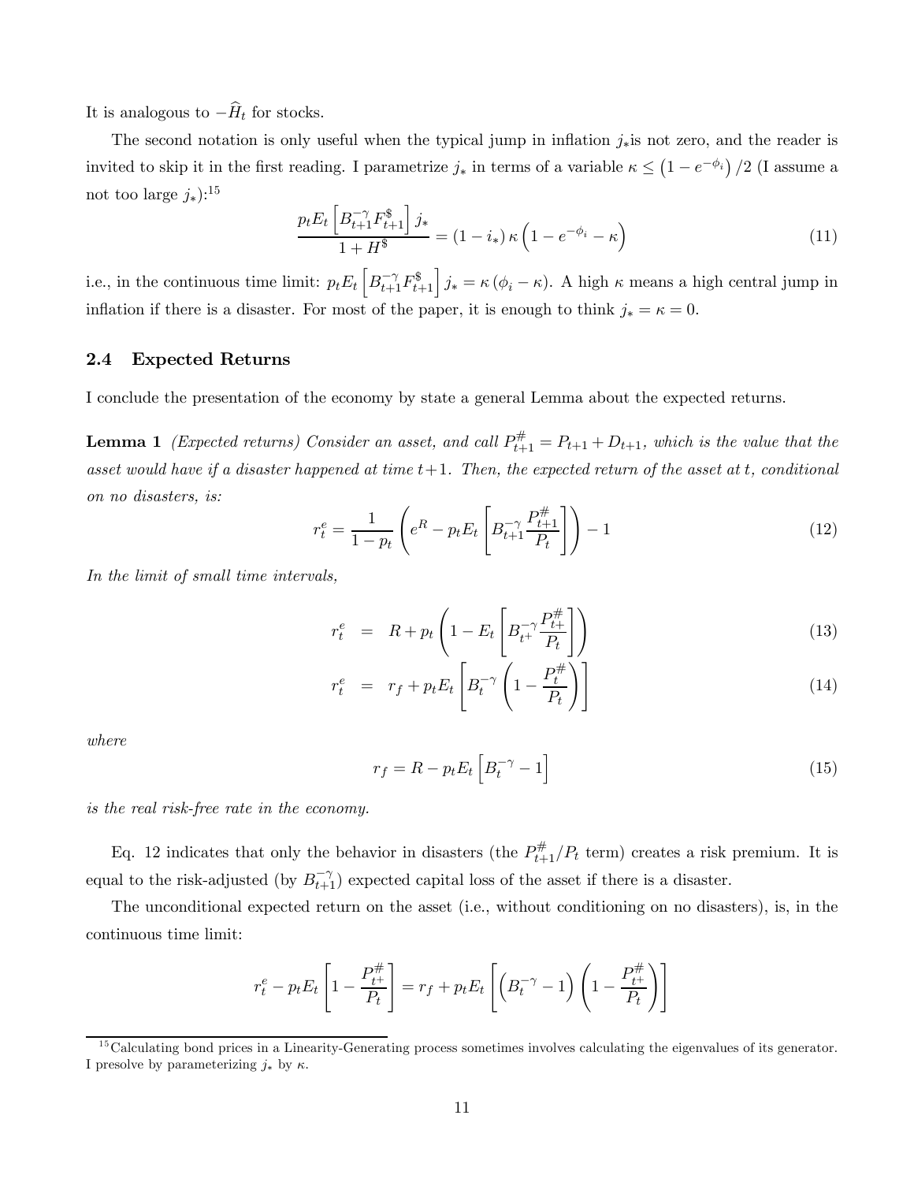It is analogous to $-\widehat{H}_t$ for stocks.

The second notation is only useful when the typical jump in inflation $j_*$is not zero, and the reader is invited to skip it in the first reading. I parametrize $j_*$ in terms of a variable $\kappa \leq \left(1-e^{-\phi_i}\right)/2$ (I assume a not too large $j_*$):[15]

$$\frac{p_t E_t\left[B_{t+1}^{-\gamma} F_{t+1}^{\$}\right] j_*}{1+H^{\$}} = (1-i_*)\,\kappa\left(1-e^{-\phi_i}-\kappa\right) \tag{11}$$

i.e., in the continuous time limit: $p_t E_t\left[B_{t+1}^{-\gamma} F_{t+1}^{\$}\right] j_* = \kappa\left(\phi_i-\kappa\right)$. A high $\kappa$ means a high central jump in inflation if there is a disaster. For most of the paper, it is enough to think $j_* = \kappa = 0$.

### 2.4 Expected Returns

I conclude the presentation of the economy by state a general Lemma about the expected returns.

**Lemma 1** *(Expected returns) Consider an asset, and call $P_{t+1}^{\#} = P_{t+1} + D_{t+1}$, which is the value that the asset would have if a disaster happened at time $t+1$. Then, the expected return of the asset at $t$, conditional on no disasters, is:*

$$r_t^e = \frac{1}{1-p_t}\left(e^R - p_t E_t\left[B_{t+1}^{-\gamma}\frac{P_{t+1}^{\#}}{P_t}\right]\right) - 1 \tag{12}$$

*In the limit of small time intervals,*

$$r_t^e = R + p_t\left(1 - E_t\left[B_{t^+}^{-\gamma}\frac{P_{t^+}^{\#}}{P_t}\right]\right) \tag{13}$$

$$r_t^e = r_f + p_t E_t\left[B_t^{-\gamma}\left(1-\frac{P_t^{\#}}{P_t}\right)\right] \tag{14}$$

*where*

$$r_f = R - p_t E_t\left[B_t^{-\gamma} - 1\right] \tag{15}$$

*is the real risk-free rate in the economy.*

Eq. 12 indicates that only the behavior in disasters (the $P_{t+1}^{\#}/P_t$ term) creates a risk premium. It is equal to the risk-adjusted (by $B_{t+1}^{-\gamma}$) expected capital loss of the asset if there is a disaster.

The unconditional expected return on the asset (i.e., without conditioning on no disasters), is, in the continuous time limit:

$$r_t^e - p_t E_t\left[1-\frac{P_{t^+}^{\#}}{P_t}\right] = r_f + p_t E_t\left[\left(B_t^{-\gamma}-1\right)\left(1-\frac{P_{t^+}^{\#}}{P_t}\right)\right]$$

[15] Calculating bond prices in a Linearity-Generating process sometimes involves calculating the eigenvalues of its generator. I presolve by parameterizing $j_*$ by $\kappa$.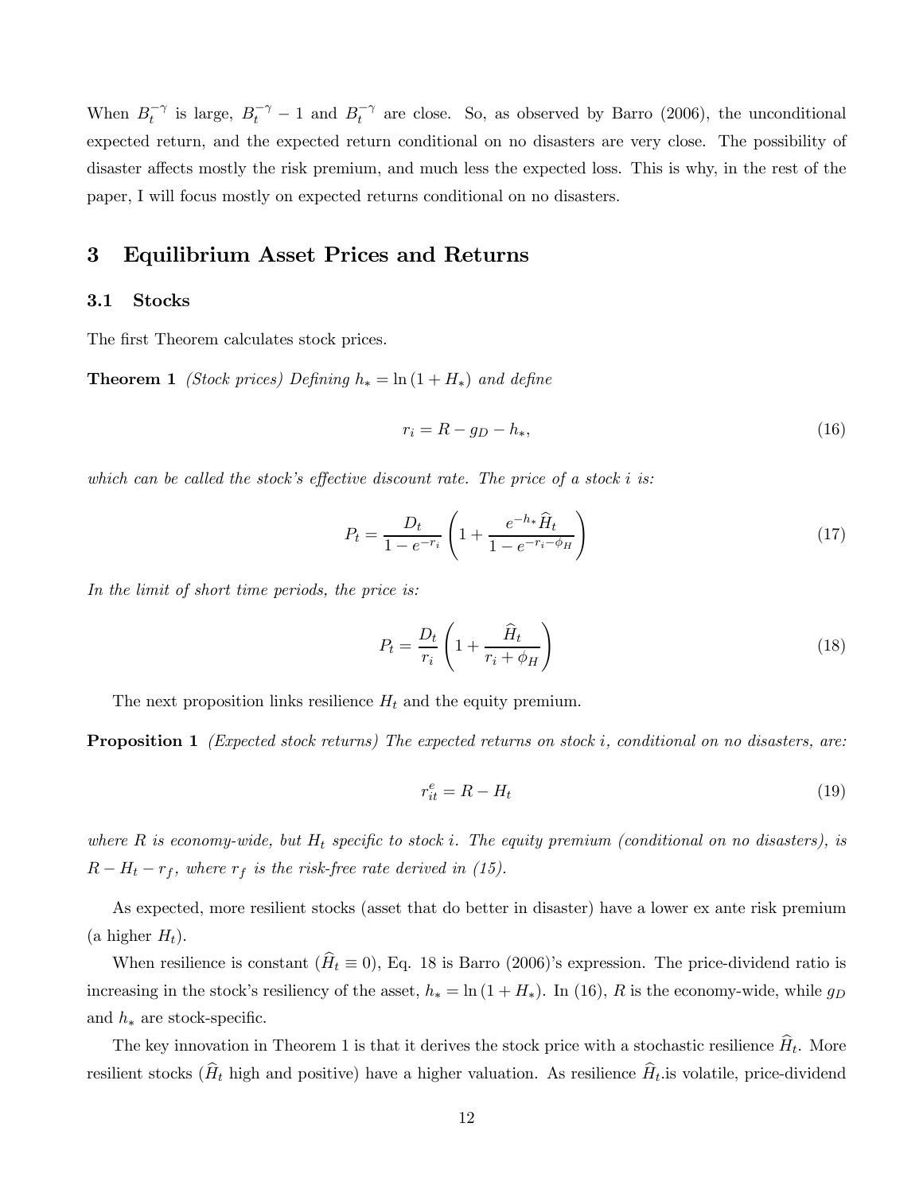When $B_t^{-\gamma}$ is large, $B_t^{-\gamma} - 1$ and $B_t^{-\gamma}$ are close. So, as observed by Barro (2006), the unconditional expected return, and the expected return conditional on no disasters are very close. The possibility of disaster affects mostly the risk premium, and much less the expected loss. This is why, in the rest of the paper, I will focus mostly on expected returns conditional on no disasters.

# 3 Equilibrium Asset Prices and Returns

## 3.1 Stocks

The first Theorem calculates stock prices.

**Theorem 1** *(Stock prices) Defining $h_* = \ln(1 + H_*)$ and define*

$$r_i = R - g_D - h_*, \tag{16}$$

*which can be called the stock's effective discount rate. The price of a stock $i$ is:*

$$P_t = \frac{D_t}{1 - e^{-r_i}} \left( 1 + \frac{e^{-h_*} \widehat{H}_t}{1 - e^{-r_i - \phi_H}} \right) \tag{17}$$

*In the limit of short time periods, the price is:*

$$P_t = \frac{D_t}{r_i} \left( 1 + \frac{\widehat{H}_t}{r_i + \phi_H} \right) \tag{18}$$

The next proposition links resilience $H_t$ and the equity premium.

**Proposition 1** *(Expected stock returns) The expected returns on stock $i$, conditional on no disasters, are:*

$$r_{it}^e = R - H_t \tag{19}$$

*where $R$ is economy-wide, but $H_t$ specific to stock $i$. The equity premium (conditional on no disasters), is $R - H_t - r_f$, where $r_f$ is the risk-free rate derived in (15).*

As expected, more resilient stocks (asset that do better in disaster) have a lower ex ante risk premium (a higher $H_t$).

When resilience is constant ($\widehat{H}_t \equiv 0$), Eq. 18 is Barro (2006)'s expression. The price-dividend ratio is increasing in the stock's resiliency of the asset, $h_* = \ln(1 + H_*)$. In (16), $R$ is the economy-wide, while $g_D$ and $h_*$ are stock-specific.

The key innovation in Theorem 1 is that it derives the stock price with a stochastic resilience $\widehat{H}_t$. More resilient stocks ($\widehat{H}_t$ high and positive) have a higher valuation. As resilience $\widehat{H}_t$.is volatile, price-dividend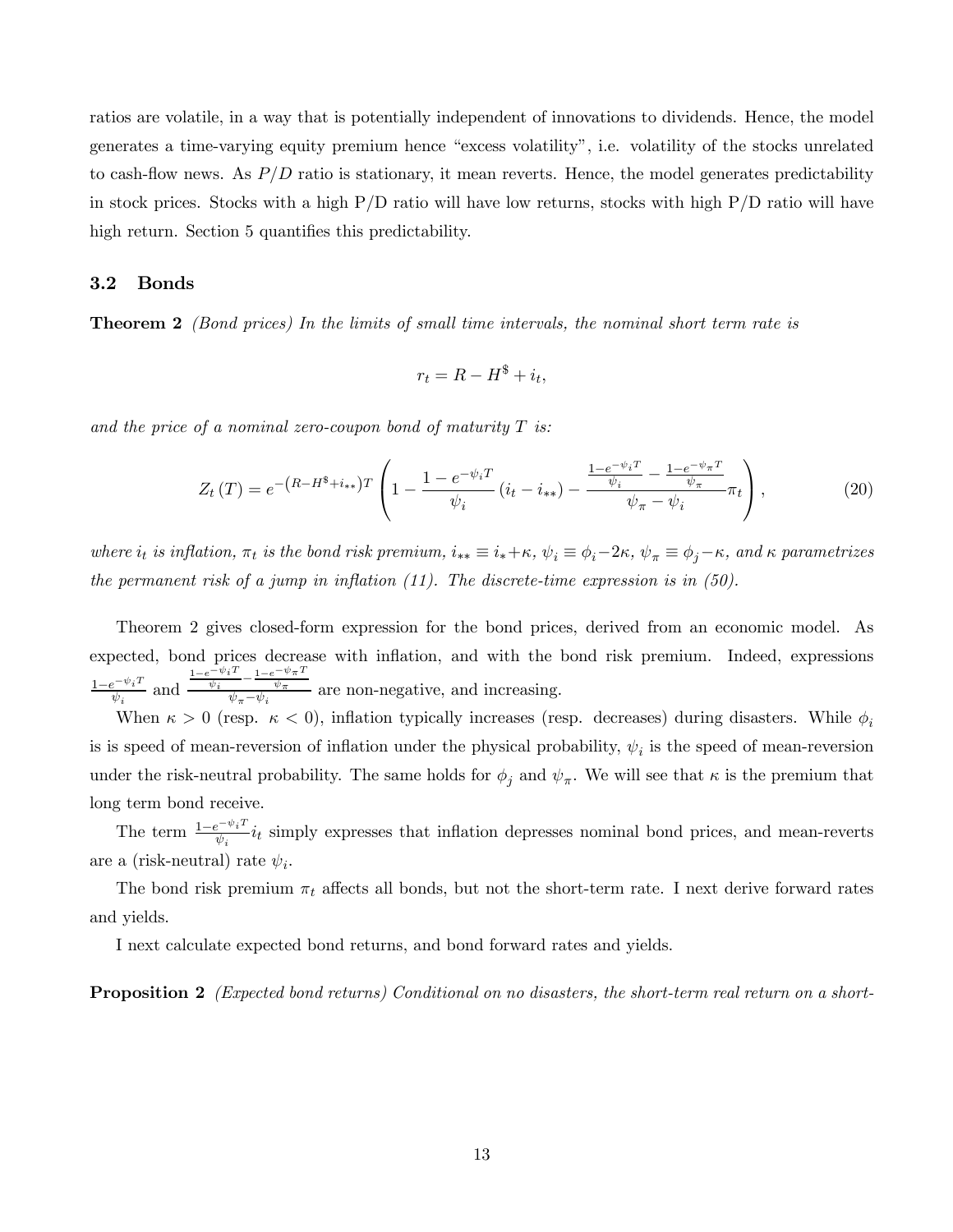ratios are volatile, in a way that is potentially independent of innovations to dividends. Hence, the model generates a time-varying equity premium hence "excess volatility", i.e. volatility of the stocks unrelated to cash-flow news. As $P/D$ ratio is stationary, it mean reverts. Hence, the model generates predictability in stock prices. Stocks with a high P/D ratio will have low returns, stocks with high P/D ratio will have high return. Section 5 quantifies this predictability.

### 3.2 Bonds

**Theorem 2** *(Bond prices) In the limits of small time intervals, the nominal short term rate is*

$$r_t = R - H^{\$} + i_t,$$

*and the price of a nominal zero-coupon bond of maturity $T$ is:*

$$Z_t(T) = e^{-(R-H^{\$}+i_{**})T} \left( 1 - \frac{1-e^{-\psi_i T}}{\psi_i}(i_t - i_{**}) - \frac{\frac{1-e^{-\psi_i T}}{\psi_i} - \frac{1-e^{-\psi_\pi T}}{\psi_\pi}}{\psi_\pi - \psi_i}\pi_t \right), \tag{20}$$

*where $i_t$ is inflation, $\pi_t$ is the bond risk premium, $i_{**} \equiv i_* + \kappa$, $\psi_i \equiv \phi_i - 2\kappa$, $\psi_\pi \equiv \phi_j - \kappa$, and $\kappa$ parametrizes the permanent risk of a jump in inflation (11). The discrete-time expression is in (50).*

Theorem 2 gives closed-form expression for the bond prices, derived from an economic model. As expected, bond prices decrease with inflation, and with the bond risk premium. Indeed, expressions $\frac{1-e^{-\psi_i T}}{\psi_i}$ and $\frac{\frac{1-e^{-\psi_i T}}{\psi_i} - \frac{1-e^{-\psi_\pi T}}{\psi_\pi}}{\psi_\pi - \psi_i}$ are non-negative, and increasing.

When $\kappa > 0$ (resp. $\kappa < 0$), inflation typically increases (resp. decreases) during disasters. While $\phi_i$ is is speed of mean-reversion of inflation under the physical probability, $\psi_i$ is the speed of mean-reversion under the risk-neutral probability. The same holds for $\phi_j$ and $\psi_\pi$. We will see that $\kappa$ is the premium that long term bond receive.

The term $\frac{1-e^{-\psi_i T}}{\psi_i} i_t$ simply expresses that inflation depresses nominal bond prices, and mean-reverts are a (risk-neutral) rate $\psi_i$.

The bond risk premium $\pi_t$ affects all bonds, but not the short-term rate. I next derive forward rates and yields.

I next calculate expected bond returns, and bond forward rates and yields.

**Proposition 2** *(Expected bond returns) Conditional on no disasters, the short-term real return on a short-*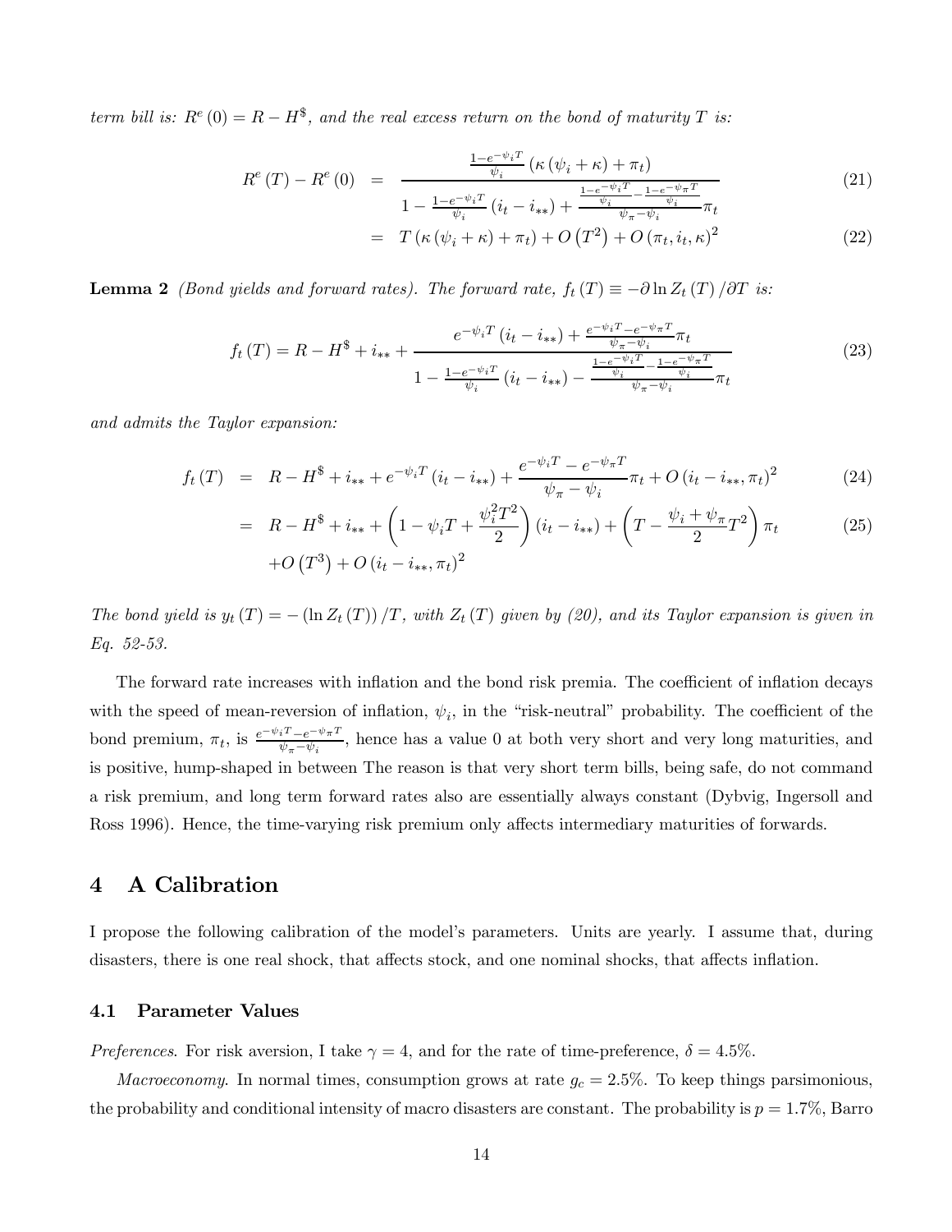*term bill is:* $R^e(0) = R - H^{\$}$*, and the real excess return on the bond of maturity* $T$ *is:*

$$
\begin{aligned}
R^e(T) - R^e(0) &= \frac{\frac{1-e^{-\psi_i T}}{\psi_i}\left(\kappa\left(\psi_i + \kappa\right) + \pi_t\right)}{1 - \frac{1-e^{-\psi_i T}}{\psi_i}\left(i_t - i_{**}\right) + \frac{\frac{1-e^{-\psi_i T}}{\psi_i} - \frac{1-e^{-\psi_\pi T}}{\psi_i}}{\psi_\pi - \psi_i}\pi_t} &(21)\\
&= T\left(\kappa\left(\psi_i + \kappa\right) + \pi_t\right) + O\left(T^2\right) + O\left(\pi_t, i_t, \kappa\right)^2 &(22)
\end{aligned}
$$

**Lemma 2** *(Bond yields and forward rates). The forward rate,* $f_t(T) \equiv -\partial \ln Z_t(T) / \partial T$ *is:*

$$
f_t(T) = R - H^{\$} + i_{**} + \frac{e^{-\psi_i T}\left(i_t - i_{**}\right) + \frac{e^{-\psi_i T} - e^{-\psi_\pi T}}{\psi_\pi - \psi_i}\pi_t}{1 - \frac{1-e^{-\psi_i T}}{\psi_i}\left(i_t - i_{**}\right) - \frac{\frac{1-e^{-\psi_i T}}{\psi_i} - \frac{1-e^{-\psi_\pi T}}{\psi_i}}{\psi_\pi - \psi_i}\pi_t} \quad (23)
$$

*and admits the Taylor expansion:*

$$
\begin{aligned}
f_t(T) &= R - H^{\$} + i_{**} + e^{-\psi_i T}\left(i_t - i_{**}\right) + \frac{e^{-\psi_i T} - e^{-\psi_\pi T}}{\psi_\pi - \psi_i}\pi_t + O\left(i_t - i_{**}, \pi_t\right)^2 &(24)\\
&= R - H^{\$} + i_{**} + \left(1 - \psi_i T + \frac{\psi_i^2 T^2}{2}\right)\left(i_t - i_{**}\right) + \left(T - \frac{\psi_i + \psi_\pi}{2}T^2\right)\pi_t &(25)\\
&\quad + O\left(T^3\right) + O\left(i_t - i_{**}, \pi_t\right)^2
\end{aligned}
$$

*The bond yield is* $y_t(T) = -\left(\ln Z_t(T)\right)/T$*, with* $Z_t(T)$ *given by (20), and its Taylor expansion is given in Eq. 52-53.*

The forward rate increases with inflation and the bond risk premia. The coefficient of inflation decays with the speed of mean-reversion of inflation, $\psi_i$, in the "risk-neutral" probability. The coefficient of the bond premium, $\pi_t$, is $\frac{e^{-\psi_i T} - e^{-\psi_\pi T}}{\psi_\pi - \psi_i}$, hence has a value 0 at both very short and very long maturities, and is positive, hump-shaped in between The reason is that very short term bills, being safe, do not command a risk premium, and long term forward rates also are essentially always constant (Dybvig, Ingersoll and Ross 1996). Hence, the time-varying risk premium only affects intermediary maturities of forwards.

# 4 A Calibration

I propose the following calibration of the model's parameters. Units are yearly. I assume that, during disasters, there is one real shock, that affects stock, and one nominal shocks, that affects inflation.

## 4.1 Parameter Values

*Preferences*. For risk aversion, I take $\gamma = 4$, and for the rate of time-preference, $\delta = 4.5\%$.

*Macroeconomy*. In normal times, consumption grows at rate $g_c = 2.5\%$. To keep things parsimonious, the probability and conditional intensity of macro disasters are constant. The probability is $p = 1.7\%$, Barro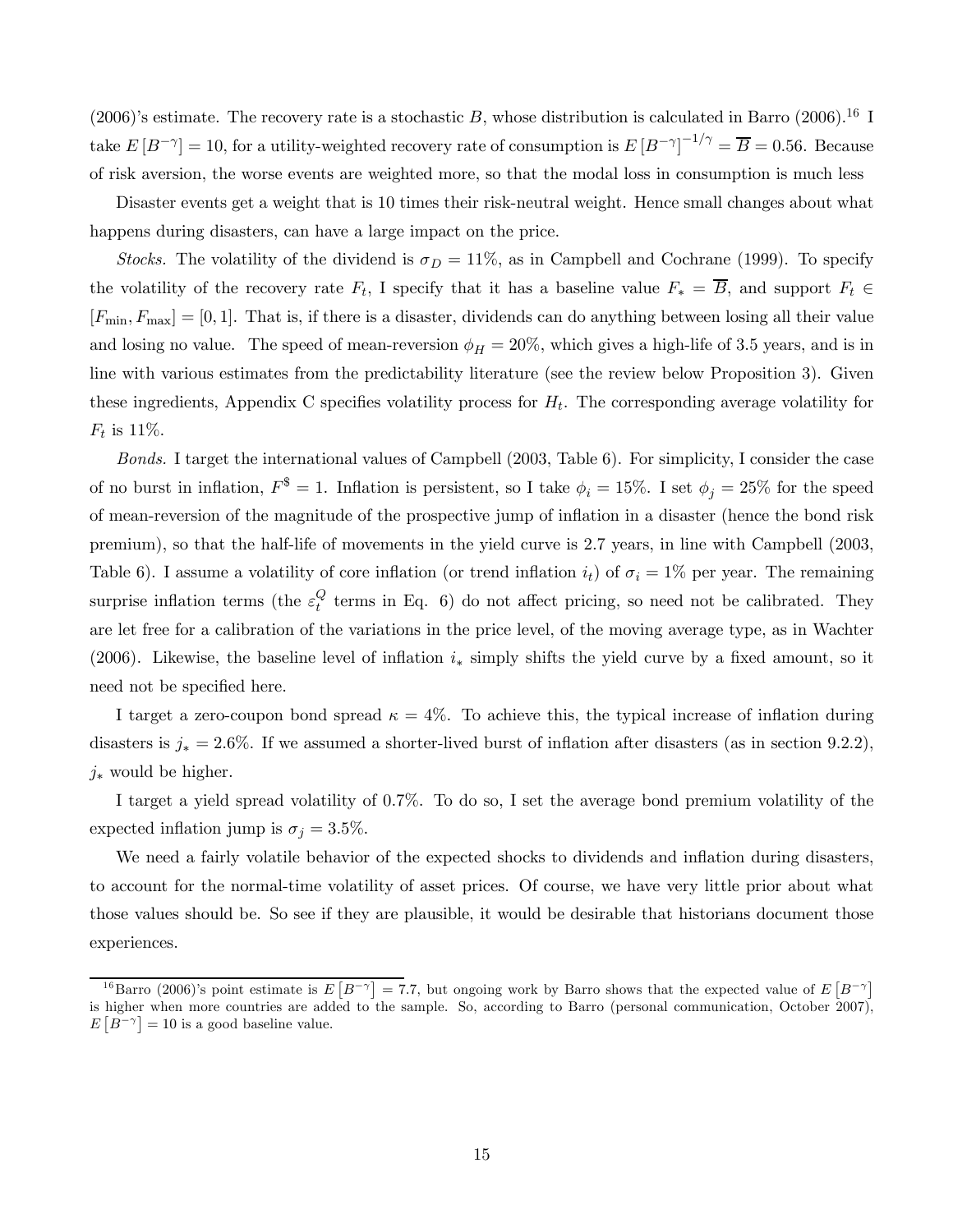(2006)'s estimate. The recovery rate is a stochastic $B$, whose distribution is calculated in Barro (2006).[16] I take $E[B^{-\gamma}] = 10$, for a utility-weighted recovery rate of consumption is $E[B^{-\gamma}]^{-1/\gamma} = \overline{B} = 0.56$. Because of risk aversion, the worse events are weighted more, so that the modal loss in consumption is much less

Disaster events get a weight that is 10 times their risk-neutral weight. Hence small changes about what happens during disasters, can have a large impact on the price.

*Stocks.* The volatility of the dividend is $\sigma_D = 11\%$, as in Campbell and Cochrane (1999). To specify the volatility of the recovery rate $F_t$, I specify that it has a baseline value $F_* = \overline{B}$, and support $F_t \in [F_{\min}, F_{\max}] = [0, 1]$. That is, if there is a disaster, dividends can do anything between losing all their value and losing no value. The speed of mean-reversion $\phi_H = 20\%$, which gives a high-life of 3.5 years, and is in line with various estimates from the predictability literature (see the review below Proposition 3). Given these ingredients, Appendix C specifies volatility process for $H_t$. The corresponding average volatility for $F_t$ is 11%.

*Bonds.* I target the international values of Campbell (2003, Table 6). For simplicity, I consider the case of no burst in inflation, $F^{\$} = 1$. Inflation is persistent, so I take $\phi_i = 15\%$. I set $\phi_j = 25\%$ for the speed of mean-reversion of the magnitude of the prospective jump of inflation in a disaster (hence the bond risk premium), so that the half-life of movements in the yield curve is 2.7 years, in line with Campbell (2003, Table 6). I assume a volatility of core inflation (or trend inflation $i_t$) of $\sigma_i = 1\%$ per year. The remaining surprise inflation terms (the $\varepsilon_t^Q$ terms in Eq. 6) do not affect pricing, so need not be calibrated. They are let free for a calibration of the variations in the price level, of the moving average type, as in Wachter (2006). Likewise, the baseline level of inflation $i_*$ simply shifts the yield curve by a fixed amount, so it need not be specified here.

I target a zero-coupon bond spread $\kappa = 4\%$. To achieve this, the typical increase of inflation during disasters is $j_* = 2.6\%$. If we assumed a shorter-lived burst of inflation after disasters (as in section 9.2.2), $j_*$ would be higher.

I target a yield spread volatility of 0.7%. To do so, I set the average bond premium volatility of the expected inflation jump is $\sigma_j = 3.5\%$.

We need a fairly volatile behavior of the expected shocks to dividends and inflation during disasters, to account for the normal-time volatility of asset prices. Of course, we have very little prior about what those values should be. So see if they are plausible, it would be desirable that historians document those experiences.

[16] Barro (2006)'s point estimate is $E[B^{-\gamma}] = 7.7$, but ongoing work by Barro shows that the expected value of $E[B^{-\gamma}]$ is higher when more countries are added to the sample. So, according to Barro (personal communication, October 2007), $E[B^{-\gamma}] = 10$ is a good baseline value.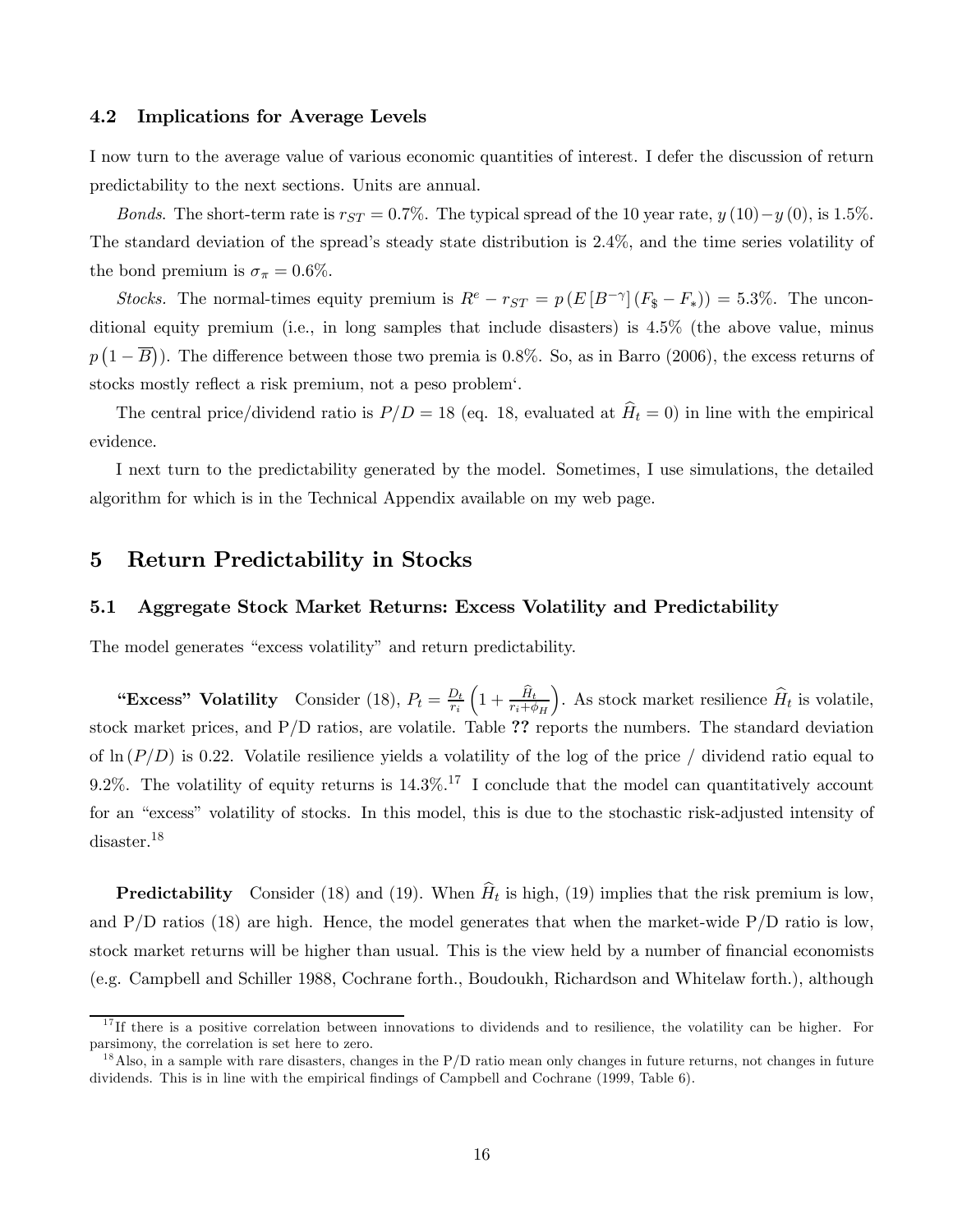### 4.2 Implications for Average Levels

I now turn to the average value of various economic quantities of interest. I defer the discussion of return predictability to the next sections. Units are annual.

*Bonds*. The short-term rate is $r_{ST} = 0.7\%$. The typical spread of the 10 year rate, $y(10) - y(0)$, is 1.5%. The standard deviation of the spread's steady state distribution is 2.4%, and the time series volatility of the bond premium is $\sigma_\pi = 0.6\%$.

*Stocks.* The normal-times equity premium is $R^e - r_{ST} = p\left(E\left[B^{-\gamma}\right](F_\$ - F_*)\right) = 5.3\%$. The unconditional equity premium (i.e., in long samples that include disasters) is 4.5% (the above value, minus $p\left(1 - \overline{B}\right)$). The difference between those two premia is 0.8%. So, as in Barro (2006), the excess returns of stocks mostly reflect a risk premium, not a peso problem'.

The central price/dividend ratio is $P/D = 18$ (eq. 18, evaluated at $\widehat{H}_t = 0$) in line with the empirical evidence.

I next turn to the predictability generated by the model. Sometimes, I use simulations, the detailed algorithm for which is in the Technical Appendix available on my web page.

## 5 Return Predictability in Stocks

### 5.1 Aggregate Stock Market Returns: Excess Volatility and Predictability

The model generates "excess volatility" and return predictability.

**"Excess" Volatility** Consider (18), $P_t = \frac{D_t}{r_i}\left(1 + \frac{\widehat{H}_t}{r_i + \phi_H}\right)$. As stock market resilience $\widehat{H}_t$ is volatile, stock market prices, and P/D ratios, are volatile. Table **??** reports the numbers. The standard deviation of $\ln(P/D)$ is 0.22. Volatile resilience yields a volatility of the log of the price / dividend ratio equal to 9.2%. The volatility of equity returns is 14.3%.[17] I conclude that the model can quantitatively account for an "excess" volatility of stocks. In this model, this is due to the stochastic risk-adjusted intensity of disaster.[18]

**Predictability** Consider (18) and (19). When $\widehat{H}_t$ is high, (19) implies that the risk premium is low, and P/D ratios (18) are high. Hence, the model generates that when the market-wide P/D ratio is low, stock market returns will be higher than usual. This is the view held by a number of financial economists (e.g. Campbell and Schiller 1988, Cochrane forth., Boudoukh, Richardson and Whitelaw forth.), although

[17] If there is a positive correlation between innovations to dividends and to resilience, the volatility can be higher. For parsimony, the correlation is set here to zero.

[18] Also, in a sample with rare disasters, changes in the P/D ratio mean only changes in future returns, not changes in future dividends. This is in line with the empirical findings of Campbell and Cochrane (1999, Table 6).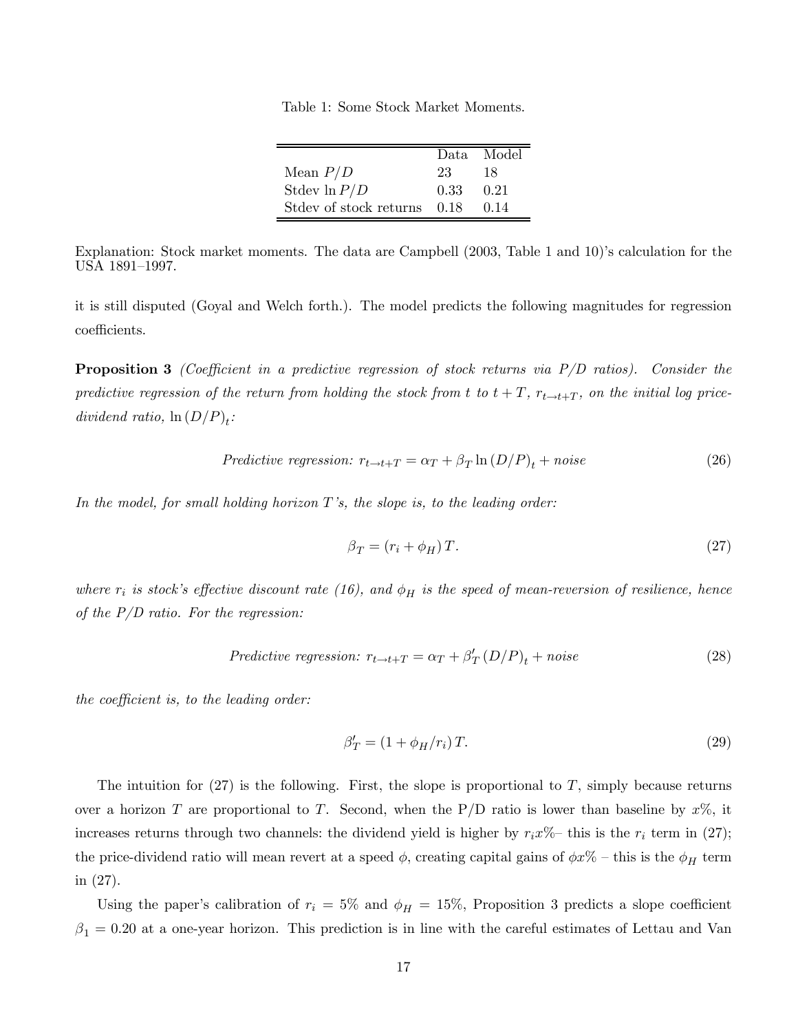Table 1: Some Stock Market Moments.

| | Data | Model |
|---|---|---|
| Mean $P/D$ | 23 | 18 |
| Stdev $\ln P/D$ | 0.33 | 0.21 |
| Stdev of stock returns | 0.18 | 0.14 |

Explanation: Stock market moments. The data are Campbell (2003, Table 1 and 10)'s calculation for the USA 1891–1997.

it is still disputed (Goyal and Welch forth.). The model predicts the following magnitudes for regression coefficients.

**Proposition 3** *(Coefficient in a predictive regression of stock returns via P/D ratios). Consider the predictive regression of the return from holding the stock from $t$ to $t+T$, $r_{t\to t+T}$, on the initial log price-dividend ratio, $\ln (D/P)_t$:*

$$\text{Predictive regression: } r_{t\to t+T} = \alpha_T + \beta_T \ln (D/P)_t + \text{noise} \tag{26}$$

*In the model, for small holding horizon $T$'s, the slope is, to the leading order:*

$$\beta_T = (r_i + \phi_H)\, T. \tag{27}$$

*where $r_i$ is stock's effective discount rate (16), and $\phi_H$ is the speed of mean-reversion of resilience, hence of the P/D ratio. For the regression:*

$$\text{Predictive regression: } r_{t\to t+T} = \alpha_T + \beta'_T (D/P)_t + \text{noise} \tag{28}$$

*the coefficient is, to the leading order:*

$$\beta'_T = (1 + \phi_H/r_i)\, T. \tag{29}$$

The intuition for (27) is the following. First, the slope is proportional to $T$, simply because returns over a horizon $T$ are proportional to $T$. Second, when the P/D ratio is lower than baseline by $x\%$, it increases returns through two channels: the dividend yield is higher by $r_i x\%$– this is the $r_i$ term in (27); the price-dividend ratio will mean revert at a speed $\phi$, creating capital gains of $\phi x\%$ – this is the $\phi_H$ term in (27).

Using the paper's calibration of $r_i = 5\%$ and $\phi_H = 15\%$, Proposition 3 predicts a slope coefficient $\beta_1 = 0.20$ at a one-year horizon. This prediction is in line with the careful estimates of Lettau and Van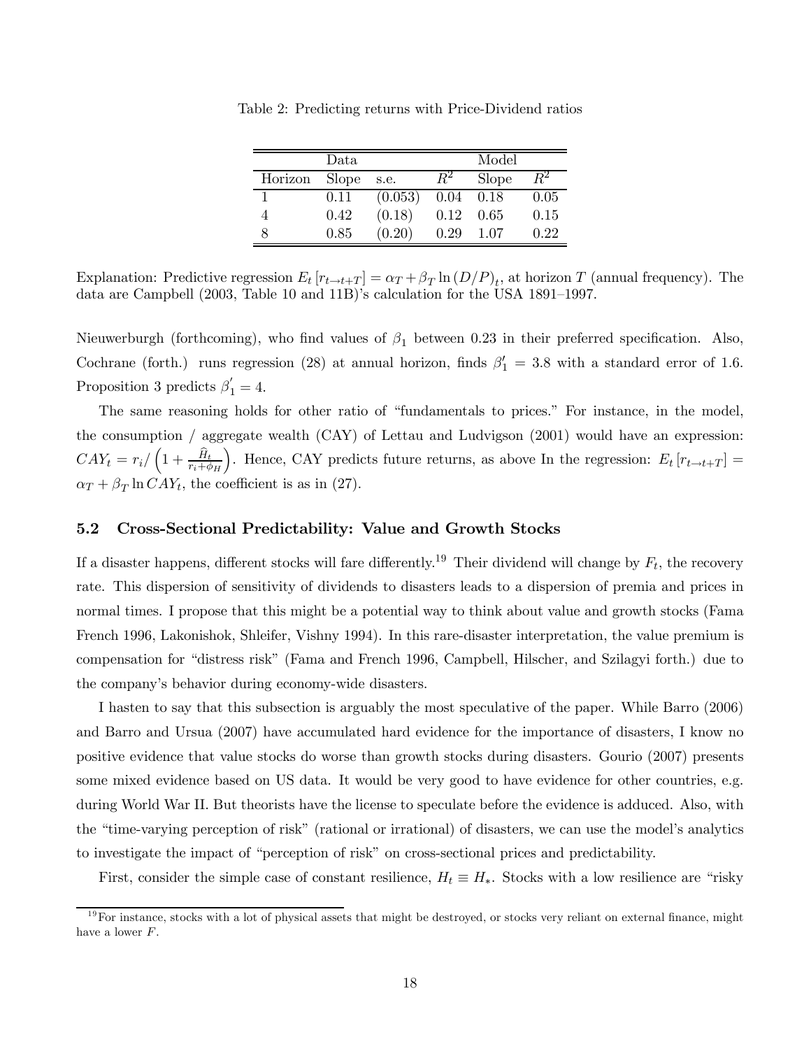Table 2: Predicting returns with Price-Dividend ratios

| | Data | | | Model | |
|---|---|---|---|---|---|
| Horizon | Slope | s.e. | $R^2$ | Slope | $R^2$ |
| 1 | 0.11 | (0.053) | 0.04 | 0.18 | 0.05 |
| 4 | 0.42 | (0.18) | 0.12 | 0.65 | 0.15 |
| 8 | 0.85 | (0.20) | 0.29 | 1.07 | 0.22 |

Explanation: Predictive regression $E_t [r_{t \to t+T}] = \alpha_T + \beta_T \ln (D/P)_t$, at horizon $T$ (annual frequency). The data are Campbell (2003, Table 10 and 11B)'s calculation for the USA 1891–1997.

Nieuwerburgh (forthcoming), who find values of $\beta_1$ between 0.23 in their preferred specification. Also, Cochrane (forth.) runs regression (28) at annual horizon, finds $\beta_1' = 3.8$ with a standard error of 1.6. Proposition 3 predicts $\beta_1' = 4$.

The same reasoning holds for other ratio of "fundamentals to prices." For instance, in the model, the consumption / aggregate wealth (CAY) of Lettau and Ludvigson (2001) would have an expression: $CAY_t = r_i / \left(1 + \frac{\widehat{H}_t}{r_i + \phi_H}\right)$. Hence, CAY predicts future returns, as above In the regression: $E_t [r_{t \to t+T}] = \alpha_T + \beta_T \ln CAY_t$, the coefficient is as in (27).

### 5.2 Cross-Sectional Predictability: Value and Growth Stocks

If a disaster happens, different stocks will fare differently.[19] Their dividend will change by $F_t$, the recovery rate. This dispersion of sensitivity of dividends to disasters leads to a dispersion of premia and prices in normal times. I propose that this might be a potential way to think about value and growth stocks (Fama French 1996, Lakonishok, Shleifer, Vishny 1994). In this rare-disaster interpretation, the value premium is compensation for "distress risk" (Fama and French 1996, Campbell, Hilscher, and Szilagyi forth.) due to the company's behavior during economy-wide disasters.

I hasten to say that this subsection is arguably the most speculative of the paper. While Barro (2006) and Barro and Ursua (2007) have accumulated hard evidence for the importance of disasters, I know no positive evidence that value stocks do worse than growth stocks during disasters. Gourio (2007) presents some mixed evidence based on US data. It would be very good to have evidence for other countries, e.g. during World War II. But theorists have the license to speculate before the evidence is adduced. Also, with the "time-varying perception of risk" (rational or irrational) of disasters, we can use the model's analytics to investigate the impact of "perception of risk" on cross-sectional prices and predictability.

First, consider the simple case of constant resilience, $H_t \equiv H_*$. Stocks with a low resilience are "risky

[19] For instance, stocks with a lot of physical assets that might be destroyed, or stocks very reliant on external finance, might have a lower $F$.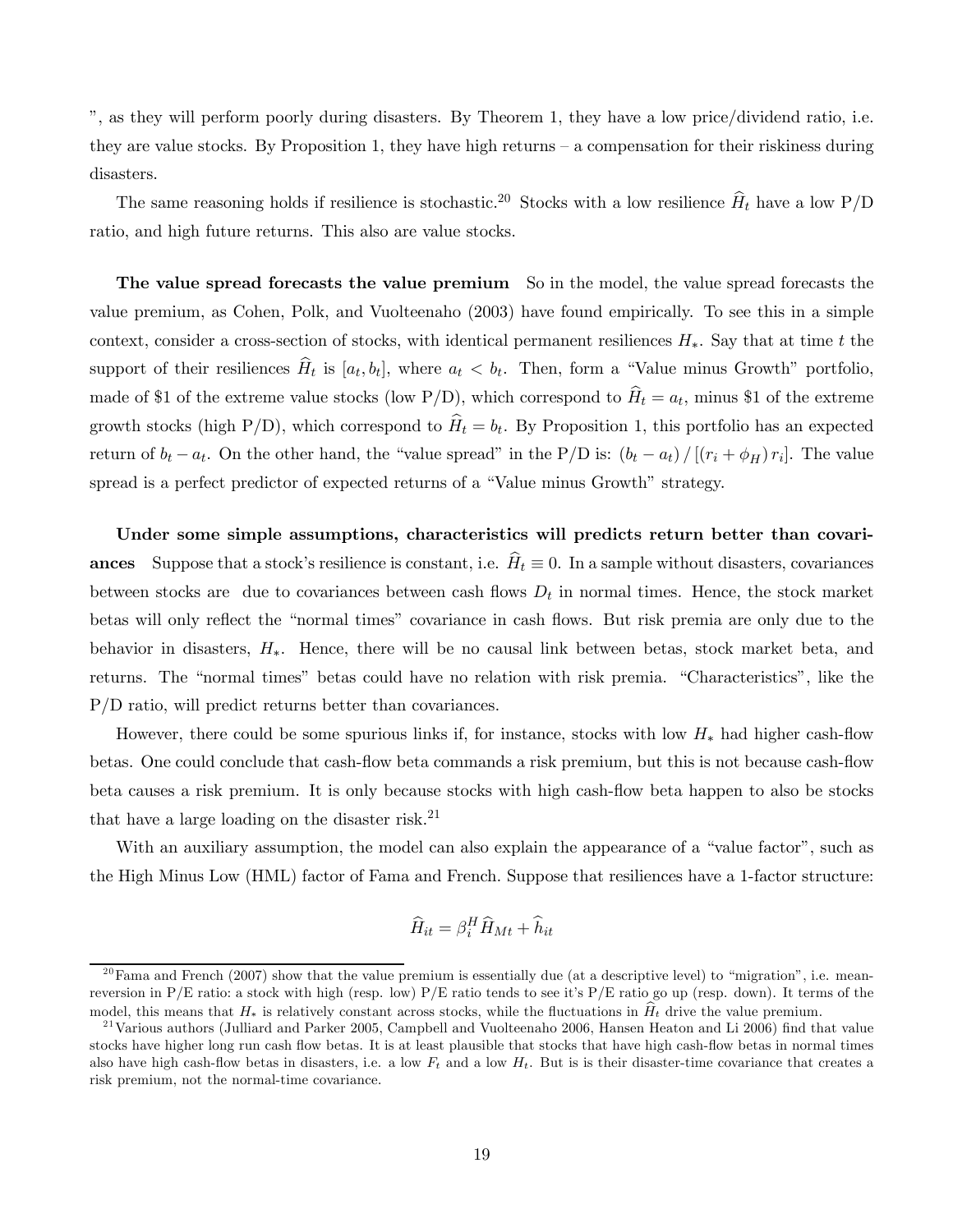", as they will perform poorly during disasters. By Theorem 1, they have a low price/dividend ratio, i.e. they are value stocks. By Proposition 1, they have high returns – a compensation for their riskiness during disasters.

The same reasoning holds if resilience is stochastic.[20] Stocks with a low resilience $\widehat{H}_t$ have a low P/D ratio, and high future returns. This also are value stocks.

**The value spread forecasts the value premium** So in the model, the value spread forecasts the value premium, as Cohen, Polk, and Vuolteenaho (2003) have found empirically. To see this in a simple context, consider a cross-section of stocks, with identical permanent resiliences $H_*$. Say that at time $t$ the support of their resiliences $\widehat{H}_t$ is $[a_t, b_t]$, where $a_t < b_t$. Then, form a "Value minus Growth" portfolio, made of \$1 of the extreme value stocks (low P/D), which correspond to $\widehat{H}_t = a_t$, minus \$1 of the extreme growth stocks (high P/D), which correspond to $\widehat{H}_t = b_t$. By Proposition 1, this portfolio has an expected return of $b_t - a_t$. On the other hand, the "value spread" in the P/D is: $(b_t - a_t) / [(r_i + \phi_H) r_i]$. The value spread is a perfect predictor of expected returns of a "Value minus Growth" strategy.

**Under some simple assumptions, characteristics will predicts return better than covariances** Suppose that a stock's resilience is constant, i.e. $\widehat{H}_t \equiv 0$. In a sample without disasters, covariances between stocks are due to covariances between cash flows $D_t$ in normal times. Hence, the stock market betas will only reflect the "normal times" covariance in cash flows. But risk premia are only due to the behavior in disasters, $H_*$. Hence, there will be no causal link between betas, stock market beta, and returns. The "normal times" betas could have no relation with risk premia. "Characteristics", like the P/D ratio, will predict returns better than covariances.

However, there could be some spurious links if, for instance, stocks with low $H_*$ had higher cash-flow betas. One could conclude that cash-flow beta commands a risk premium, but this is not because cash-flow beta causes a risk premium. It is only because stocks with high cash-flow beta happen to also be stocks that have a large loading on the disaster risk.[21]

With an auxiliary assumption, the model can also explain the appearance of a "value factor", such as the High Minus Low (HML) factor of Fama and French. Suppose that resiliences have a 1-factor structure:

$$\widehat{H}_{it} = \beta_i^H \widehat{H}_{Mt} + \widehat{h}_{it}$$

[20] Fama and French (2007) show that the value premium is essentially due (at a descriptive level) to "migration", i.e. mean-reversion in P/E ratio: a stock with high (resp. low) P/E ratio tends to see it's P/E ratio go up (resp. down). It terms of the model, this means that $H_*$ is relatively constant across stocks, while the fluctuations in $\widehat{H}_t$ drive the value premium.

[21] Various authors (Julliard and Parker 2005, Campbell and Vuolteenaho 2006, Hansen Heaton and Li 2006) find that value stocks have higher long run cash flow betas. It is at least plausible that stocks that have high cash-flow betas in normal times also have high cash-flow betas in disasters, i.e. a low $F_t$ and a low $H_t$. But is is their disaster-time covariance that creates a risk premium, not the normal-time covariance.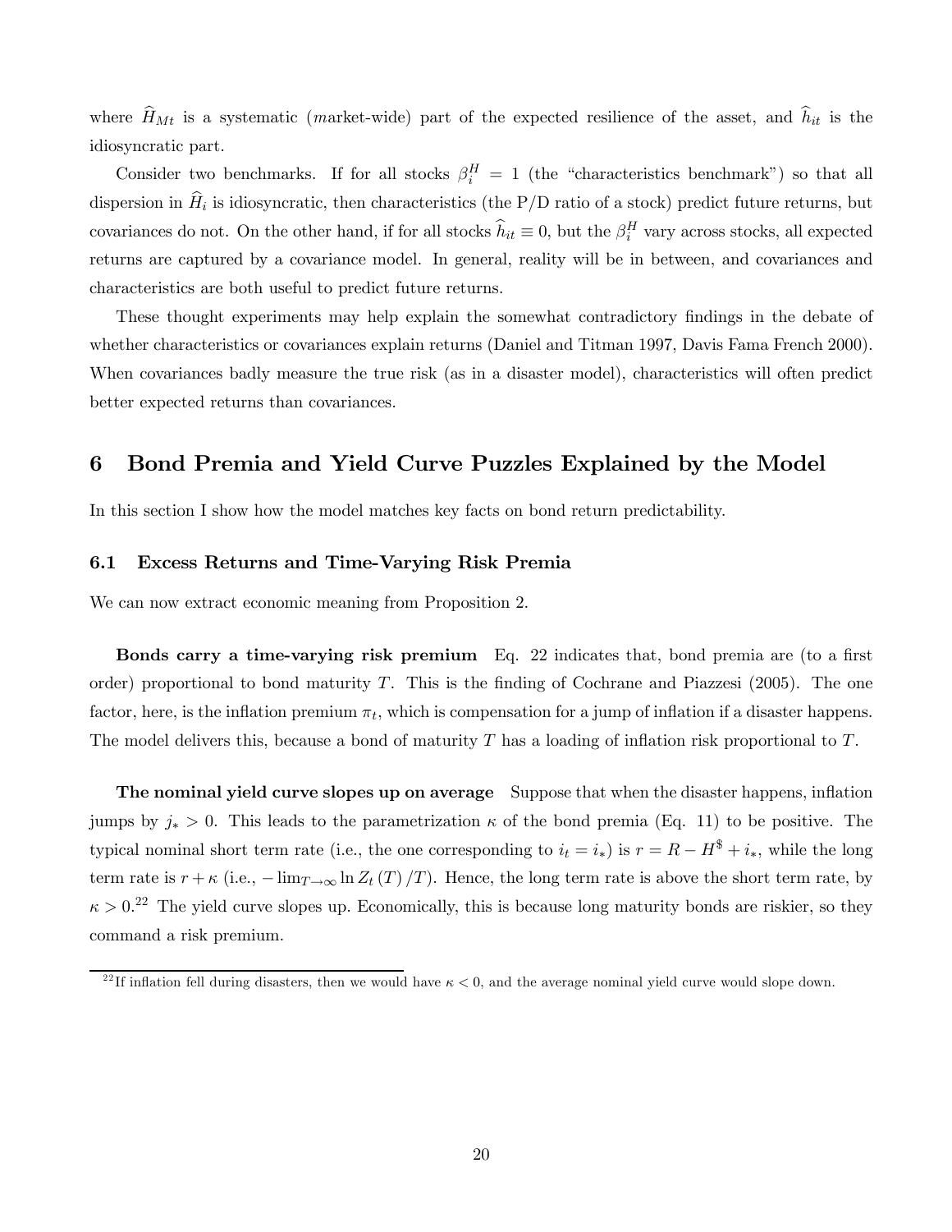where $\widehat{H}_{Mt}$ is a systematic (*m*arket-wide) part of the expected resilience of the asset, and $\widehat{h}_{it}$ is the idiosyncratic part.

Consider two benchmarks. If for all stocks $\beta_i^H = 1$ (the "characteristics benchmark") so that all dispersion in $\widehat{H}_i$ is idiosyncratic, then characteristics (the P/D ratio of a stock) predict future returns, but covariances do not. On the other hand, if for all stocks $\widehat{h}_{it} \equiv 0$, but the $\beta_i^H$ vary across stocks, all expected returns are captured by a covariance model. In general, reality will be in between, and covariances and characteristics are both useful to predict future returns.

These thought experiments may help explain the somewhat contradictory findings in the debate of whether characteristics or covariances explain returns (Daniel and Titman 1997, Davis Fama French 2000). When covariances badly measure the true risk (as in a disaster model), characteristics will often predict better expected returns than covariances.

# 6 Bond Premia and Yield Curve Puzzles Explained by the Model

In this section I show how the model matches key facts on bond return predictability.

## 6.1 Excess Returns and Time-Varying Risk Premia

We can now extract economic meaning from Proposition 2.

**Bonds carry a time-varying risk premium** Eq. 22 indicates that, bond premia are (to a first order) proportional to bond maturity $T$. This is the finding of Cochrane and Piazzesi (2005). The one factor, here, is the inflation premium $\pi_t$, which is compensation for a jump of inflation if a disaster happens. The model delivers this, because a bond of maturity $T$ has a loading of inflation risk proportional to $T$.

**The nominal yield curve slopes up on average** Suppose that when the disaster happens, inflation jumps by $j_* > 0$. This leads to the parametrization $\kappa$ of the bond premia (Eq. 11) to be positive. The typical nominal short term rate (i.e., the one corresponding to $i_t = i_*$) is $r = R - H^{\$} + i_*$, while the long term rate is $r + \kappa$ (i.e., $-\lim_{T\to\infty} \ln Z_t(T)/T$). Hence, the long term rate is above the short term rate, by $\kappa > 0$.[22] The yield curve slopes up. Economically, this is because long maturity bonds are riskier, so they command a risk premium.

[22] If inflation fell during disasters, then we would have $\kappa < 0$, and the average nominal yield curve would slope down.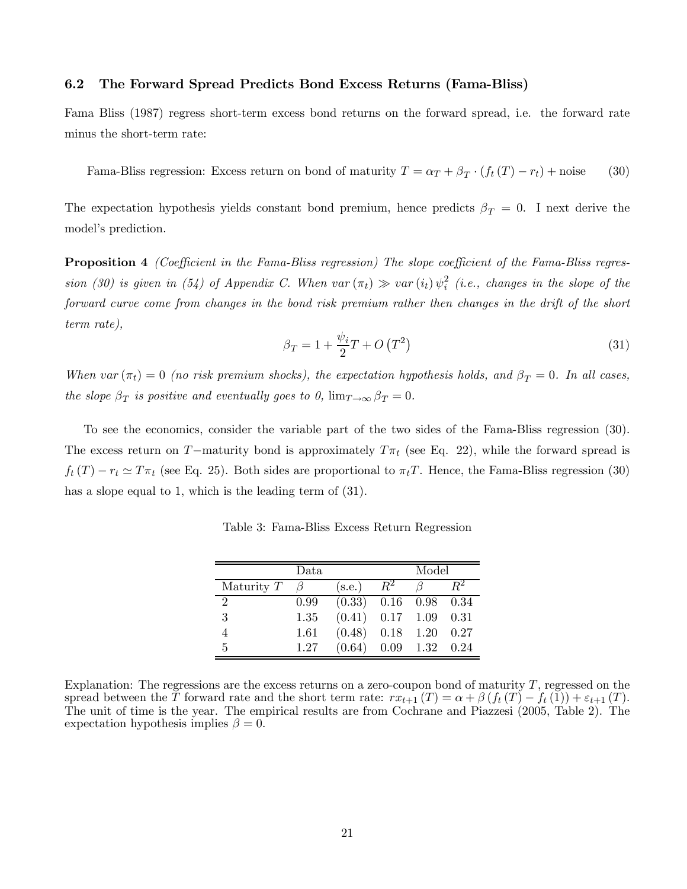### 6.2 The Forward Spread Predicts Bond Excess Returns (Fama-Bliss)

Fama Bliss (1987) regress short-term excess bond returns on the forward spread, i.e. the forward rate minus the short-term rate:

$$\text{Fama-Bliss regression: Excess return on bond of maturity } T = \alpha_T + \beta_T \cdot (f_t(T) - r_t) + \text{noise} \qquad (30)$$

The expectation hypothesis yields constant bond premium, hence predicts $\beta_T = 0$. I next derive the model's prediction.

**Proposition 4** *(Coefficient in the Fama-Bliss regression) The slope coefficient of the Fama-Bliss regression (30) is given in (54) of Appendix C. When $var(\pi_t) \gg var(i_t)\psi_i^2$ (i.e., changes in the slope of the forward curve come from changes in the bond risk premium rather then changes in the drift of the short term rate),*

$$\beta_T = 1 + \frac{\psi_i}{2}T + O\left(T^2\right) \qquad (31)$$

*When $var(\pi_t) = 0$ (no risk premium shocks), the expectation hypothesis holds, and $\beta_T = 0$. In all cases, the slope $\beta_T$ is positive and eventually goes to 0, $\lim_{T\to\infty}\beta_T = 0$.*

To see the economics, consider the variable part of the two sides of the Fama-Bliss regression (30). The excess return on $T-$maturity bond is approximately $T\pi_t$ (see Eq. 22), while the forward spread is $f_t(T) - r_t \simeq T\pi_t$ (see Eq. 25). Both sides are proportional to $\pi_t T$. Hence, the Fama-Bliss regression (30) has a slope equal to 1, which is the leading term of (31).

Table 3: Fama-Bliss Excess Return Regression

| | Data | | | Model | |
|---|---|---|---|---|---|
| Maturity $T$ | $\beta$ | (s.e.) | $R^2$ | $\beta$ | $R^2$ |
| 2 | 0.99 | (0.33) | 0.16 | 0.98 | 0.34 |
| 3 | 1.35 | (0.41) | 0.17 | 1.09 | 0.31 |
| 4 | 1.61 | (0.48) | 0.18 | 1.20 | 0.27 |
| 5 | 1.27 | (0.64) | 0.09 | 1.32 | 0.24 |

Explanation: The regressions are the excess returns on a zero-coupon bond of maturity $T$, regressed on the spread between the $T$ forward rate and the short term rate: $rx_{t+1}(T) = \alpha + \beta(f_t(T) - f_t(1)) + \varepsilon_{t+1}(T)$. The unit of time is the year. The empirical results are from Cochrane and Piazzesi (2005, Table 2). The expectation hypothesis implies $\beta = 0$.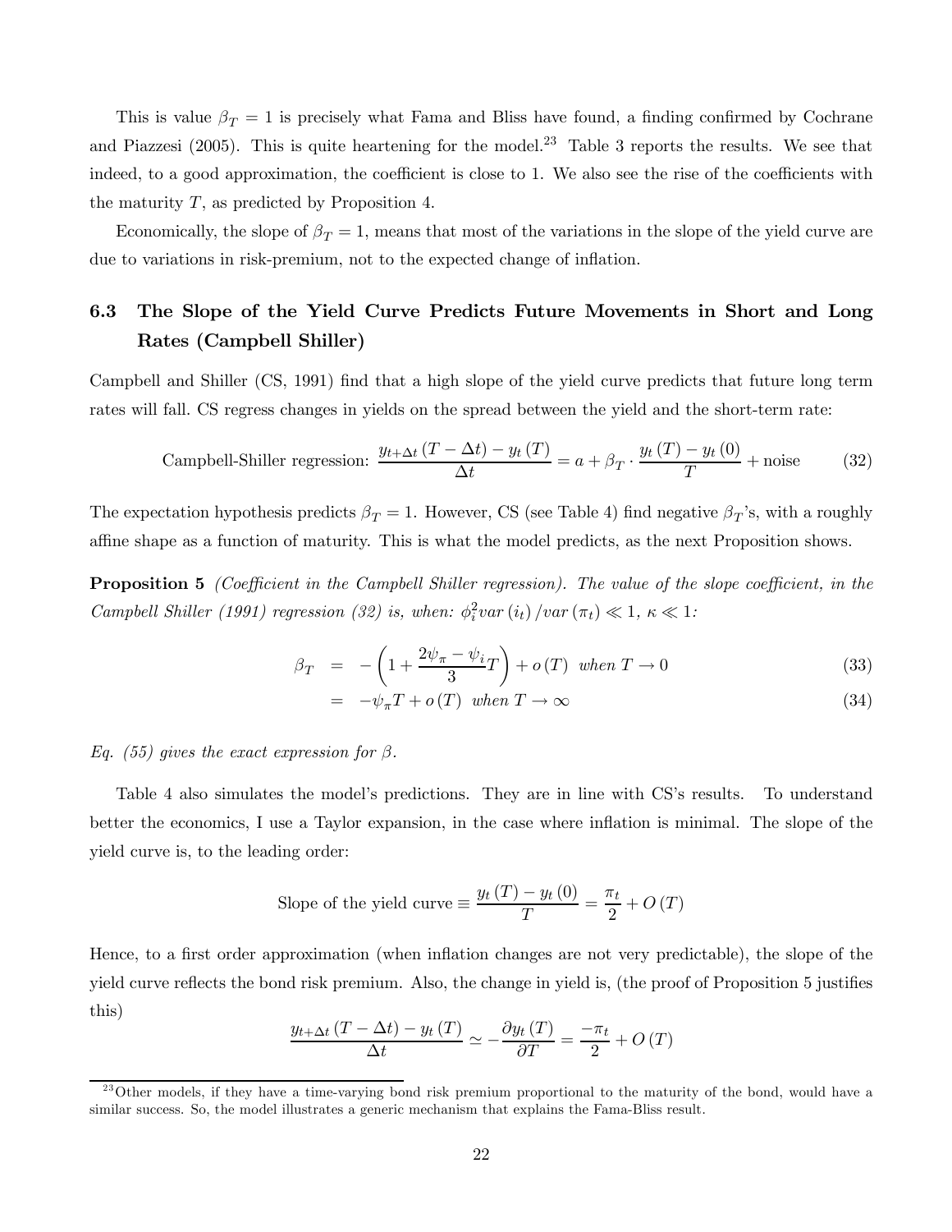This is value $\beta_T = 1$ is precisely what Fama and Bliss have found, a finding confirmed by Cochrane and Piazzesi (2005). This is quite heartening for the model.[23] Table 3 reports the results. We see that indeed, to a good approximation, the coefficient is close to 1. We also see the rise of the coefficients with the maturity $T$, as predicted by Proposition 4.

Economically, the slope of $\beta_T = 1$, means that most of the variations in the slope of the yield curve are due to variations in risk-premium, not to the expected change of inflation.

### 6.3 The Slope of the Yield Curve Predicts Future Movements in Short and Long Rates (Campbell Shiller)

Campbell and Shiller (CS, 1991) find that a high slope of the yield curve predicts that future long term rates will fall. CS regress changes in yields on the spread between the yield and the short-term rate:

$$\text{Campbell-Shiller regression: } \frac{y_{t+\Delta t}(T-\Delta t) - y_t(T)}{\Delta t} = a + \beta_T \cdot \frac{y_t(T) - y_t(0)}{T} + \text{noise} \tag{32}$$

The expectation hypothesis predicts $\beta_T = 1$. However, CS (see Table 4) find negative $\beta_T$'s, with a roughly affine shape as a function of maturity. This is what the model predicts, as the next Proposition shows.

**Proposition 5** *(Coefficient in the Campbell Shiller regression). The value of the slope coefficient, in the Campbell Shiller (1991) regression (32) is, when: $\phi_i^2 var(i_t)/var(\pi_t) \ll 1$, $\kappa \ll 1$:*

$$\beta_T = -\left(1 + \frac{2\psi_\pi - \psi_i}{3} T\right) + o(T) \text{ when } T \to 0 \tag{33}$$

$$= -\psi_\pi T + o(T) \text{ when } T \to \infty \tag{34}$$

*Eq. (55) gives the exact expression for $\beta$.*

Table 4 also simulates the model's predictions. They are in line with CS's results. To understand better the economics, I use a Taylor expansion, in the case where inflation is minimal. The slope of the yield curve is, to the leading order:

$$\text{Slope of the yield curve} \equiv \frac{y_t(T) - y_t(0)}{T} = \frac{\pi_t}{2} + O(T)$$

Hence, to a first order approximation (when inflation changes are not very predictable), the slope of the yield curve reflects the bond risk premium. Also, the change in yield is, (the proof of Proposition 5 justifies this)

$$\frac{y_{t+\Delta t}(T-\Delta t) - y_t(T)}{\Delta t} \simeq -\frac{\partial y_t(T)}{\partial T} = \frac{-\pi_t}{2} + O(T)$$

[23] Other models, if they have a time-varying bond risk premium proportional to the maturity of the bond, would have a similar success. So, the model illustrates a generic mechanism that explains the Fama-Bliss result.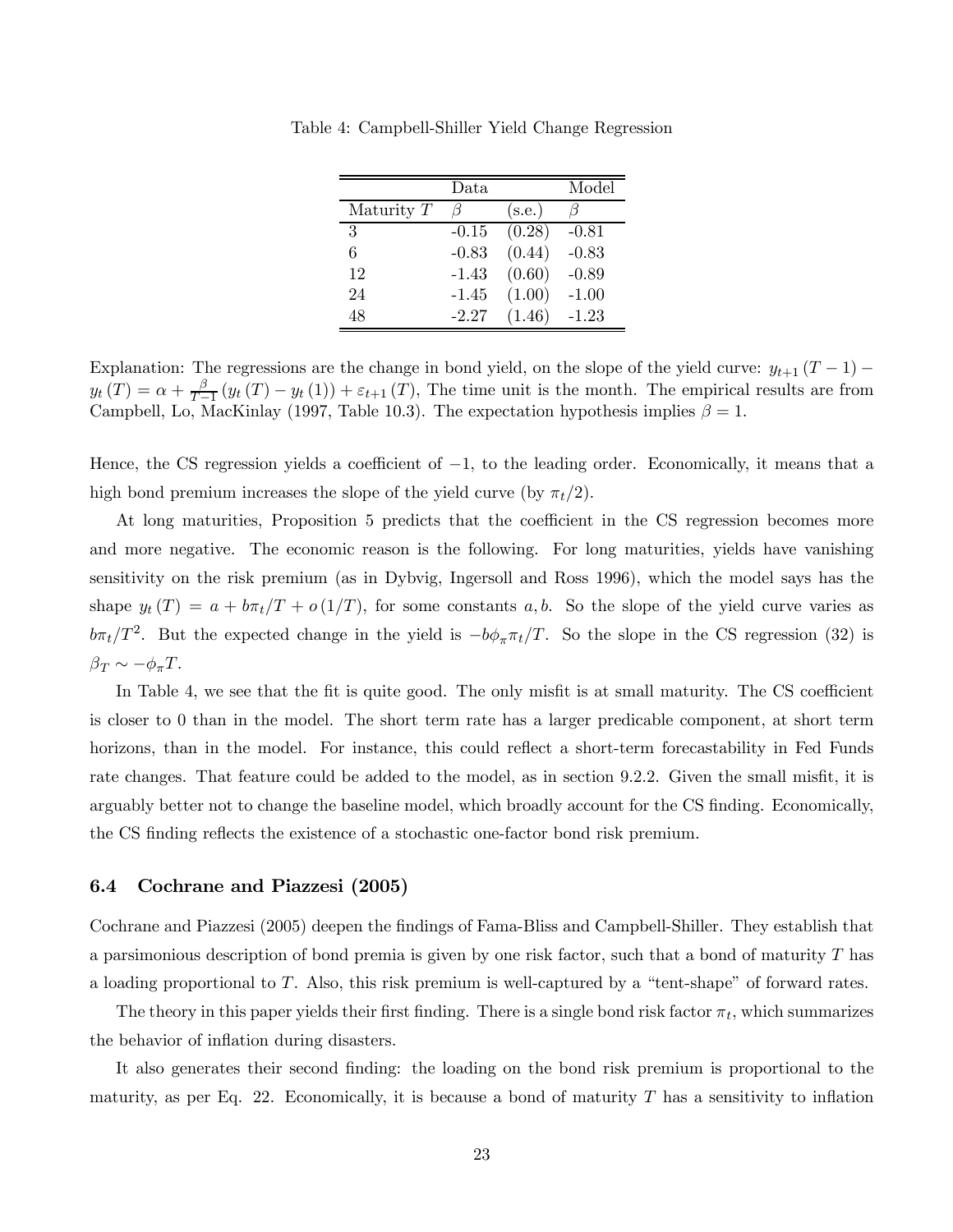Table 4: Campbell-Shiller Yield Change Regression

| | Data | | Model |
|---|---|---|---|
| Maturity $T$ | $\beta$ | (s.e.) | $\beta$ |
| 3 | -0.15 | (0.28) | -0.81 |
| 6 | -0.83 | (0.44) | -0.83 |
| 12 | -1.43 | (0.60) | -0.89 |
| 24 | -1.45 | (1.00) | -1.00 |
| 48 | -2.27 | (1.46) | -1.23 |

Explanation: The regressions are the change in bond yield, on the slope of the yield curve: $y_{t+1}(T-1) - y_t(T) = \alpha + \frac{\beta}{T-1}(y_t(T) - y_t(1)) + \varepsilon_{t+1}(T)$, The time unit is the month. The empirical results are from Campbell, Lo, MacKinlay (1997, Table 10.3). The expectation hypothesis implies $\beta = 1$.

Hence, the CS regression yields a coefficient of $-1$, to the leading order. Economically, it means that a high bond premium increases the slope of the yield curve (by $\pi_t/2$).

At long maturities, Proposition 5 predicts that the coefficient in the CS regression becomes more and more negative. The economic reason is the following. For long maturities, yields have vanishing sensitivity on the risk premium (as in Dybvig, Ingersoll and Ross 1996), which the model says has the shape $y_t(T) = a + b\pi_t/T + o(1/T)$, for some constants $a, b$. So the slope of the yield curve varies as $b\pi_t/T^2$. But the expected change in the yield is $-b\phi_\pi \pi_t/T$. So the slope in the CS regression (32) is $\beta_T \sim -\phi_\pi T$.

In Table 4, we see that the fit is quite good. The only misfit is at small maturity. The CS coefficient is closer to 0 than in the model. The short term rate has a larger predicable component, at short term horizons, than in the model. For instance, this could reflect a short-term forecastability in Fed Funds rate changes. That feature could be added to the model, as in section 9.2.2. Given the small misfit, it is arguably better not to change the baseline model, which broadly account for the CS finding. Economically, the CS finding reflects the existence of a stochastic one-factor bond risk premium.

### 6.4 Cochrane and Piazzesi (2005)

Cochrane and Piazzesi (2005) deepen the findings of Fama-Bliss and Campbell-Shiller. They establish that a parsimonious description of bond premia is given by one risk factor, such that a bond of maturity $T$ has a loading proportional to $T$. Also, this risk premium is well-captured by a "tent-shape" of forward rates.

The theory in this paper yields their first finding. There is a single bond risk factor $\pi_t$, which summarizes the behavior of inflation during disasters.

It also generates their second finding: the loading on the bond risk premium is proportional to the maturity, as per Eq. 22. Economically, it is because a bond of maturity $T$ has a sensitivity to inflation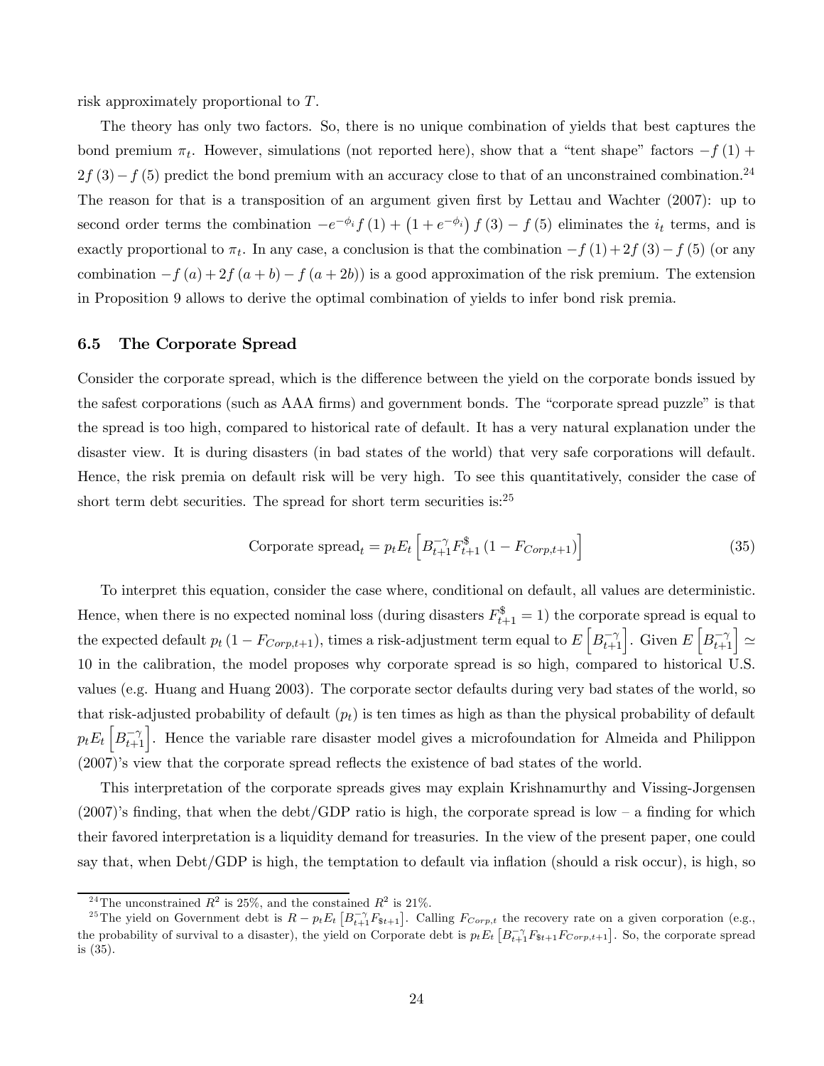risk approximately proportional to $T$.

The theory has only two factors. So, there is no unique combination of yields that best captures the bond premium $\pi_t$. However, simulations (not reported here), show that a "tent shape" factors $-f(1)+2f(3)-f(5)$ predict the bond premium with an accuracy close to that of an unconstrained combination.[24] The reason for that is a transposition of an argument given first by Lettau and Wachter (2007): up to second order terms the combination $-e^{-\phi_i}f(1)+\left(1+e^{-\phi_i}\right)f(3)-f(5)$ eliminates the $i_t$ terms, and is exactly proportional to $\pi_t$. In any case, a conclusion is that the combination $-f(1)+2f(3)-f(5)$ (or any combination $-f(a)+2f(a+b)-f(a+2b)$) is a good approximation of the risk premium. The extension in Proposition 9 allows to derive the optimal combination of yields to infer bond risk premia.

### 6.5 The Corporate Spread

Consider the corporate spread, which is the difference between the yield on the corporate bonds issued by the safest corporations (such as AAA firms) and government bonds. The "corporate spread puzzle" is that the spread is too high, compared to historical rate of default. It has a very natural explanation under the disaster view. It is during disasters (in bad states of the world) that very safe corporations will default. Hence, the risk premia on default risk will be very high. To see this quantitatively, consider the case of short term debt securities. The spread for short term securities is:[25]

$$\text{Corporate spread}_t = p_t E_t\left[B_{t+1}^{-\gamma}F_{t+1}^{\$}\left(1-F_{Corp,t+1}\right)\right] \tag{35}$$

To interpret this equation, consider the case where, conditional on default, all values are deterministic. Hence, when there is no expected nominal loss (during disasters $F_{t+1}^{\$}=1$) the corporate spread is equal to the expected default $p_t\left(1-F_{Corp,t+1}\right)$, times a risk-adjustment term equal to $E\left[B_{t+1}^{-\gamma}\right]$. Given $E\left[B_{t+1}^{-\gamma}\right]\simeq 10$ in the calibration, the model proposes why corporate spread is so high, compared to historical U.S. values (e.g. Huang and Huang 2003). The corporate sector defaults during very bad states of the world, so that risk-adjusted probability of default ($p_t$) is ten times as high as than the physical probability of default $p_tE_t\left[B_{t+1}^{-\gamma}\right]$. Hence the variable rare disaster model gives a microfoundation for Almeida and Philippon (2007)'s view that the corporate spread reflects the existence of bad states of the world.

This interpretation of the corporate spreads gives may explain Krishnamurthy and Vissing-Jorgensen (2007)'s finding, that when the debt/GDP ratio is high, the corporate spread is low – a finding for which their favored interpretation is a liquidity demand for treasuries. In the view of the present paper, one could say that, when Debt/GDP is high, the temptation to default via inflation (should a risk occur), is high, so

---

[24] The unconstrained $R^2$ is 25%, and the constained $R^2$ is 21%.

[25] The yield on Government debt is $R-p_tE_t\left[B_{t+1}^{-\gamma}F_{\$t+1}\right]$. Calling $F_{Corp,t}$ the recovery rate on a given corporation (e.g., the probability of survival to a disaster), the yield on Corporate debt is $p_tE_t\left[B_{t+1}^{-\gamma}F_{\$t+1}F_{Corp,t+1}\right]$. So, the corporate spread is (35).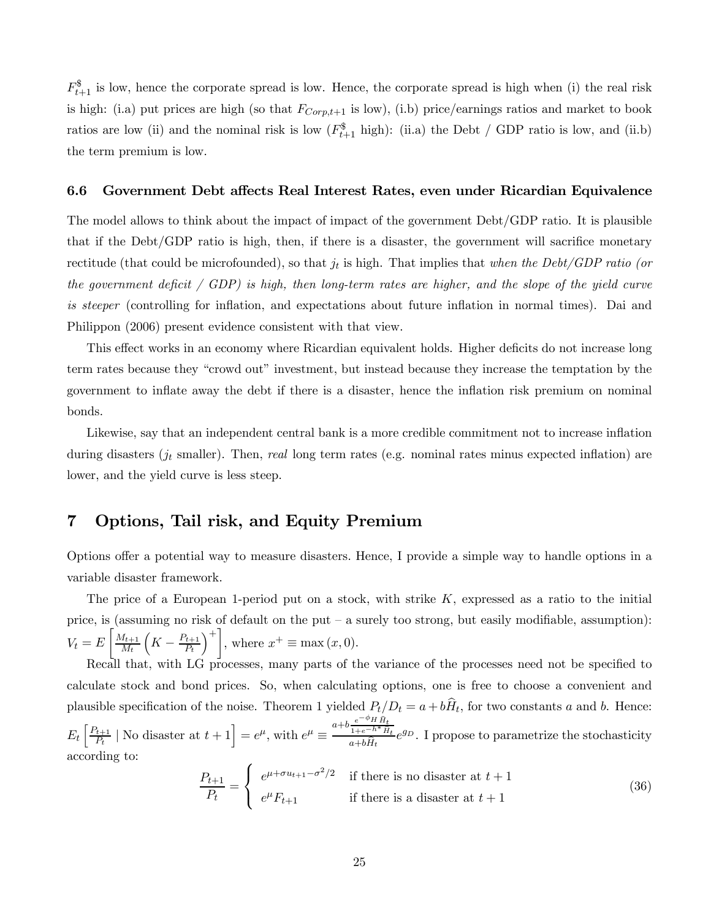$F^{\$}_{t+1}$ is low, hence the corporate spread is low. Hence, the corporate spread is high when (i) the real risk is high: (i.a) put prices are high (so that $F_{Corp,t+1}$ is low), (i.b) price/earnings ratios and market to book ratios are low (ii) and the nominal risk is low ($F^{\$}_{t+1}$ high): (ii.a) the Debt / GDP ratio is low, and (ii.b) the term premium is low.

### 6.6 Government Debt affects Real Interest Rates, even under Ricardian Equivalence

The model allows to think about the impact of impact of the government Debt/GDP ratio. It is plausible that if the Debt/GDP ratio is high, then, if there is a disaster, the government will sacrifice monetary rectitude (that could be microfounded), so that $j_t$ is high. That implies that *when the Debt/GDP ratio (or the government deficit / GDP) is high, then long-term rates are higher, and the slope of the yield curve is steeper* (controlling for inflation, and expectations about future inflation in normal times). Dai and Philippon (2006) present evidence consistent with that view.

This effect works in an economy where Ricardian equivalent holds. Higher deficits do not increase long term rates because they "crowd out" investment, but instead because they increase the temptation by the government to inflate away the debt if there is a disaster, hence the inflation risk premium on nominal bonds.

Likewise, say that an independent central bank is a more credible commitment not to increase inflation during disasters ($j_t$ smaller). Then, *real* long term rates (e.g. nominal rates minus expected inflation) are lower, and the yield curve is less steep.

## 7 Options, Tail risk, and Equity Premium

Options offer a potential way to measure disasters. Hence, I provide a simple way to handle options in a variable disaster framework.

The price of a European 1-period put on a stock, with strike $K$, expressed as a ratio to the initial price, is (assuming no risk of default on the put – a surely too strong, but easily modifiable, assumption): $V_t = E\left[\frac{M_{t+1}}{M_t}\left(K - \frac{P_{t+1}}{P_t}\right)^+\right]$, where $x^+ \equiv \max(x, 0)$.

Recall that, with LG processes, many parts of the variance of the processes need not be specified to calculate stock and bond prices. So, when calculating options, one is free to choose a convenient and plausible specification of the noise. Theorem 1 yielded $P_t/D_t = a + b\widehat{H}_t$, for two constants $a$ and $b$. Hence: $E_t\left[\frac{P_{t+1}}{P_t} \mid \text{No disaster at } t+1\right] = e^{\mu}$, with $e^{\mu} \equiv \frac{a + b\frac{e^{-\phi_H}\widehat{H}_t}{1+e^{-h^*}\widehat{H}_t}}{a + b\widehat{H}_t} e^{g_D}$. I propose to parametrize the stochasticity according to:

$$
\frac{P_{t+1}}{P_t} = \begin{cases} e^{\mu + \sigma u_{t+1} - \sigma^2/2} & \text{if there is no disaster at } t+1 \\ e^{\mu} F_{t+1} & \text{if there is a disaster at } t+1 \end{cases} \tag{36}
$$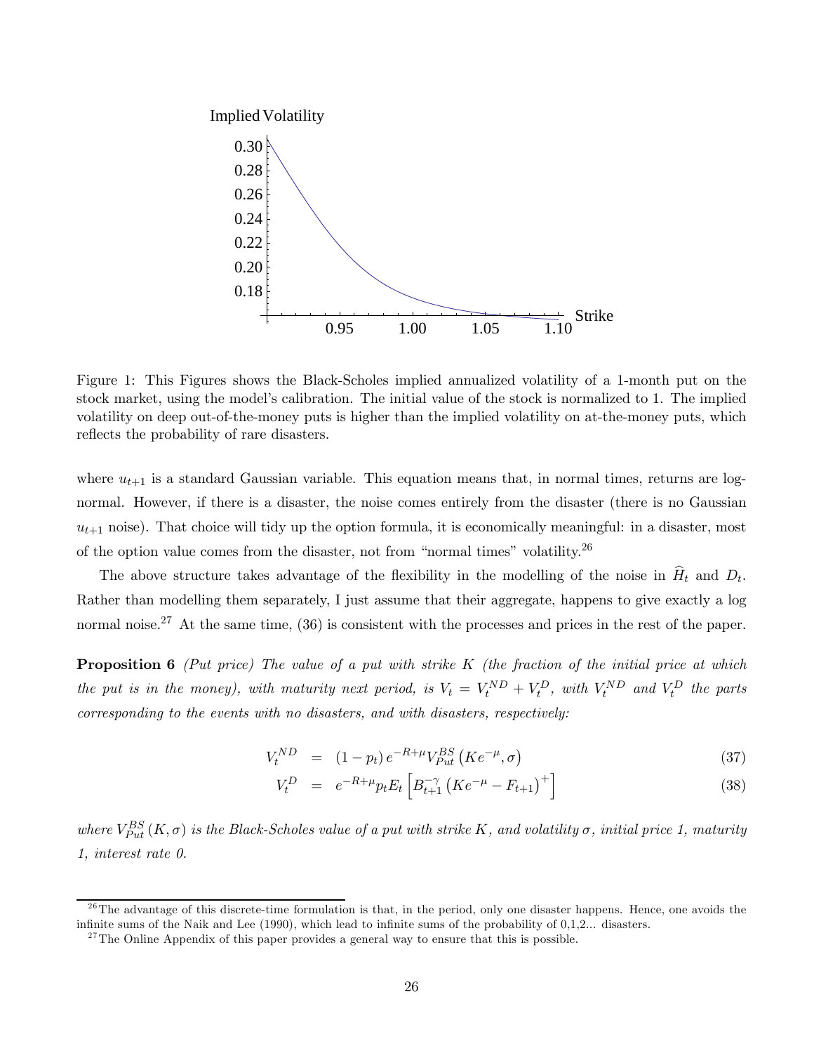Figure 1: This Figures shows the Black-Scholes implied annualized volatility of a 1-month put on the stock market, using the model's calibration. The initial value of the stock is normalized to 1. The implied volatility on deep out-of-the-money puts is higher than the implied volatility on at-the-money puts, which reflects the probability of rare disasters.

where $u_{t+1}$ is a standard Gaussian variable. This equation means that, in normal times, returns are log-normal. However, if there is a disaster, the noise comes entirely from the disaster (there is no Gaussian $u_{t+1}$ noise). That choice will tidy up the option formula, it is economically meaningful: in a disaster, most of the option value comes from the disaster, not from "normal times" volatility.[26]

The above structure takes advantage of the flexibility in the modelling of the noise in $\widehat{H}_t$ and $D_t$. Rather than modelling them separately, I just assume that their aggregate, happens to give exactly a log normal noise.[27] At the same time, (36) is consistent with the processes and prices in the rest of the paper.

**Proposition 6** *(Put price) The value of a put with strike $K$ (the fraction of the initial price at which the put is in the money), with maturity next period, is $V_t = V_t^{ND} + V_t^D$, with $V_t^{ND}$ and $V_t^D$ the parts corresponding to the events with no disasters, and with disasters, respectively:*

$$V_t^{ND} = (1 - p_t) e^{-R+\mu} V_{Put}^{BS} \left(K e^{-\mu}, \sigma\right) \tag{37}$$

$$V_t^D = e^{-R+\mu} p_t E_t \left[ B_{t+1}^{-\gamma} \left(K e^{-\mu} - F_{t+1}\right)^+ \right] \tag{38}$$

*where $V_{Put}^{BS}(K, \sigma)$ is the Black-Scholes value of a put with strike $K$, and volatility $\sigma$, initial price 1, maturity 1, interest rate 0.*

[26] The advantage of this discrete-time formulation is that, in the period, only one disaster happens. Hence, one avoids the infinite sums of the Naik and Lee (1990), which lead to infinite sums of the probability of 0,1,2... disasters.

[27] The Online Appendix of this paper provides a general way to ensure that this is possible.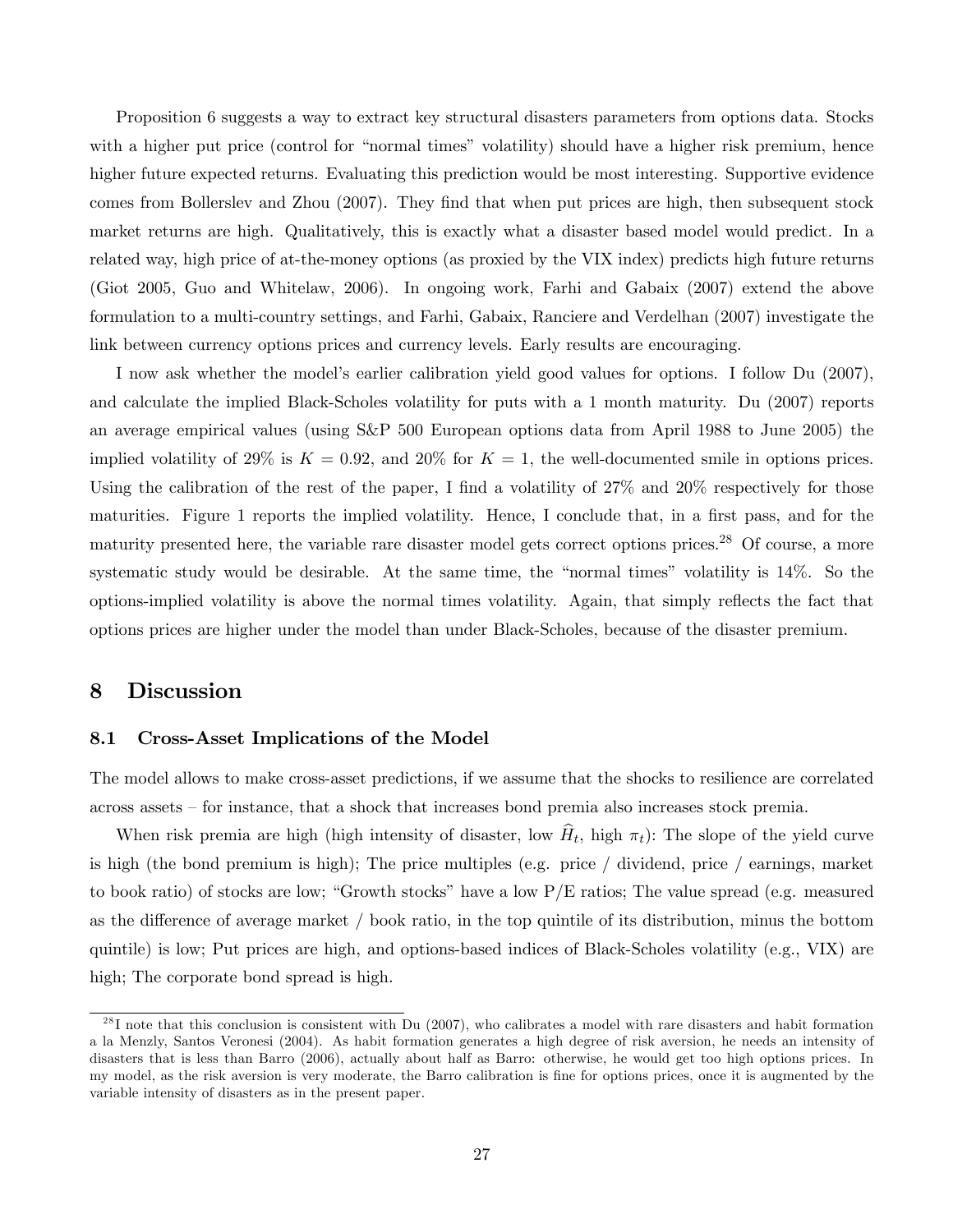Proposition 6 suggests a way to extract key structural disasters parameters from options data. Stocks with a higher put price (control for "normal times" volatility) should have a higher risk premium, hence higher future expected returns. Evaluating this prediction would be most interesting. Supportive evidence comes from Bollerslev and Zhou (2007). They find that when put prices are high, then subsequent stock market returns are high. Qualitatively, this is exactly what a disaster based model would predict. In a related way, high price of at-the-money options (as proxied by the VIX index) predicts high future returns (Giot 2005, Guo and Whitelaw, 2006). In ongoing work, Farhi and Gabaix (2007) extend the above formulation to a multi-country settings, and Farhi, Gabaix, Ranciere and Verdelhan (2007) investigate the link between currency options prices and currency levels. Early results are encouraging.

I now ask whether the model's earlier calibration yield good values for options. I follow Du (2007), and calculate the implied Black-Scholes volatility for puts with a 1 month maturity. Du (2007) reports an average empirical values (using S&P 500 European options data from April 1988 to June 2005) the implied volatility of 29% is $K = 0.92$, and 20% for $K = 1$, the well-documented smile in options prices. Using the calibration of the rest of the paper, I find a volatility of 27% and 20% respectively for those maturities. Figure 1 reports the implied volatility. Hence, I conclude that, in a first pass, and for the maturity presented here, the variable rare disaster model gets correct options prices.[28] Of course, a more systematic study would be desirable. At the same time, the "normal times" volatility is 14%. So the options-implied volatility is above the normal times volatility. Again, that simply reflects the fact that options prices are higher under the model than under Black-Scholes, because of the disaster premium.

# 8 Discussion

## 8.1 Cross-Asset Implications of the Model

The model allows to make cross-asset predictions, if we assume that the shocks to resilience are correlated across assets – for instance, that a shock that increases bond premia also increases stock premia.

When risk premia are high (high intensity of disaster, low $\widehat{H}_t$, high $\pi_t$): The slope of the yield curve is high (the bond premium is high); The price multiples (e.g. price / dividend, price / earnings, market to book ratio) of stocks are low; "Growth stocks" have a low P/E ratios; The value spread (e.g. measured as the difference of average market / book ratio, in the top quintile of its distribution, minus the bottom quintile) is low; Put prices are high, and options-based indices of Black-Scholes volatility (e.g., VIX) are high; The corporate bond spread is high.

[28] I note that this conclusion is consistent with Du (2007), who calibrates a model with rare disasters and habit formation a la Menzly, Santos Veronesi (2004). As habit formation generates a high degree of risk aversion, he needs an intensity of disasters that is less than Barro (2006), actually about half as Barro: otherwise, he would get too high options prices. In my model, as the risk aversion is very moderate, the Barro calibration is fine for options prices, once it is augmented by the variable intensity of disasters as in the present paper.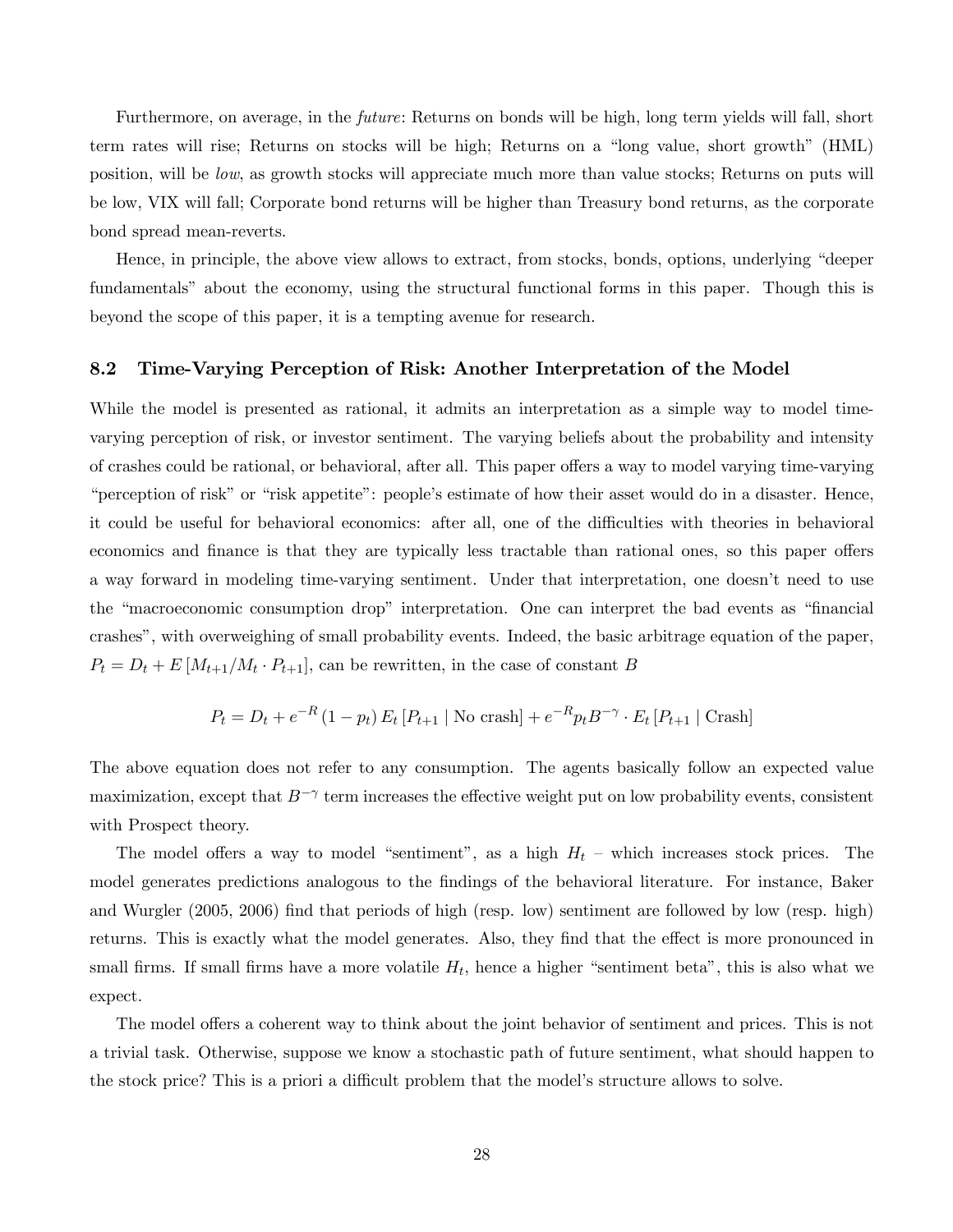Furthermore, on average, in the *future*: Returns on bonds will be high, long term yields will fall, short term rates will rise; Returns on stocks will be high; Returns on a "long value, short growth" (HML) position, will be *low*, as growth stocks will appreciate much more than value stocks; Returns on puts will be low, VIX will fall; Corporate bond returns will be higher than Treasury bond returns, as the corporate bond spread mean-reverts.

Hence, in principle, the above view allows to extract, from stocks, bonds, options, underlying "deeper fundamentals" about the economy, using the structural functional forms in this paper. Though this is beyond the scope of this paper, it is a tempting avenue for research.

### 8.2 Time-Varying Perception of Risk: Another Interpretation of the Model

While the model is presented as rational, it admits an interpretation as a simple way to model time-varying perception of risk, or investor sentiment. The varying beliefs about the probability and intensity of crashes could be rational, or behavioral, after all. This paper offers a way to model varying time-varying "perception of risk" or "risk appetite": people's estimate of how their asset would do in a disaster. Hence, it could be useful for behavioral economics: after all, one of the difficulties with theories in behavioral economics and finance is that they are typically less tractable than rational ones, so this paper offers a way forward in modeling time-varying sentiment. Under that interpretation, one doesn't need to use the "macroeconomic consumption drop" interpretation. One can interpret the bad events as "financial crashes", with overweighing of small probability events. Indeed, the basic arbitrage equation of the paper, $P_t = D_t + E\left[M_{t+1}/M_t \cdot P_{t+1}\right]$, can be rewritten, in the case of constant $B$

$$P_t = D_t + e^{-R}\left(1-p_t\right) E_t\left[P_{t+1} \mid \text{No crash}\right] + e^{-R} p_t B^{-\gamma} \cdot E_t\left[P_{t+1} \mid \text{Crash}\right]$$

The above equation does not refer to any consumption. The agents basically follow an expected value maximization, except that $B^{-\gamma}$ term increases the effective weight put on low probability events, consistent with Prospect theory.

The model offers a way to model "sentiment", as a high $H_t$ – which increases stock prices. The model generates predictions analogous to the findings of the behavioral literature. For instance, Baker and Wurgler (2005, 2006) find that periods of high (resp. low) sentiment are followed by low (resp. high) returns. This is exactly what the model generates. Also, they find that the effect is more pronounced in small firms. If small firms have a more volatile $H_t$, hence a higher "sentiment beta", this is also what we expect.

The model offers a coherent way to think about the joint behavior of sentiment and prices. This is not a trivial task. Otherwise, suppose we know a stochastic path of future sentiment, what should happen to the stock price? This is a priori a difficult problem that the model's structure allows to solve.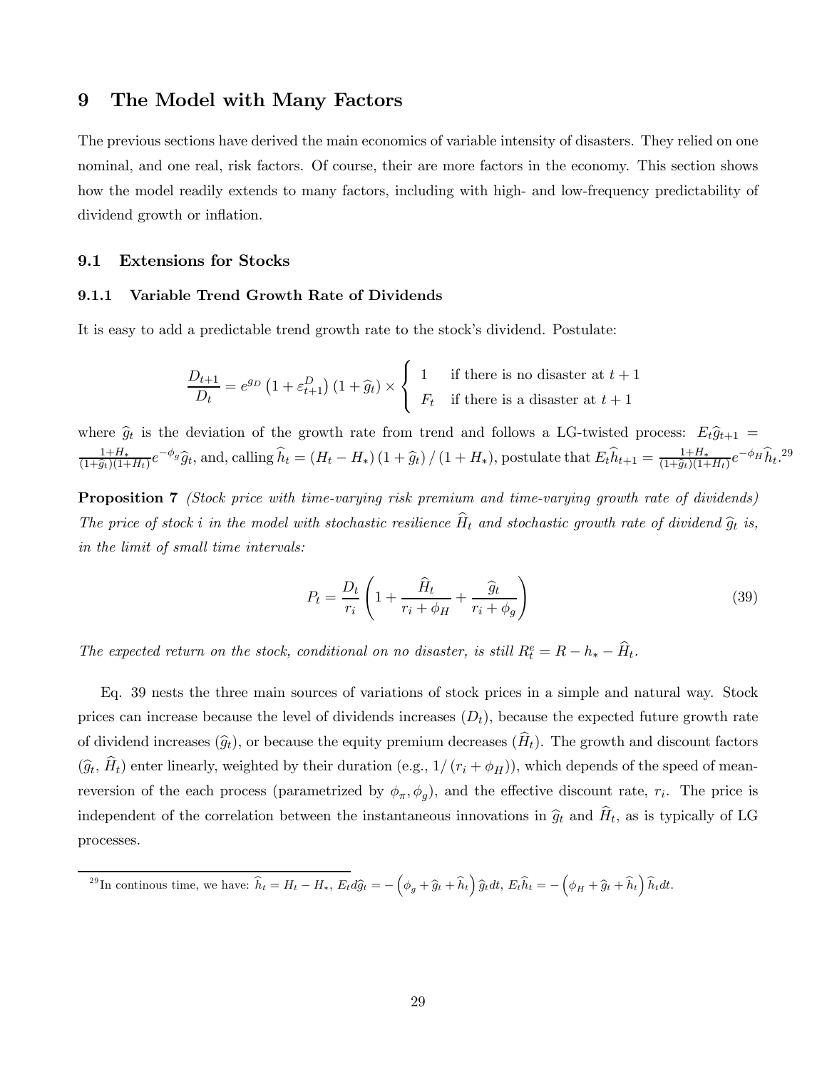# 9 The Model with Many Factors

The previous sections have derived the main economics of variable intensity of disasters. They relied on one nominal, and one real, risk factors. Of course, their are more factors in the economy. This section shows how the model readily extends to many factors, including with high- and low-frequency predictability of dividend growth or inflation.

## 9.1 Extensions for Stocks

### 9.1.1 Variable Trend Growth Rate of Dividends

It is easy to add a predictable trend growth rate to the stock's dividend. Postulate:

$$\frac{D_{t+1}}{D_t} = e^{g_D}\left(1+\varepsilon_{t+1}^D\right)\left(1+\widehat{g}_t\right) \times \begin{cases} 1 & \text{if there is no disaster at } t+1 \\ F_t & \text{if there is a disaster at } t+1 \end{cases}$$

where $\widehat{g}_t$ is the deviation of the growth rate from trend and follows a LG-twisted process: $E_t\widehat{g}_{t+1} = \frac{1+H_*}{(1+\widehat{g}_t)(1+H_t)}e^{-\phi_g}\widehat{g}_t$, and, calling $\widehat{h}_t = (H_t - H_*)(1+\widehat{g}_t)/(1+H_*)$, postulate that $E_t\widehat{h}_{t+1} = \frac{1+H_*}{(1+\widehat{g}_t)(1+H_t)}e^{-\phi_H}\widehat{h}_t$.[29]

**Proposition 7** *(Stock price with time-varying risk premium and time-varying growth rate of dividends) The price of stock i in the model with stochastic resilience $\widehat{H}_t$ and stochastic growth rate of dividend $\widehat{g}_t$ is, in the limit of small time intervals:*

$$P_t = \frac{D_t}{r_i}\left(1 + \frac{\widehat{H}_t}{r_i+\phi_H} + \frac{\widehat{g}_t}{r_i+\phi_g}\right) \tag{39}$$

*The expected return on the stock, conditional on no disaster, is still $R_t^e = R - h_* - \widehat{H}_t$.*

Eq. 39 nests the three main sources of variations of stock prices in a simple and natural way. Stock prices can increase because the level of dividends increases ($D_t$), because the expected future growth rate of dividend increases ($\widehat{g}_t$), or because the equity premium decreases ($\widehat{H}_t$). The growth and discount factors ($\widehat{g}_t$, $\widehat{H}_t$) enter linearly, weighted by their duration (e.g., $1/(r_i+\phi_H)$), which depends of the speed of mean-reversion of the each process (parametrized by $\phi_\pi, \phi_g$), and the effective discount rate, $r_i$. The price is independent of the correlation between the instantaneous innovations in $\widehat{g}_t$ and $\widehat{H}_t$, as is typically of LG processes.

[29] In continous time, we have: $\widehat{h}_t = H_t - H_*$, $E_t d\widehat{g}_t = -\left(\phi_g + \widehat{g}_t + \widehat{h}_t\right)\widehat{g}_t dt$, $E_t\widehat{h}_t = -\left(\phi_H + \widehat{g}_t + \widehat{h}_t\right)\widehat{h}_t dt$.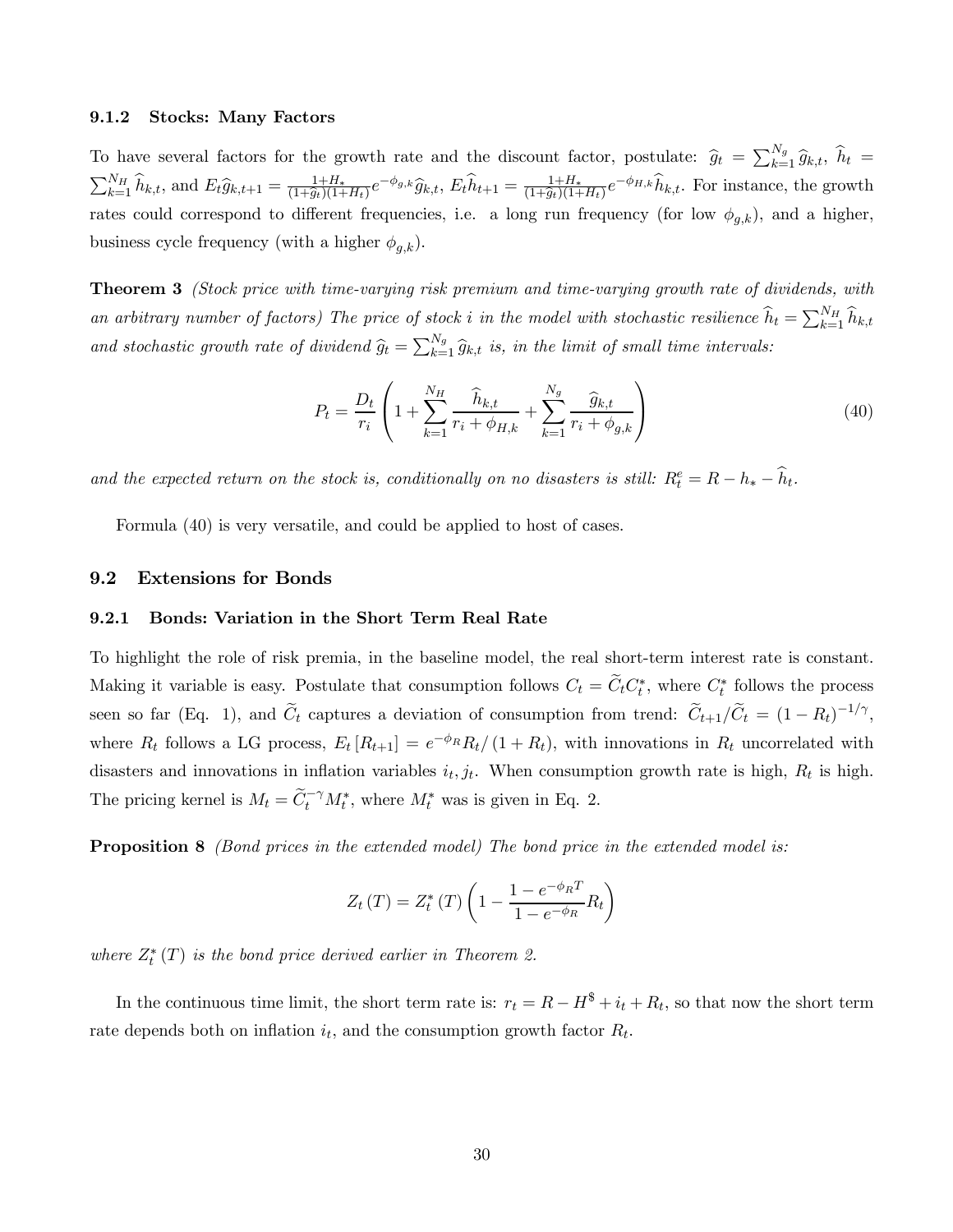### 9.1.2 Stocks: Many Factors

To have several factors for the growth rate and the discount factor, postulate: $\widehat{g}_t = \sum_{k=1}^{N_g} \widehat{g}_{k,t}$, $\widehat{h}_t = \sum_{k=1}^{N_H} \widehat{h}_{k,t}$, and $E_t \widehat{g}_{k,t+1} = \frac{1+H_*}{(1+\widehat{g}_t)(1+H_t)} e^{-\phi_{g,k}} \widehat{g}_{k,t}$, $E_t \widehat{h}_{t+1} = \frac{1+H_*}{(1+\widehat{g}_t)(1+H_t)} e^{-\phi_{H,k}} \widehat{h}_{k,t}$. For instance, the growth rates could correspond to different frequencies, i.e. a long run frequency (for low $\phi_{g,k}$), and a higher, business cycle frequency (with a higher $\phi_{g,k}$).

**Theorem 3** *(Stock price with time-varying risk premium and time-varying growth rate of dividends, with an arbitrary number of factors) The price of stock i in the model with stochastic resilience $\widehat{h}_t = \sum_{k=1}^{N_H} \widehat{h}_{k,t}$ and stochastic growth rate of dividend $\widehat{g}_t = \sum_{k=1}^{N_g} \widehat{g}_{k,t}$ is, in the limit of small time intervals:*

$$P_t = \frac{D_t}{r_i} \left( 1 + \sum_{k=1}^{N_H} \frac{\widehat{h}_{k,t}}{r_i + \phi_{H,k}} + \sum_{k=1}^{N_g} \frac{\widehat{g}_{k,t}}{r_i + \phi_{g,k}} \right) \tag{40}$$

*and the expected return on the stock is, conditionally on no disasters is still: $R_t^e = R - h_* - \widehat{h}_t$.*

Formula (40) is very versatile, and could be applied to host of cases.

## 9.2 Extensions for Bonds

### 9.2.1 Bonds: Variation in the Short Term Real Rate

To highlight the role of risk premia, in the baseline model, the real short-term interest rate is constant. Making it variable is easy. Postulate that consumption follows $C_t = \widetilde{C}_t C_t^*$, where $C_t^*$ follows the process seen so far (Eq. 1), and $\widetilde{C}_t$ captures a deviation of consumption from trend: $\widetilde{C}_{t+1}/\widetilde{C}_t = (1 - R_t)^{-1/\gamma}$, where $R_t$ follows a LG process, $E_t [R_{t+1}] = e^{-\phi_R} R_t / (1 + R_t)$, with innovations in $R_t$ uncorrelated with disasters and innovations in inflation variables $i_t, j_t$. When consumption growth rate is high, $R_t$ is high. The pricing kernel is $M_t = \widetilde{C}_t^{-\gamma} M_t^*$, where $M_t^*$ was is given in Eq. 2.

**Proposition 8** *(Bond prices in the extended model) The bond price in the extended model is:*

$$Z_t(T) = Z_t^*(T) \left( 1 - \frac{1 - e^{-\phi_R T}}{1 - e^{-\phi_R}} R_t \right)$$

*where $Z_t^*(T)$ is the bond price derived earlier in Theorem 2.*

In the continuous time limit, the short term rate is: $r_t = R - H^{\$} + i_t + R_t$, so that now the short term rate depends both on inflation $i_t$, and the consumption growth factor $R_t$.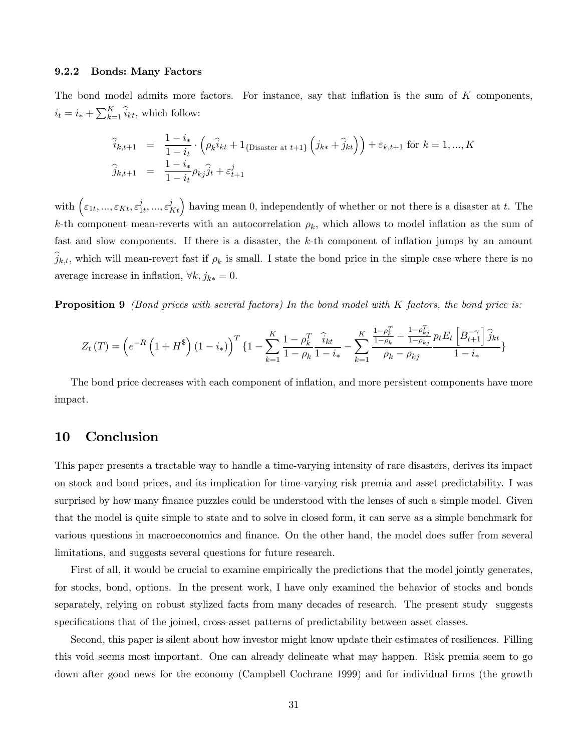### 9.2.2 Bonds: Many Factors

The bond model admits more factors. For instance, say that inflation is the sum of $K$ components, $i_t = i_* + \sum_{k=1}^{K} \widehat{i}_{kt}$, which follow:

$$
\begin{aligned}
\widehat{i}_{k,t+1} &= \frac{1-i_*}{1-i_t} \cdot \left( \rho_k \widehat{i}_{kt} + 1_{\{\text{Disaster at } t+1\}} \left( j_{k*} + \widehat{j}_{kt} \right) \right) + \varepsilon_{k,t+1} \text{ for } k = 1, ..., K \\
\widehat{j}_{k,t+1} &= \frac{1-i_*}{1-i_t} \rho_{kj} \widehat{j}_t + \varepsilon^j_{t+1}
\end{aligned}
$$

with $\left( \varepsilon_{1t}, ..., \varepsilon_{Kt}, \varepsilon^j_{1t}, ..., \varepsilon^j_{Kt} \right)$ having mean 0, independently of whether or not there is a disaster at $t$. The $k$-th component mean-reverts with an autocorrelation $\rho_k$, which allows to model inflation as the sum of fast and slow components. If there is a disaster, the $k$-th component of inflation jumps by an amount $\widehat{j}_{k,t}$, which will mean-revert fast if $\rho_k$ is small. I state the bond price in the simple case where there is no average increase in inflation, $\forall k, j_{k*} = 0$.

**Proposition 9** *(Bond prices with several factors) In the bond model with $K$ factors, the bond price is:*

$$
Z_t(T) = \left( e^{-R} \left( 1 + H^{\$} \right) (1 - i_*) \right)^T \{ 1 - \sum_{k=1}^{K} \frac{1-\rho_k^T}{1-\rho_k} \frac{\widehat{i}_{kt}}{1-i_*} - \sum_{k=1}^{K} \frac{\frac{1-\rho_k^T}{1-\rho_k} - \frac{1-\rho_{kj}^T}{1-\rho_{kj}}}{\rho_k - \rho_{kj}} \frac{p_t E_t \left[ B_{t+1}^{-\gamma} \right] \widehat{j}_{kt}}{1-i_*} \}
$$

The bond price decreases with each component of inflation, and more persistent components have more impact.

# 10 Conclusion

This paper presents a tractable way to handle a time-varying intensity of rare disasters, derives its impact on stock and bond prices, and its implication for time-varying risk premia and asset predictability. I was surprised by how many finance puzzles could be understood with the lenses of such a simple model. Given that the model is quite simple to state and to solve in closed form, it can serve as a simple benchmark for various questions in macroeconomics and finance. On the other hand, the model does suffer from several limitations, and suggests several questions for future research.

First of all, it would be crucial to examine empirically the predictions that the model jointly generates, for stocks, bond, options. In the present work, I have only examined the behavior of stocks and bonds separately, relying on robust stylized facts from many decades of research. The present study suggests specifications that of the joined, cross-asset patterns of predictability between asset classes.

Second, this paper is silent about how investor might know update their estimates of resiliences. Filling this void seems most important. One can already delineate what may happen. Risk premia seem to go down after good news for the economy (Campbell Cochrane 1999) and for individual firms (the growth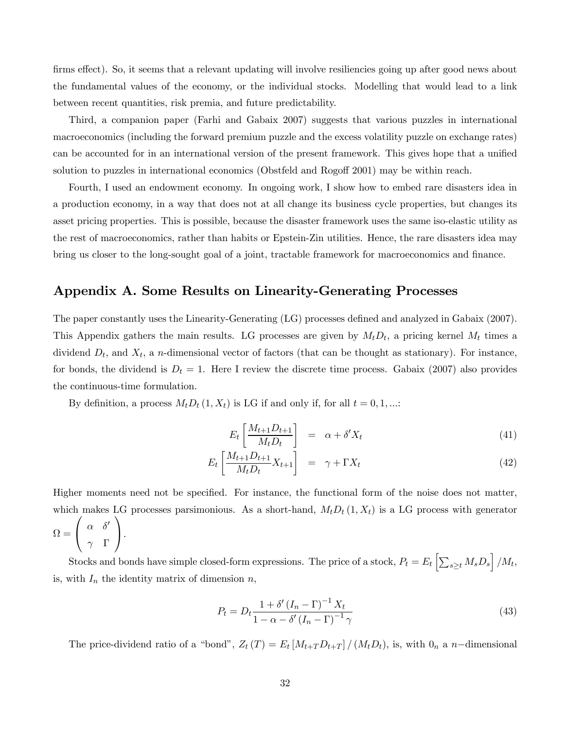firms effect). So, it seems that a relevant updating will involve resiliencies going up after good news about the fundamental values of the economy, or the individual stocks. Modelling that would lead to a link between recent quantities, risk premia, and future predictability.

Third, a companion paper (Farhi and Gabaix 2007) suggests that various puzzles in international macroeconomics (including the forward premium puzzle and the excess volatility puzzle on exchange rates) can be accounted for in an international version of the present framework. This gives hope that a unified solution to puzzles in international economics (Obstfeld and Rogoff 2001) may be within reach.

Fourth, I used an endowment economy. In ongoing work, I show how to embed rare disasters idea in a production economy, in a way that does not at all change its business cycle properties, but changes its asset pricing properties. This is possible, because the disaster framework uses the same iso-elastic utility as the rest of macroeconomics, rather than habits or Epstein-Zin utilities. Hence, the rare disasters idea may bring us closer to the long-sought goal of a joint, tractable framework for macroeconomics and finance.

## Appendix A. Some Results on Linearity-Generating Processes

The paper constantly uses the Linearity-Generating (LG) processes defined and analyzed in Gabaix (2007). This Appendix gathers the main results. LG processes are given by $M_t D_t$, a pricing kernel $M_t$ times a dividend $D_t$, and $X_t$, a $n$-dimensional vector of factors (that can be thought as stationary). For instance, for bonds, the dividend is $D_t = 1$. Here I review the discrete time process. Gabaix (2007) also provides the continuous-time formulation.

By definition, a process $M_t D_t (1, X_t)$ is LG if and only if, for all $t = 0, 1, ...$:

$$E_t \left[ \frac{M_{t+1} D_{t+1}}{M_t D_t} \right] = \alpha + \delta' X_t \tag{41}$$

$$E_t \left[ \frac{M_{t+1} D_{t+1}}{M_t D_t} X_{t+1} \right] = \gamma + \Gamma X_t \tag{42}$$

Higher moments need not be specified. For instance, the functional form of the noise does not matter, which makes LG processes parsimonious. As a short-hand, $M_t D_t (1, X_t)$ is a LG process with generator $\Omega = \begin{pmatrix} \alpha & \delta' \\ \gamma & \Gamma \end{pmatrix}$.

Stocks and bonds have simple closed-form expressions. The price of a stock, $P_t = E_t \left[ \sum_{s \geq t} M_s D_s \right] / M_t$, is, with $I_n$ the identity matrix of dimension $n$,

$$P_t = D_t \frac{1 + \delta' (I_n - \Gamma)^{-1} X_t}{1 - \alpha - \delta' (I_n - \Gamma)^{-1} \gamma} \tag{43}$$

The price-dividend ratio of a "bond", $Z_t(T) = E_t [M_{t+T} D_{t+T}] / (M_t D_t)$, is, with $0_n$ a $n-$dimensional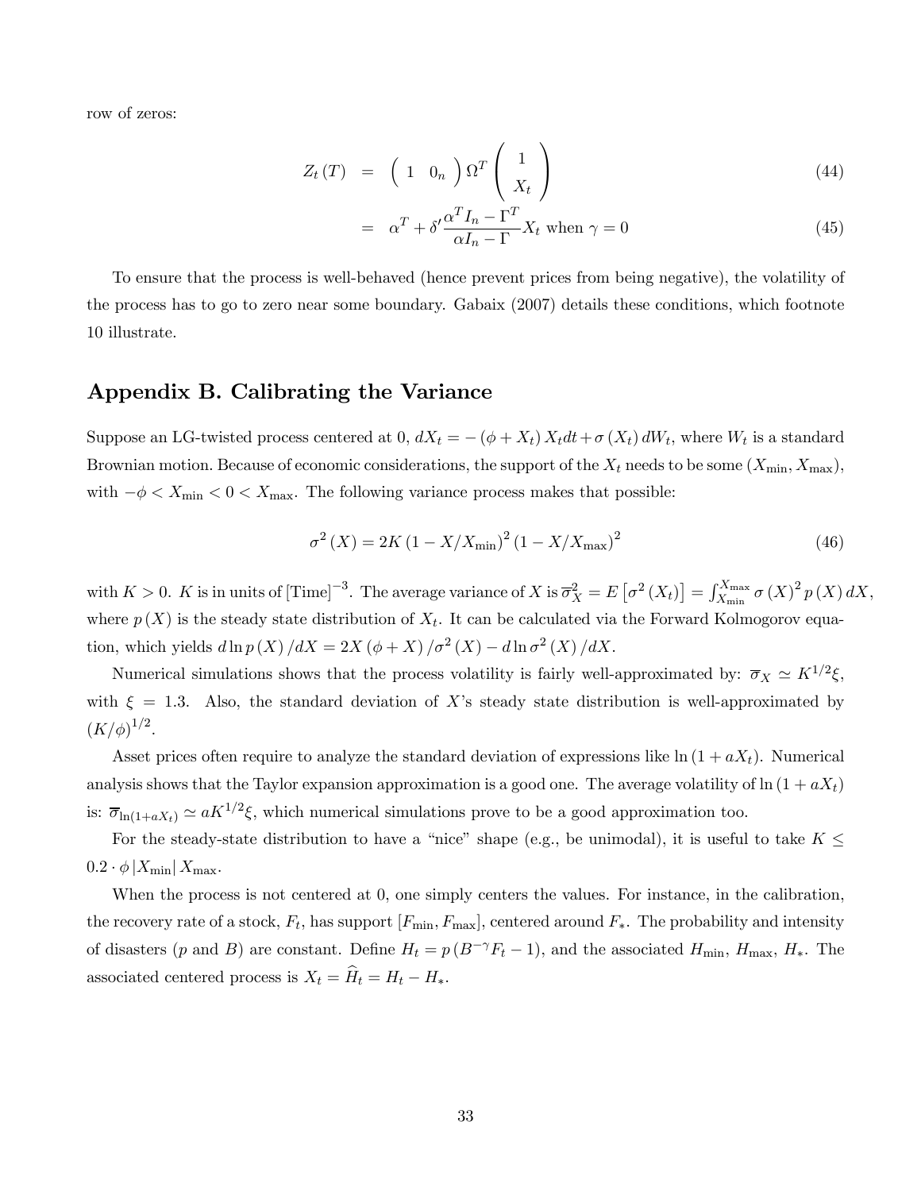row of zeros:

$$Z_t(T) = \begin{pmatrix} 1 & 0_n \end{pmatrix} \Omega^T \begin{pmatrix} 1 \\ X_t \end{pmatrix} \tag{44}$$

$$= \alpha^T + \delta' \frac{\alpha^T I_n - \Gamma^T}{\alpha I_n - \Gamma} X_t \text{ when } \gamma = 0 \tag{45}$$

To ensure that the process is well-behaved (hence prevent prices from being negative), the volatility of the process has to go to zero near some boundary. Gabaix (2007) details these conditions, which footnote 10 illustrate.

## Appendix B. Calibrating the Variance

Suppose an LG-twisted process centered at 0, $dX_t = -(\phi + X_t) X_t dt + \sigma(X_t) dW_t$, where $W_t$ is a standard Brownian motion. Because of economic considerations, the support of the $X_t$ needs to be some $(X_{\min}, X_{\max})$, with $-\phi < X_{\min} < 0 < X_{\max}$. The following variance process makes that possible:

$$\sigma^2(X) = 2K(1 - X/X_{\min})^2 (1 - X/X_{\max})^2 \tag{46}$$

with $K > 0$. $K$ is in units of $[\text{Time}]^{-3}$. The average variance of $X$ is $\overline{\sigma}_X^2 = E\left[\sigma^2(X_t)\right] = \int_{X_{\min}}^{X_{\max}} \sigma(X)^2 p(X) dX$, where $p(X)$ is the steady state distribution of $X_t$. It can be calculated via the Forward Kolmogorov equation, which yields $d \ln p(X)/dX = 2X(\phi + X)/\sigma^2(X) - d \ln \sigma^2(X)/dX$.

Numerical simulations shows that the process volatility is fairly well-approximated by: $\overline{\sigma}_X \simeq K^{1/2}\xi$, with $\xi = 1.3$. Also, the standard deviation of $X$'s steady state distribution is well-approximated by $(K/\phi)^{1/2}$.

Asset prices often require to analyze the standard deviation of expressions like $\ln(1 + aX_t)$. Numerical analysis shows that the Taylor expansion approximation is a good one. The average volatility of $\ln(1 + aX_t)$ is: $\overline{\sigma}_{\ln(1+aX_t)} \simeq aK^{1/2}\xi$, which numerical simulations prove to be a good approximation too.

For the steady-state distribution to have a "nice" shape (e.g., be unimodal), it is useful to take $K \leq 0.2 \cdot \phi |X_{\min}| X_{\max}$.

When the process is not centered at 0, one simply centers the values. For instance, in the calibration, the recovery rate of a stock, $F_t$, has support $[F_{\min}, F_{\max}]$, centered around $F_*$. The probability and intensity of disasters ($p$ and $B$) are constant. Define $H_t = p(B^{-\gamma} F_t - 1)$, and the associated $H_{\min}$, $H_{\max}$, $H_*$. The associated centered process is $X_t = \widehat{H}_t = H_t - H_*$.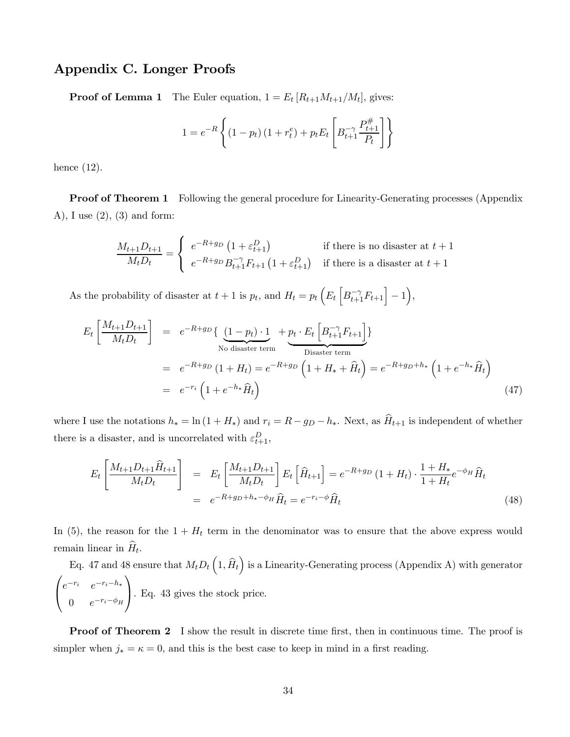## Appendix C. Longer Proofs

**Proof of Lemma 1** The Euler equation, $1 = E_t [R_{t+1} M_{t+1}/M_t]$, gives:

$$1 = e^{-R} \left\{ (1 - p_t)(1 + r_t^e) + p_t E_t \left[ B_{t+1}^{-\gamma} \frac{P_{t+1}^{\#}}{P_t} \right] \right\}$$

hence (12).

**Proof of Theorem 1** Following the general procedure for Linearity-Generating processes (Appendix A), I use (2), (3) and form:

$$\frac{M_{t+1} D_{t+1}}{M_t D_t} = \begin{cases} e^{-R+g_D} \left(1 + \varepsilon_{t+1}^D\right) & \text{if there is no disaster at } t+1 \\ e^{-R+g_D} B_{t+1}^{-\gamma} F_{t+1} \left(1 + \varepsilon_{t+1}^D\right) & \text{if there is a disaster at } t+1 \end{cases}$$

As the probability of disaster at $t+1$ is $p_t$, and $H_t = p_t \left( E_t \left[ B_{t+1}^{-\gamma} F_{t+1} \right] - 1 \right)$,

$$\begin{aligned} E_t \left[ \frac{M_{t+1} D_{t+1}}{M_t D_t} \right] &= e^{-R+g_D} \{ \underbrace{(1 - p_t) \cdot 1}_{\text{No disaster term}} + \underbrace{p_t \cdot E_t \left[ B_{t+1}^{-\gamma} F_{t+1} \right]}_{\text{Disaster term}} \} \\ &= e^{-R+g_D} (1 + H_t) = e^{-R+g_D} \left(1 + H_* + \widehat{H}_t\right) = e^{-R+g_D+h_*} \left(1 + e^{-h_*} \widehat{H}_t\right) \\ &= e^{-r_i} \left(1 + e^{-h_*} \widehat{H}_t\right) \end{aligned} \tag{47}$$

where I use the notations $h_* = \ln(1 + H_*)$ and $r_i = R - g_D - h_*$. Next, as $\widehat{H}_{t+1}$ is independent of whether there is a disaster, and is uncorrelated with $\varepsilon_{t+1}^D$,

$$\begin{aligned} E_t \left[ \frac{M_{t+1} D_{t+1} \widehat{H}_{t+1}}{M_t D_t} \right] &= E_t \left[ \frac{M_{t+1} D_{t+1}}{M_t D_t} \right] E_t \left[ \widehat{H}_{t+1} \right] = e^{-R+g_D} (1 + H_t) \cdot \frac{1 + H_*}{1 + H_t} e^{-\phi_H} \widehat{H}_t \\ &= e^{-R+g_D+h_*-\phi_H} \widehat{H}_t = e^{-r_i - \phi} \widehat{H}_t \end{aligned} \tag{48}$$

In (5), the reason for the $1 + H_t$ term in the denominator was to ensure that the above express would remain linear in $\widehat{H}_t$.

Eq. 47 and 48 ensure that $M_t D_t \left(1, \widehat{H}_t\right)$ is a Linearity-Generating process (Appendix A) with generator $\begin{pmatrix} e^{-r_i} & e^{-r_i - h_*} \\ 0 & e^{-r_i - \phi_H} \end{pmatrix}$. Eq. 43 gives the stock price.

**Proof of Theorem 2** I show the result in discrete time first, then in continuous time. The proof is simpler when $j_* = \kappa = 0$, and this is the best case to keep in mind in a first reading.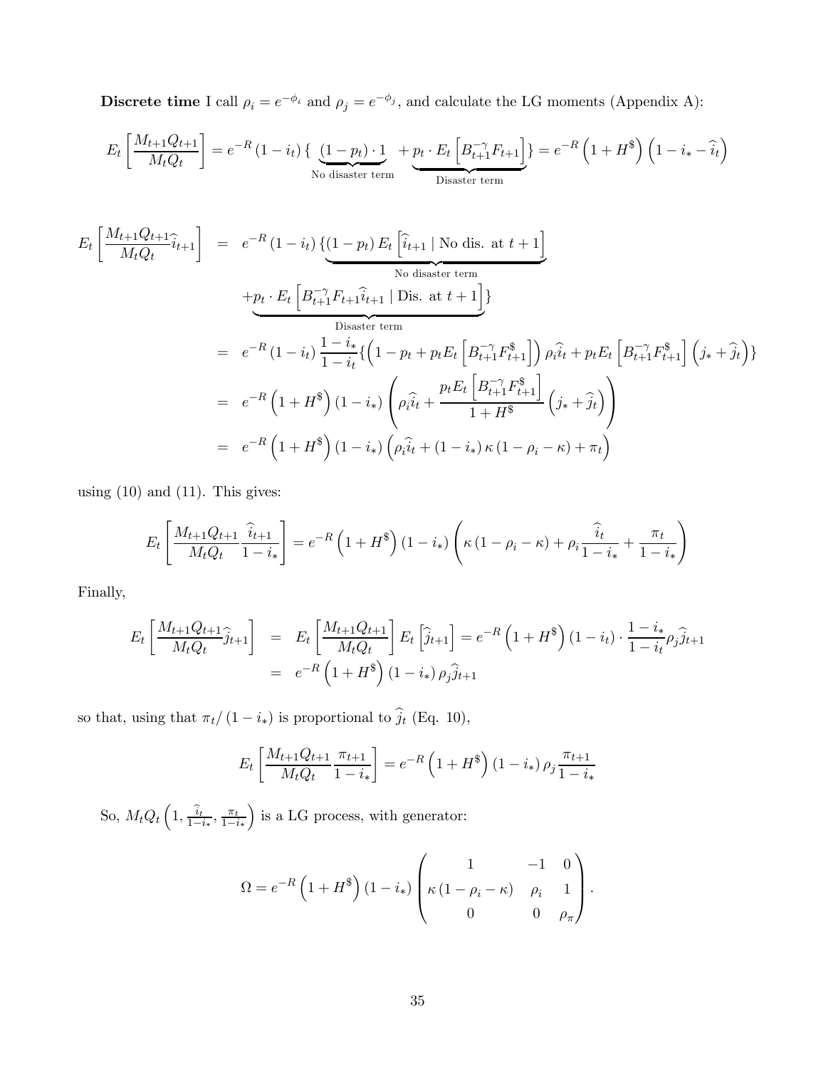**Discrete time** I call $\rho_i = e^{-\phi_i}$ and $\rho_j = e^{-\phi_j}$, and calculate the LG moments (Appendix A):

$$E_t\left[\frac{M_{t+1}Q_{t+1}}{M_tQ_t}\right] = e^{-R}(1-i_t)\{\underbrace{(1-p_t)\cdot 1}_{\text{No disaster term}} + \underbrace{p_t \cdot E_t\left[B_{t+1}^{-\gamma}F_{t+1}\right]}_{\text{Disaster term}}\} = e^{-R}\left(1+H^{\$}\right)\left(1-i_*-\widehat{i}_t\right)$$

$$\begin{aligned}
E_t\left[\frac{M_{t+1}Q_{t+1}}{M_tQ_t}\widehat{i}_{t+1}\right] &= e^{-R}(1-i_t)\{\underbrace{(1-p_t)E_t\left[\widehat{i}_{t+1} \mid \text{No dis. at } t+1\right]}_{\text{No disaster term}} \\
&\quad \underbrace{+p_t \cdot E_t\left[B_{t+1}^{-\gamma}F_{t+1}\widehat{i}_{t+1} \mid \text{Dis. at } t+1\right]}_{\text{Disaster term}}\} \\
&= e^{-R}(1-i_t)\frac{1-i_*}{1-i_t}\{\left(1-p_t+p_tE_t\left[B_{t+1}^{-\gamma}F_{t+1}^{\$}\right]\right)\rho_i\widehat{i}_t + p_tE_t\left[B_{t+1}^{-\gamma}F_{t+1}^{\$}\right]\left(j_*+\widehat{j}_t\right)\} \\
&= e^{-R}\left(1+H^{\$}\right)(1-i_*)\left(\rho_i\widehat{i}_t + \frac{p_tE_t\left[B_{t+1}^{-\gamma}F_{t+1}^{\$}\right]}{1+H^{\$}}\left(j_*+\widehat{j}_t\right)\right) \\
&= e^{-R}\left(1+H^{\$}\right)(1-i_*)\left(\rho_i\widehat{i}_t + (1-i_*)\kappa(1-\rho_i-\kappa)+\pi_t\right)
\end{aligned}$$

using (10) and (11). This gives:

$$E_t\left[\frac{M_{t+1}Q_{t+1}}{M_tQ_t}\frac{\widehat{i}_{t+1}}{1-i_*}\right] = e^{-R}\left(1+H^{\$}\right)(1-i_*)\left(\kappa(1-\rho_i-\kappa)+\rho_i\frac{\widehat{i}_t}{1-i_*}+\frac{\pi_t}{1-i_*}\right)$$

Finally,

$$\begin{aligned}
E_t\left[\frac{M_{t+1}Q_{t+1}}{M_tQ_t}\widehat{j}_{t+1}\right] &= E_t\left[\frac{M_{t+1}Q_{t+1}}{M_tQ_t}\right]E_t\left[\widehat{j}_{t+1}\right] = e^{-R}\left(1+H^{\$}\right)(1-i_t)\cdot\frac{1-i_*}{1-i_t}\rho_j\widehat{j}_{t+1} \\
&= e^{-R}\left(1+H^{\$}\right)(1-i_*)\rho_j\widehat{j}_{t+1}
\end{aligned}$$

so that, using that $\pi_t/(1-i_*)$ is proportional to $\widehat{j}_t$ (Eq. 10),

$$E_t\left[\frac{M_{t+1}Q_{t+1}}{M_tQ_t}\frac{\pi_{t+1}}{1-i_*}\right] = e^{-R}\left(1+H^{\$}\right)(1-i_*)\rho_j\frac{\pi_{t+1}}{1-i_*}$$

So, $M_tQ_t\left(1, \frac{\widehat{i}_t}{1-i_*}, \frac{\pi_t}{1-i_*}\right)$ is a LG process, with generator:

$$\Omega = e^{-R}\left(1+H^{\$}\right)(1-i_*)\begin{pmatrix} 1 & -1 & 0 \\ \kappa(1-\rho_i-\kappa) & \rho_i & 1 \\ 0 & 0 & \rho_\pi \end{pmatrix}.$$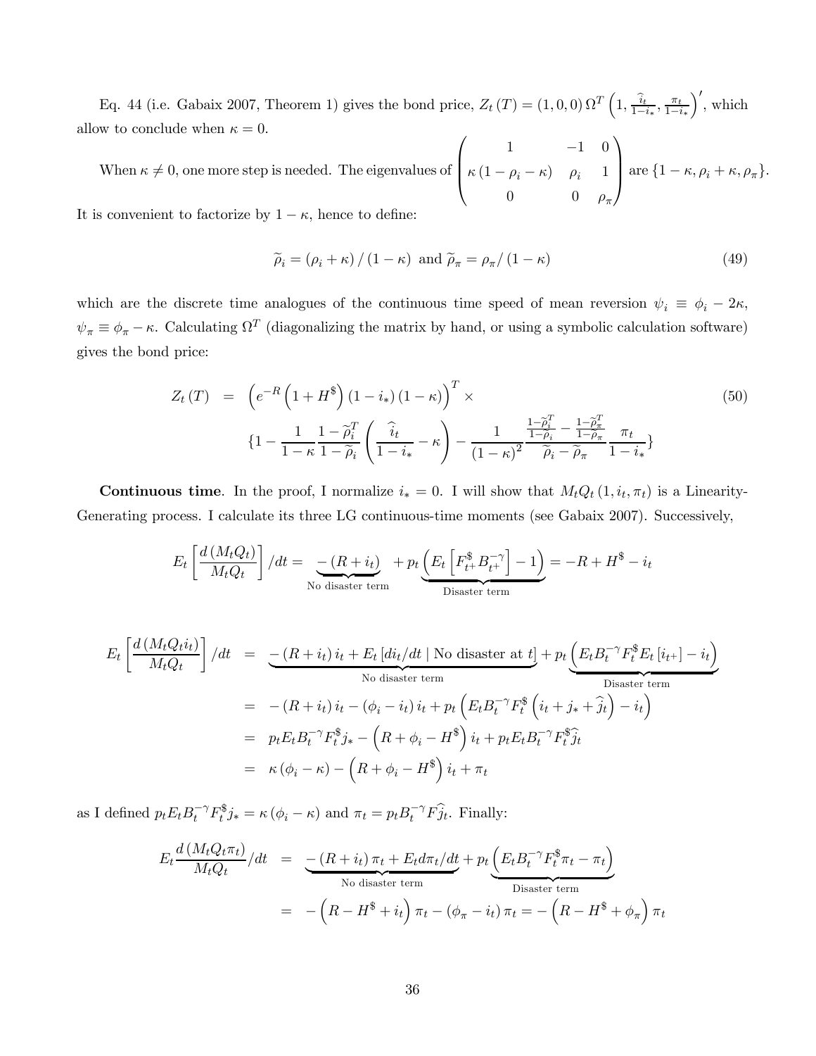Eq. 44 (i.e. Gabaix 2007, Theorem 1) gives the bond price, $Z_t(T) = (1,0,0)\,\Omega^T\left(1, \frac{\widehat{i}_t}{1-i_*}, \frac{\pi_t}{1-i_*}\right)'$, which allow to conclude when $\kappa = 0$.

When $\kappa \neq 0$, one more step is needed. The eigenvalues of $\begin{pmatrix} 1 & -1 & 0 \\ \kappa(1-\rho_i-\kappa) & \rho_i & 1 \\ 0 & 0 & \rho_\pi \end{pmatrix}$ are $\{1-\kappa, \rho_i+\kappa, \rho_\pi\}$. It is convenient to factorize by $1-\kappa$, hence to define:

$$\widetilde{\rho}_i = (\rho_i + \kappa)/(1-\kappa) \text{ and } \widetilde{\rho}_\pi = \rho_\pi/(1-\kappa) \tag{49}$$

which are the discrete time analogues of the continuous time speed of mean reversion $\psi_i \equiv \phi_i - 2\kappa$, $\psi_\pi \equiv \phi_\pi - \kappa$. Calculating $\Omega^T$ (diagonalizing the matrix by hand, or using a symbolic calculation software) gives the bond price:

$$\begin{aligned} Z_t(T) &= \left(e^{-R}\left(1+H^{\$}\right)(1-i_*)(1-\kappa)\right)^T \times \\ &\quad \{1 - \frac{1}{1-\kappa}\frac{1-\widetilde{\rho}_i^T}{1-\widetilde{\rho}_i}\left(\frac{\widehat{i}_t}{1-i_*} - \kappa\right) - \frac{1}{(1-\kappa)^2}\frac{\frac{1-\widetilde{\rho}_i^T}{1-\widetilde{\rho}_i} - \frac{1-\widetilde{\rho}_\pi^T}{1-\widetilde{\rho}_\pi}}{\widetilde{\rho}_i - \widetilde{\rho}_\pi}\frac{\pi_t}{1-i_*}\} \end{aligned} \tag{50}$$

**Continuous time**. In the proof, I normalize $i_* = 0$. I will show that $M_t Q_t(1, i_t, \pi_t)$ is a Linearity-Generating process. I calculate its three LG continuous-time moments (see Gabaix 2007). Successively,

$$E_t\left[\frac{d(M_tQ_t)}{M_tQ_t}\right]/dt = \underbrace{-(R+i_t)}_{\text{No disaster term}} + p_t\underbrace{\left(E_t\left[F_{t^+}^{\$}B_{t^+}^{-\gamma}\right] - 1\right)}_{\text{Disaster term}} = -R + H^{\$} - i_t$$

$$\begin{aligned} E_t\left[\frac{d(M_tQ_ti_t)}{M_tQ_t}\right]/dt &= \underbrace{-(R+i_t)\,i_t + E_t\left[di_t/dt \mid \text{No disaster at } t\right]}_{\text{No disaster term}} + p_t\underbrace{\left(E_tB_t^{-\gamma}F_t^{\$}E_t\left[i_{t^+}\right] - i_t\right)}_{\text{Disaster term}} \\ &= -(R+i_t)\,i_t - (\phi_i - i_t)\,i_t + p_t\left(E_tB_t^{-\gamma}F_t^{\$}\left(i_t + j_* + \widehat{j}_t\right) - i_t\right) \\ &= p_tE_tB_t^{-\gamma}F_t^{\$}j_* - \left(R + \phi_i - H^{\$}\right)i_t + p_tE_tB_t^{-\gamma}F_t^{\$}\widehat{j}_t \\ &= \kappa(\phi_i - \kappa) - \left(R + \phi_i - H^{\$}\right)i_t + \pi_t \end{aligned}$$

as I defined $p_tE_tB_t^{-\gamma}F_t^{\$}j_* = \kappa(\phi_i - \kappa)$ and $\pi_t = p_tB_t^{-\gamma}F\widehat{j}_t$. Finally:

$$\begin{aligned} E_t\frac{d(M_tQ_t\pi_t)}{M_tQ_t}/dt &= \underbrace{-(R+i_t)\,\pi_t + E_td\pi_t/dt}_{\text{No disaster term}} + p_t\underbrace{\left(E_tB_t^{-\gamma}F_t^{\$}\pi_t - \pi_t\right)}_{\text{Disaster term}} \\ &= -\left(R - H^{\$} + i_t\right)\pi_t - (\phi_\pi - i_t)\,\pi_t = -\left(R - H^{\$} + \phi_\pi\right)\pi_t \end{aligned}$$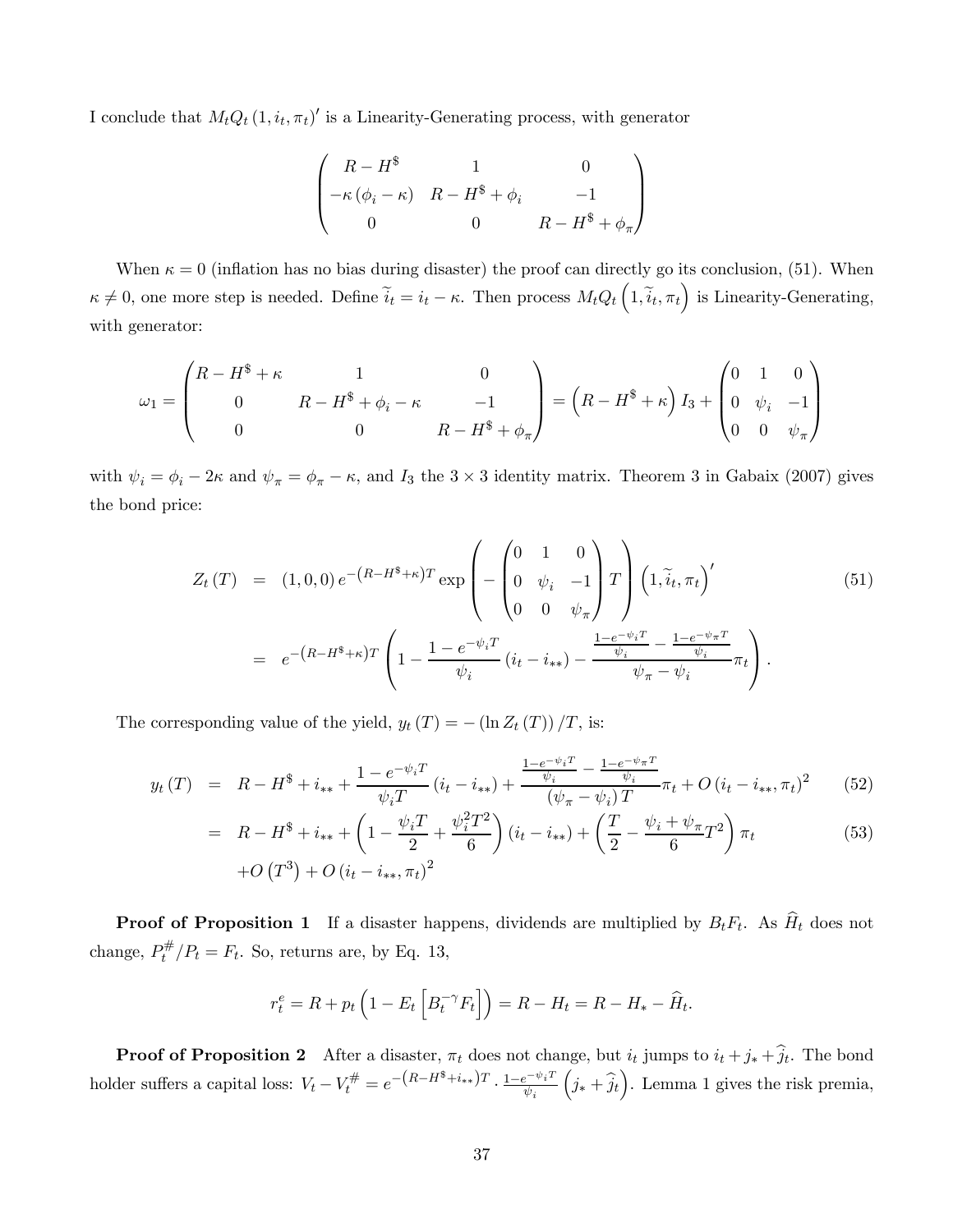I conclude that $M_t Q_t (1, i_t, \pi_t)'$ is a Linearity-Generating process, with generator

$$\begin{pmatrix} R - H^{\$} & 1 & 0 \\ -\kappa(\phi_i - \kappa) & R - H^{\$} + \phi_i & -1 \\ 0 & 0 & R - H^{\$} + \phi_\pi \end{pmatrix}$$

When $\kappa = 0$ (inflation has no bias during disaster) the proof can directly go its conclusion, (51). When $\kappa \neq 0$, one more step is needed. Define $\widetilde{i}_t = i_t - \kappa$. Then process $M_t Q_t \left(1, \widetilde{i}_t, \pi_t\right)$ is Linearity-Generating, with generator:

$$\omega_1 = \begin{pmatrix} R - H^{\$} + \kappa & 1 & 0 \\ 0 & R - H^{\$} + \phi_i - \kappa & -1 \\ 0 & 0 & R - H^{\$} + \phi_\pi \end{pmatrix} = \left(R - H^{\$} + \kappa\right) I_3 + \begin{pmatrix} 0 & 1 & 0 \\ 0 & \psi_i & -1 \\ 0 & 0 & \psi_\pi \end{pmatrix}$$

with $\psi_i = \phi_i - 2\kappa$ and $\psi_\pi = \phi_\pi - \kappa$, and $I_3$ the $3 \times 3$ identity matrix. Theorem 3 in Gabaix (2007) gives the bond price:

$$\begin{aligned} Z_t(T) &= (1,0,0)\, e^{-\left(R - H^{\$} + \kappa\right)T} \exp\left( - \begin{pmatrix} 0 & 1 & 0 \\ 0 & \psi_i & -1 \\ 0 & 0 & \psi_\pi \end{pmatrix} T \right) \left(1, \widetilde{i}_t, \pi_t\right)' \qquad (51) \\ &= e^{-\left(R - H^{\$} + \kappa\right)T} \left( 1 - \frac{1 - e^{-\psi_i T}}{\psi_i}\left(i_t - i_{**}\right) - \frac{\frac{1 - e^{-\psi_i T}}{\psi_i} - \frac{1 - e^{-\psi_\pi T}}{\psi_i}}{\psi_\pi - \psi_i} \pi_t \right). \end{aligned}$$

The corresponding value of the yield, $y_t(T) = -(\ln Z_t(T))/T$, is:

$$\begin{aligned} y_t(T) &= R - H^{\$} + i_{**} + \frac{1 - e^{-\psi_i T}}{\psi_i T}\left(i_t - i_{**}\right) + \frac{\frac{1 - e^{-\psi_i T}}{\psi_i} - \frac{1 - e^{-\psi_\pi T}}{\psi_i}}{\left(\psi_\pi - \psi_i\right) T} \pi_t + O\left(i_t - i_{**}, \pi_t\right)^2 \qquad (52) \\ &= R - H^{\$} + i_{**} + \left(1 - \frac{\psi_i T}{2} + \frac{\psi_i^2 T^2}{6}\right)\left(i_t - i_{**}\right) + \left(\frac{T}{2} - \frac{\psi_i + \psi_\pi}{6} T^2\right) \pi_t \qquad (53) \\ &\quad + O\left(T^3\right) + O\left(i_t - i_{**}, \pi_t\right)^2 \end{aligned}$$

**Proof of Proposition 1** If a disaster happens, dividends are multiplied by $B_t F_t$. As $\widehat{H}_t$ does not change, $P_t^{\#}/P_t = F_t$. So, returns are, by Eq. 13,

$$r_t^e = R + p_t \left(1 - E_t\left[B_t^{-\gamma} F_t\right]\right) = R - H_t = R - H_* - \widehat{H}_t.$$

**Proof of Proposition 2** After a disaster, $\pi_t$ does not change, but $i_t$ jumps to $i_t + j_* + \widehat{j}_t$. The bond holder suffers a capital loss: $V_t - V_t^{\#} = e^{-\left(R - H^{\$} + i_{**}\right)T} \cdot \frac{1 - e^{-\psi_i T}}{\psi_i}\left(j_* + \widehat{j}_t\right)$. Lemma 1 gives the risk premia,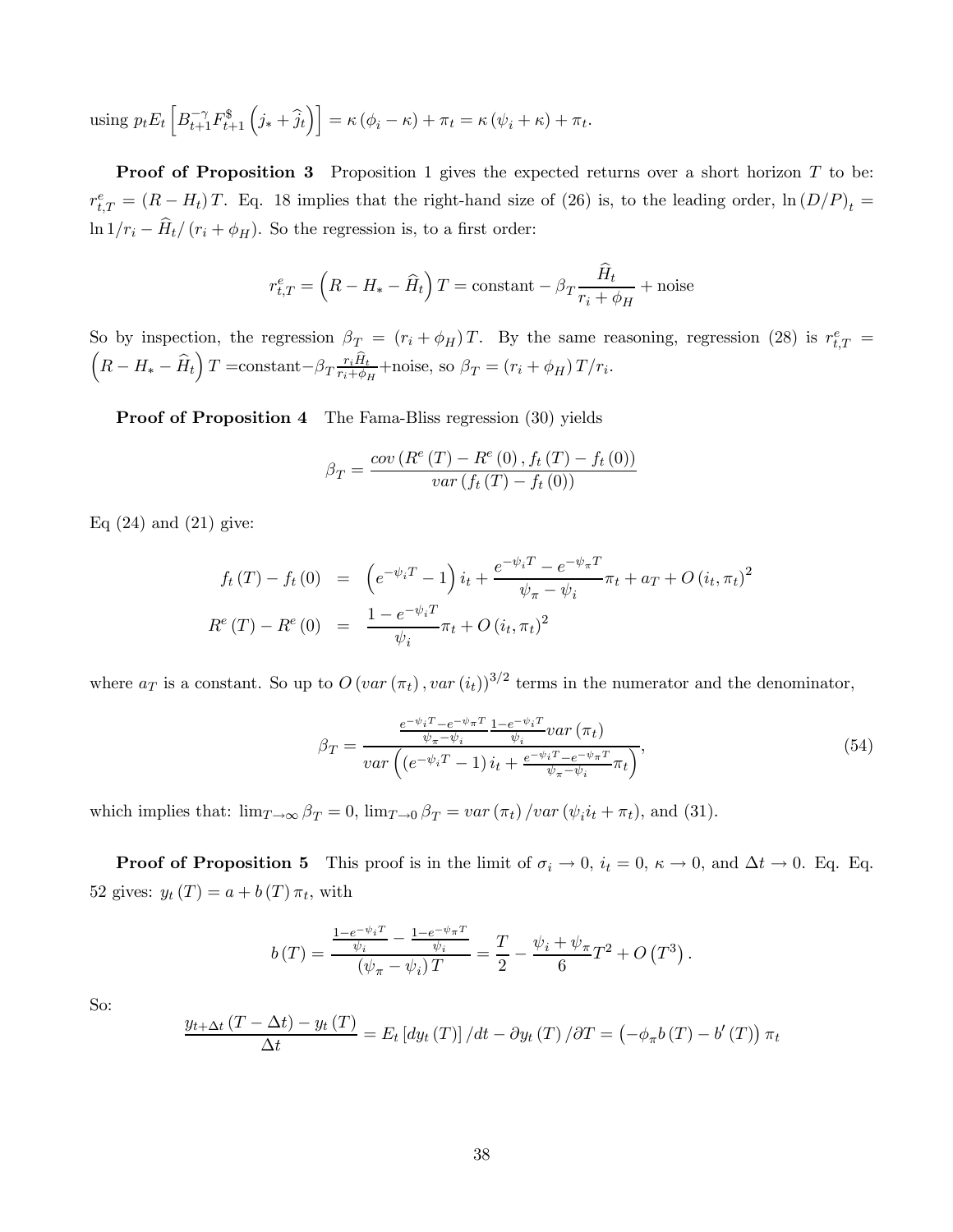using $p_t E_t \left[ B_{t+1}^{-\gamma} F_{t+1}^{\$} \left( j_* + \widehat{j}_t \right) \right] = \kappa \left( \phi_i - \kappa \right) + \pi_t = \kappa \left( \psi_i + \kappa \right) + \pi_t$.

**Proof of Proposition 3** Proposition 1 gives the expected returns over a short horizon $T$ to be: $r_{t,T}^e = (R - H_t) T$. Eq. 18 implies that the right-hand size of (26) is, to the leading order, $\ln (D/P)_t = \ln 1/r_i - \widehat{H}_t / (r_i + \phi_H)$. So the regression is, to a first order:

$$r_{t,T}^e = \left( R - H_* - \widehat{H}_t \right) T = \text{constant} - \beta_T \frac{\widehat{H}_t}{r_i + \phi_H} + \text{noise}$$

So by inspection, the regression $\beta_T = (r_i + \phi_H) T$. By the same reasoning, regression (28) is $r_{t,T}^e = \left( R - H_* - \widehat{H}_t \right) T =$constant$-\beta_T \frac{r_i \widehat{H}_t}{r_i + \phi_H}$+noise, so $\beta_T = (r_i + \phi_H) T / r_i$.

**Proof of Proposition 4** The Fama-Bliss regression (30) yields

$$\beta_T = \frac{cov \left( R^e(T) - R^e(0), f_t(T) - f_t(0) \right)}{var \left( f_t(T) - f_t(0) \right)}$$

Eq (24) and (21) give:

$$\begin{aligned} f_t(T) - f_t(0) &= \left( e^{-\psi_i T} - 1 \right) i_t + \frac{e^{-\psi_i T} - e^{-\psi_\pi T}}{\psi_\pi - \psi_i} \pi_t + a_T + O(i_t, \pi_t)^2 \\ R^e(T) - R^e(0) &= \frac{1 - e^{-\psi_i T}}{\psi_i} \pi_t + O(i_t, \pi_t)^2 \end{aligned}$$

where $a_T$ is a constant. So up to $O(var(\pi_t), var(i_t))^{3/2}$ terms in the numerator and the denominator,

$$\beta_T = \frac{\frac{e^{-\psi_i T} - e^{-\psi_\pi T}}{\psi_\pi - \psi_i} \frac{1 - e^{-\psi_i T}}{\psi_i} var(\pi_t)}{var \left( \left( e^{-\psi_i T} - 1 \right) i_t + \frac{e^{-\psi_i T} - e^{-\psi_\pi T}}{\psi_\pi - \psi_i} \pi_t \right)}, \tag{54}$$

which implies that: $\lim_{T \to \infty} \beta_T = 0$, $\lim_{T \to 0} \beta_T = var(\pi_t) / var(\psi_i i_t + \pi_t)$, and (31).

**Proof of Proposition 5** This proof is in the limit of $\sigma_i \to 0$, $i_t = 0$, $\kappa \to 0$, and $\Delta t \to 0$. Eq. Eq. 52 gives: $y_t(T) = a + b(T) \pi_t$, with

$$b(T) = \frac{\frac{1 - e^{-\psi_i T}}{\psi_i} - \frac{1 - e^{-\psi_\pi T}}{\psi_i}}{(\psi_\pi - \psi_i) T} = \frac{T}{2} - \frac{\psi_i + \psi_\pi}{6} T^2 + O\left(T^3\right).$$

So:

$$\frac{y_{t+\Delta t}(T - \Delta t) - y_t(T)}{\Delta t} = E_t \left[ dy_t(T) \right] / dt - \partial y_t(T) / \partial T = \left( -\phi_\pi b(T) - b'(T) \right) \pi_t$$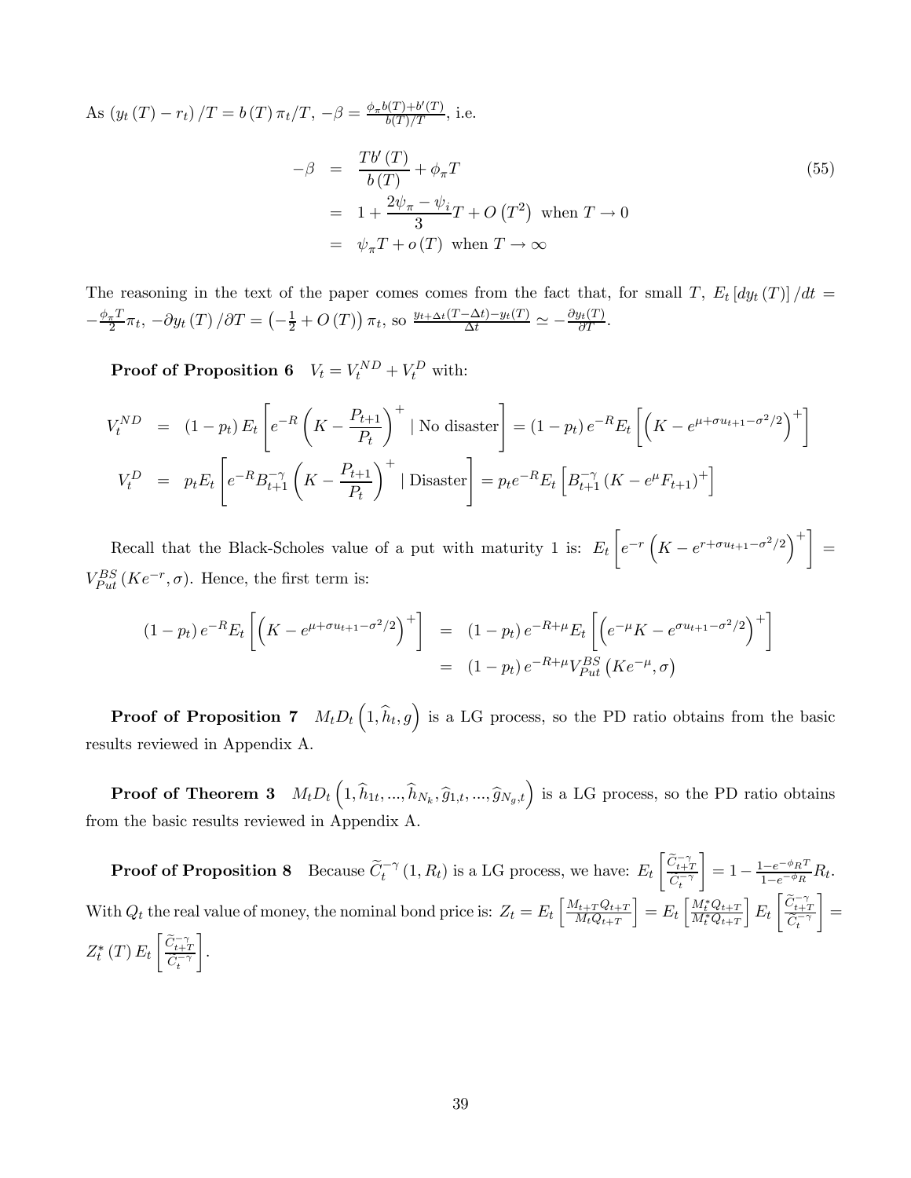As $\left(y_t\left(T\right)-r_t\right)/T = b\left(T\right)\pi_t/T$, $-\beta = \frac{\phi_\pi b(T)+b'(T)}{b(T)/T}$, i.e.

$$
\begin{aligned}
-\beta &= \frac{Tb'\left(T\right)}{b\left(T\right)} + \phi_\pi T \\
&= 1 + \frac{2\psi_\pi - \psi_i}{3}T + O\left(T^2\right) \text{ when } T \to 0 \\
&= \psi_\pi T + o\left(T\right) \text{ when } T \to \infty
\end{aligned}
\tag{55}
$$

The reasoning in the text of the paper comes comes from the fact that, for small $T$, $E_t\left[dy_t\left(T\right)\right]/dt = -\frac{\phi_\pi T}{2}\pi_t$, $-\partial y_t\left(T\right)/\partial T = \left(-\frac{1}{2}+O\left(T\right)\right)\pi_t$, so $\frac{y_{t+\Delta t}(T-\Delta t)-y_t(T)}{\Delta t} \simeq -\frac{\partial y_t(T)}{\partial T}$.

**Proof of Proposition 6** $V_t = V_t^{ND} + V_t^{D}$ with:

$$
\begin{aligned}
V_t^{ND} &= \left(1-p_t\right)E_t\left[e^{-R}\left(K - \frac{P_{t+1}}{P_t}\right)^+ \mid \text{No disaster}\right] = \left(1-p_t\right)e^{-R}E_t\left[\left(K - e^{\mu+\sigma u_{t+1}-\sigma^2/2}\right)^+\right] \\
V_t^{D} &= p_t E_t\left[e^{-R}B_{t+1}^{-\gamma}\left(K - \frac{P_{t+1}}{P_t}\right)^+ \mid \text{Disaster}\right] = p_t e^{-R}E_t\left[B_{t+1}^{-\gamma}\left(K - e^{\mu}F_{t+1}\right)^+\right]
\end{aligned}
$$

Recall that the Black-Scholes value of a put with maturity 1 is: $E_t\left[e^{-r}\left(K - e^{r+\sigma u_{t+1}-\sigma^2/2}\right)^+\right] = V_{Put}^{BS}\left(Ke^{-r},\sigma\right)$. Hence, the first term is:

$$
\begin{aligned}
\left(1-p_t\right)e^{-R}E_t\left[\left(K - e^{\mu+\sigma u_{t+1}-\sigma^2/2}\right)^+\right] &= \left(1-p_t\right)e^{-R+\mu}E_t\left[\left(e^{-\mu}K - e^{\sigma u_{t+1}-\sigma^2/2}\right)^+\right] \\
&= \left(1-p_t\right)e^{-R+\mu}V_{Put}^{BS}\left(Ke^{-\mu},\sigma\right)
\end{aligned}
$$

**Proof of Proposition 7** $M_t D_t\left(1,\widehat{h}_t, g\right)$ is a LG process, so the PD ratio obtains from the basic results reviewed in Appendix A.

**Proof of Theorem 3** $M_t D_t\left(1,\widehat{h}_{1t},...,\widehat{h}_{N_k},\widehat{g}_{1,t},...,\widehat{g}_{N_g,t}\right)$ is a LG process, so the PD ratio obtains from the basic results reviewed in Appendix A.

**Proof of Proposition 8** Because $\widetilde{C}_t^{-\gamma}\left(1,R_t\right)$ is a LG process, we have: $E_t\left[\frac{\widetilde{C}_{t+T}^{-\gamma}}{\widetilde{C}_t^{-\gamma}}\right] = 1 - \frac{1-e^{-\phi_R T}}{1-e^{-\phi_R}}R_t$. With $Q_t$ the real value of money, the nominal bond price is: $Z_t = E_t\left[\frac{M_{t+T}Q_{t+T}}{M_t Q_{t+T}}\right] = E_t\left[\frac{M_t^* Q_{t+T}}{M_t^* Q_{t+T}}\right]E_t\left[\frac{\widetilde{C}_{t+T}^{-\gamma}}{\widetilde{C}_t^{-\gamma}}\right] = Z_t^*\left(T\right)E_t\left[\frac{\widetilde{C}_{t+T}^{-\gamma}}{\widetilde{C}_t^{-\gamma}}\right]$.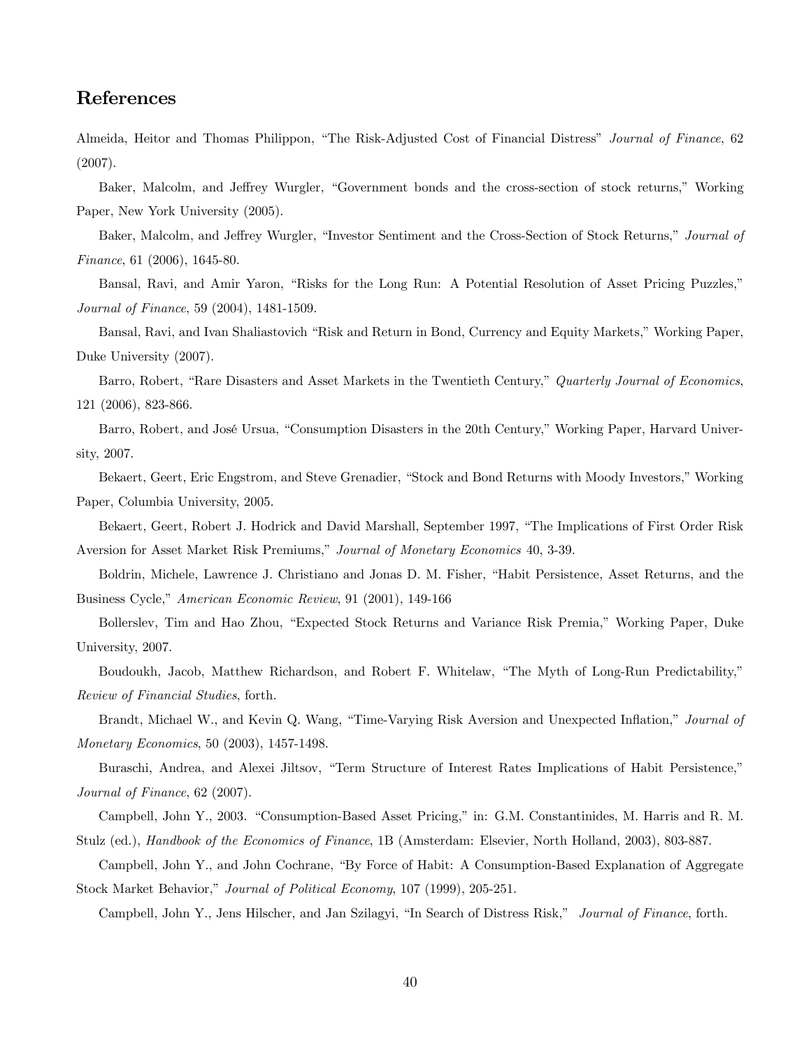## References

Almeida, Heitor and Thomas Philippon, "The Risk-Adjusted Cost of Financial Distress" *Journal of Finance*, 62 (2007).

Baker, Malcolm, and Jeffrey Wurgler, "Government bonds and the cross-section of stock returns," Working Paper, New York University (2005).

Baker, Malcolm, and Jeffrey Wurgler, "Investor Sentiment and the Cross-Section of Stock Returns," *Journal of Finance*, 61 (2006), 1645-80.

Bansal, Ravi, and Amir Yaron, "Risks for the Long Run: A Potential Resolution of Asset Pricing Puzzles," *Journal of Finance*, 59 (2004), 1481-1509.

Bansal, Ravi, and Ivan Shaliastovich "Risk and Return in Bond, Currency and Equity Markets," Working Paper, Duke University (2007).

Barro, Robert, "Rare Disasters and Asset Markets in the Twentieth Century," *Quarterly Journal of Economics*, 121 (2006), 823-866.

Barro, Robert, and José Ursua, "Consumption Disasters in the 20th Century," Working Paper, Harvard University, 2007.

Bekaert, Geert, Eric Engstrom, and Steve Grenadier, "Stock and Bond Returns with Moody Investors," Working Paper, Columbia University, 2005.

Bekaert, Geert, Robert J. Hodrick and David Marshall, September 1997, "The Implications of First Order Risk Aversion for Asset Market Risk Premiums," *Journal of Monetary Economics* 40, 3-39.

Boldrin, Michele, Lawrence J. Christiano and Jonas D. M. Fisher, "Habit Persistence, Asset Returns, and the Business Cycle," *American Economic Review*, 91 (2001), 149-166

Bollerslev, Tim and Hao Zhou, "Expected Stock Returns and Variance Risk Premia," Working Paper, Duke University, 2007.

Boudoukh, Jacob, Matthew Richardson, and Robert F. Whitelaw, "The Myth of Long-Run Predictability," *Review of Financial Studies*, forth.

Brandt, Michael W., and Kevin Q. Wang, "Time-Varying Risk Aversion and Unexpected Inflation," *Journal of Monetary Economics*, 50 (2003), 1457-1498.

Buraschi, Andrea, and Alexei Jiltsov, "Term Structure of Interest Rates Implications of Habit Persistence," *Journal of Finance*, 62 (2007).

Campbell, John Y., 2003. "Consumption-Based Asset Pricing," in: G.M. Constantinides, M. Harris and R. M. Stulz (ed.), *Handbook of the Economics of Finance*, 1B (Amsterdam: Elsevier, North Holland, 2003), 803-887.

Campbell, John Y., and John Cochrane, "By Force of Habit: A Consumption-Based Explanation of Aggregate Stock Market Behavior," *Journal of Political Economy*, 107 (1999), 205-251.

Campbell, John Y., Jens Hilscher, and Jan Szilagyi, "In Search of Distress Risk," *Journal of Finance*, forth.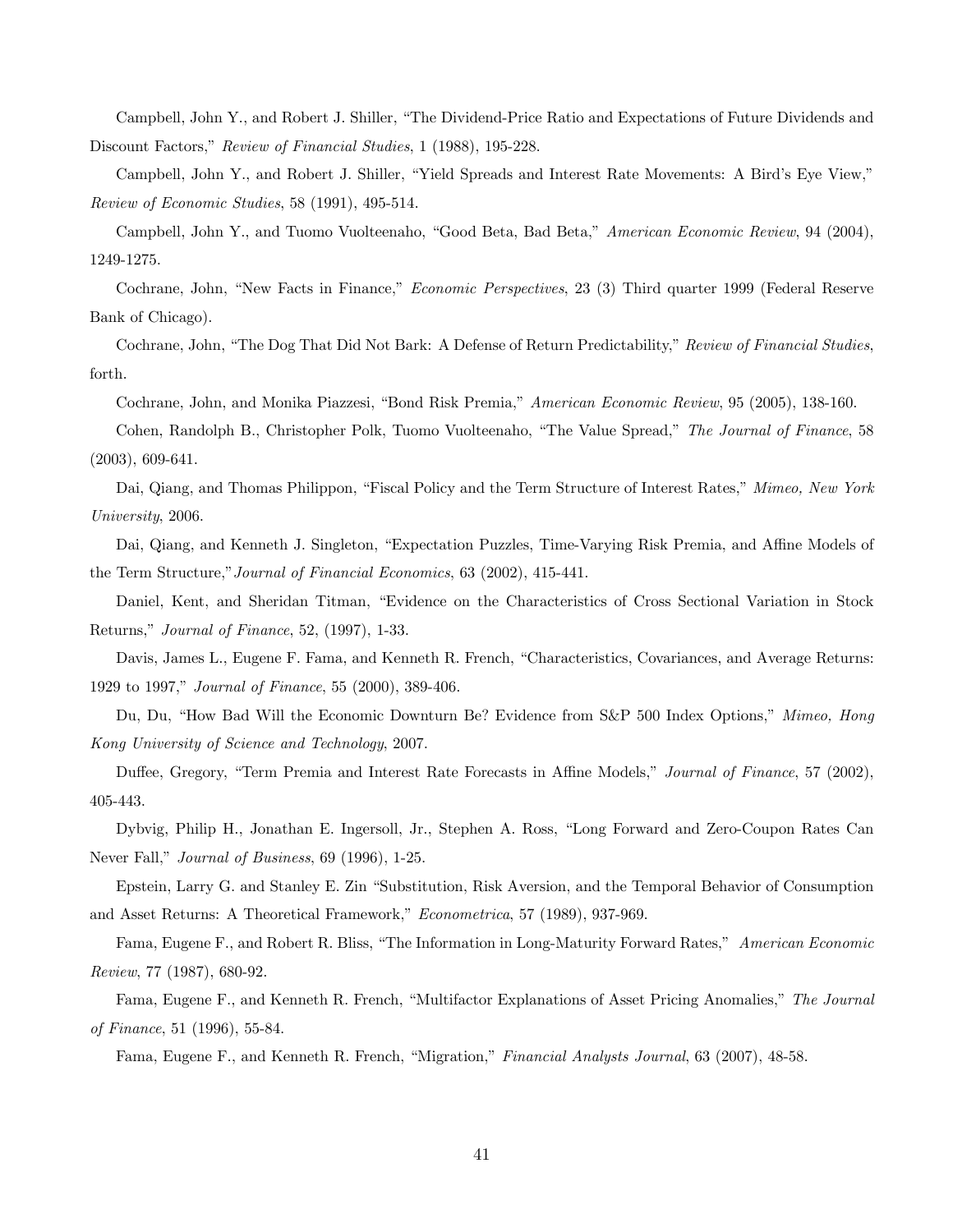Campbell, John Y., and Robert J. Shiller, "The Dividend-Price Ratio and Expectations of Future Dividends and Discount Factors," *Review of Financial Studies*, 1 (1988), 195-228.

Campbell, John Y., and Robert J. Shiller, "Yield Spreads and Interest Rate Movements: A Bird's Eye View," *Review of Economic Studies*, 58 (1991), 495-514.

Campbell, John Y., and Tuomo Vuolteenaho, "Good Beta, Bad Beta," *American Economic Review*, 94 (2004), 1249-1275.

Cochrane, John, "New Facts in Finance," *Economic Perspectives*, 23 (3) Third quarter 1999 (Federal Reserve Bank of Chicago).

Cochrane, John, "The Dog That Did Not Bark: A Defense of Return Predictability," *Review of Financial Studies*, forth.

Cochrane, John, and Monika Piazzesi, "Bond Risk Premia," *American Economic Review*, 95 (2005), 138-160.

Cohen, Randolph B., Christopher Polk, Tuomo Vuolteenaho, "The Value Spread," *The Journal of Finance*, 58 (2003), 609-641.

Dai, Qiang, and Thomas Philippon, "Fiscal Policy and the Term Structure of Interest Rates," *Mimeo, New York University*, 2006.

Dai, Qiang, and Kenneth J. Singleton, "Expectation Puzzles, Time-Varying Risk Premia, and Affine Models of the Term Structure," *Journal of Financial Economics*, 63 (2002), 415-441.

Daniel, Kent, and Sheridan Titman, "Evidence on the Characteristics of Cross Sectional Variation in Stock Returns," *Journal of Finance*, 52, (1997), 1-33.

Davis, James L., Eugene F. Fama, and Kenneth R. French, "Characteristics, Covariances, and Average Returns: 1929 to 1997," *Journal of Finance*, 55 (2000), 389-406.

Du, Du, "How Bad Will the Economic Downturn Be? Evidence from S&P 500 Index Options," *Mimeo, Hong Kong University of Science and Technology*, 2007.

Duffee, Gregory, "Term Premia and Interest Rate Forecasts in Affine Models," *Journal of Finance*, 57 (2002), 405-443.

Dybvig, Philip H., Jonathan E. Ingersoll, Jr., Stephen A. Ross, "Long Forward and Zero-Coupon Rates Can Never Fall," *Journal of Business*, 69 (1996), 1-25.

Epstein, Larry G. and Stanley E. Zin "Substitution, Risk Aversion, and the Temporal Behavior of Consumption and Asset Returns: A Theoretical Framework," *Econometrica*, 57 (1989), 937-969.

Fama, Eugene F., and Robert R. Bliss, "The Information in Long-Maturity Forward Rates," *American Economic Review*, 77 (1987), 680-92.

Fama, Eugene F., and Kenneth R. French, "Multifactor Explanations of Asset Pricing Anomalies," *The Journal of Finance*, 51 (1996), 55-84.

Fama, Eugene F., and Kenneth R. French, "Migration," *Financial Analysts Journal*, 63 (2007), 48-58.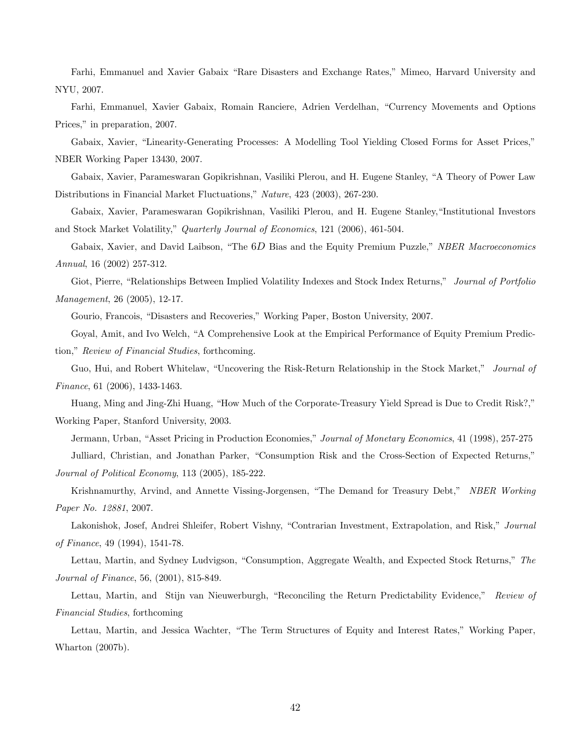Farhi, Emmanuel and Xavier Gabaix "Rare Disasters and Exchange Rates," Mimeo, Harvard University and NYU, 2007.

Farhi, Emmanuel, Xavier Gabaix, Romain Ranciere, Adrien Verdelhan, "Currency Movements and Options Prices," in preparation, 2007.

Gabaix, Xavier, "Linearity-Generating Processes: A Modelling Tool Yielding Closed Forms for Asset Prices," NBER Working Paper 13430, 2007.

Gabaix, Xavier, Parameswaran Gopikrishnan, Vasiliki Plerou, and H. Eugene Stanley, "A Theory of Power Law Distributions in Financial Market Fluctuations," *Nature*, 423 (2003), 267-230.

Gabaix, Xavier, Parameswaran Gopikrishnan, Vasiliki Plerou, and H. Eugene Stanley,"Institutional Investors and Stock Market Volatility," *Quarterly Journal of Economics*, 121 (2006), 461-504.

Gabaix, Xavier, and David Laibson, "The $6D$ Bias and the Equity Premium Puzzle," *NBER Macroeconomics Annual*, 16 (2002) 257-312.

Giot, Pierre, "Relationships Between Implied Volatility Indexes and Stock Index Returns," *Journal of Portfolio Management*, 26 (2005), 12-17.

Gourio, Francois, "Disasters and Recoveries," Working Paper, Boston University, 2007.

Goyal, Amit, and Ivo Welch, "A Comprehensive Look at the Empirical Performance of Equity Premium Prediction," *Review of Financial Studies*, forthcoming.

Guo, Hui, and Robert Whitelaw, "Uncovering the Risk-Return Relationship in the Stock Market," *Journal of Finance*, 61 (2006), 1433-1463.

Huang, Ming and Jing-Zhi Huang, "How Much of the Corporate-Treasury Yield Spread is Due to Credit Risk?," Working Paper, Stanford University, 2003.

Jermann, Urban, "Asset Pricing in Production Economies," *Journal of Monetary Economics*, 41 (1998), 257-275

Julliard, Christian, and Jonathan Parker, "Consumption Risk and the Cross-Section of Expected Returns," *Journal of Political Economy*, 113 (2005), 185-222.

Krishnamurthy, Arvind, and Annette Vissing-Jorgensen, "The Demand for Treasury Debt," *NBER Working Paper No. 12881*, 2007.

Lakonishok, Josef, Andrei Shleifer, Robert Vishny, "Contrarian Investment, Extrapolation, and Risk," *Journal of Finance*, 49 (1994), 1541-78.

Lettau, Martin, and Sydney Ludvigson, "Consumption, Aggregate Wealth, and Expected Stock Returns," *The Journal of Finance*, 56, (2001), 815-849.

Lettau, Martin, and Stijn van Nieuwerburgh, "Reconciling the Return Predictability Evidence," *Review of Financial Studies*, forthcoming

Lettau, Martin, and Jessica Wachter, "The Term Structures of Equity and Interest Rates," Working Paper, Wharton (2007b).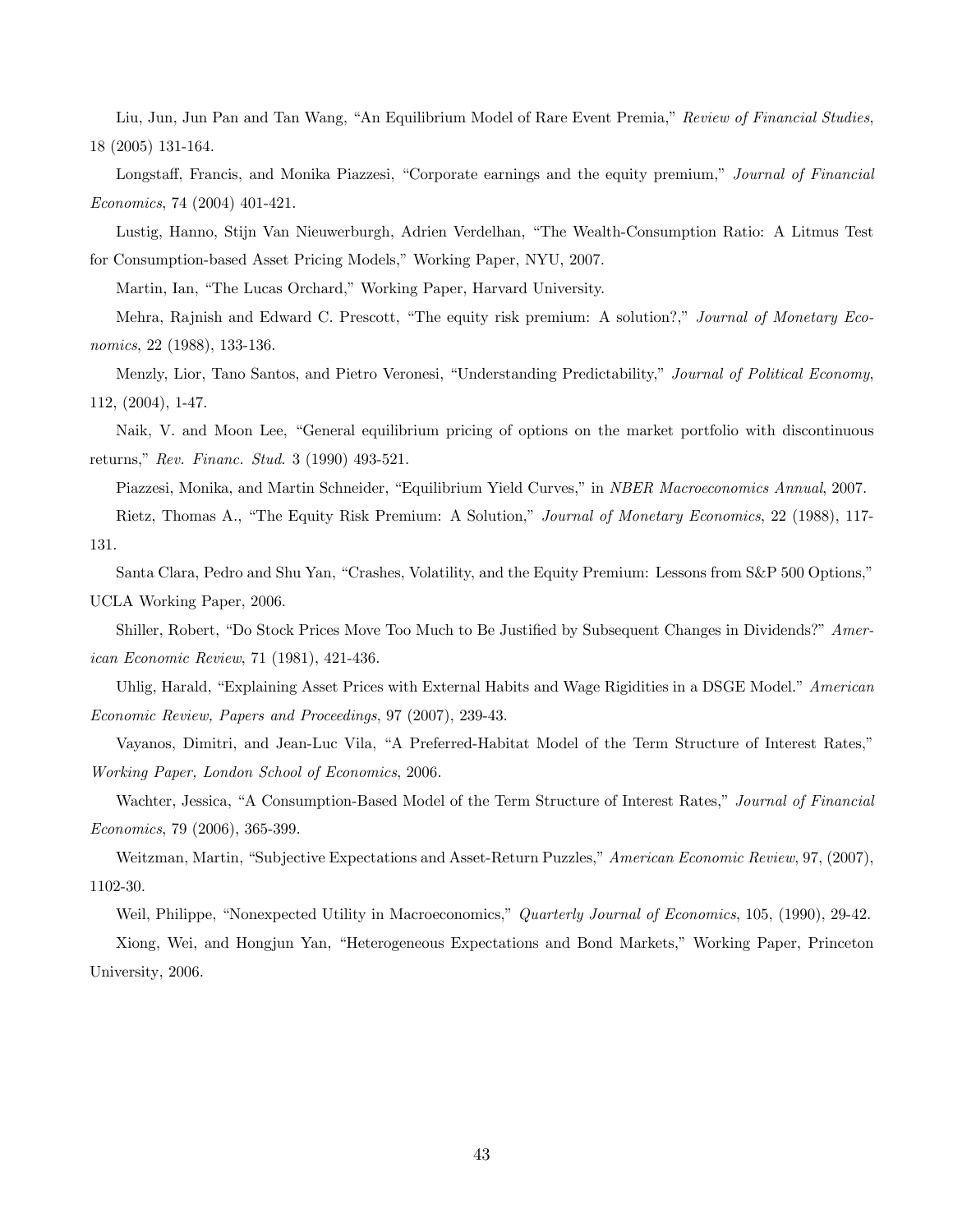Liu, Jun, Jun Pan and Tan Wang, "An Equilibrium Model of Rare Event Premia," *Review of Financial Studies*, 18 (2005) 131-164.

Longstaff, Francis, and Monika Piazzesi, "Corporate earnings and the equity premium," *Journal of Financial Economics*, 74 (2004) 401-421.

Lustig, Hanno, Stijn Van Nieuwerburgh, Adrien Verdelhan, "The Wealth-Consumption Ratio: A Litmus Test for Consumption-based Asset Pricing Models," Working Paper, NYU, 2007.

Martin, Ian, "The Lucas Orchard," Working Paper, Harvard University.

Mehra, Rajnish and Edward C. Prescott, "The equity risk premium: A solution?," *Journal of Monetary Economics*, 22 (1988), 133-136.

Menzly, Lior, Tano Santos, and Pietro Veronesi, "Understanding Predictability," *Journal of Political Economy*, 112, (2004), 1-47.

Naik, V. and Moon Lee, "General equilibrium pricing of options on the market portfolio with discontinuous returns," *Rev. Financ. Stud*. 3 (1990) 493-521.

Piazzesi, Monika, and Martin Schneider, "Equilibrium Yield Curves," in *NBER Macroeconomics Annual*, 2007.

Rietz, Thomas A., "The Equity Risk Premium: A Solution," *Journal of Monetary Economics*, 22 (1988), 117-131.

Santa Clara, Pedro and Shu Yan, "Crashes, Volatility, and the Equity Premium: Lessons from S&P 500 Options," UCLA Working Paper, 2006.

Shiller, Robert, "Do Stock Prices Move Too Much to Be Justified by Subsequent Changes in Dividends?" *American Economic Review*, 71 (1981), 421-436.

Uhlig, Harald, "Explaining Asset Prices with External Habits and Wage Rigidities in a DSGE Model." *American Economic Review, Papers and Proceedings*, 97 (2007), 239-43.

Vayanos, Dimitri, and Jean-Luc Vila, "A Preferred-Habitat Model of the Term Structure of Interest Rates," *Working Paper, London School of Economics*, 2006.

Wachter, Jessica, "A Consumption-Based Model of the Term Structure of Interest Rates," *Journal of Financial Economics*, 79 (2006), 365-399.

Weitzman, Martin, "Subjective Expectations and Asset-Return Puzzles," *American Economic Review*, 97, (2007), 1102-30.

Weil, Philippe, "Nonexpected Utility in Macroeconomics," *Quarterly Journal of Economics*, 105, (1990), 29-42.

Xiong, Wei, and Hongjun Yan, "Heterogeneous Expectations and Bond Markets," Working Paper, Princeton University, 2006.